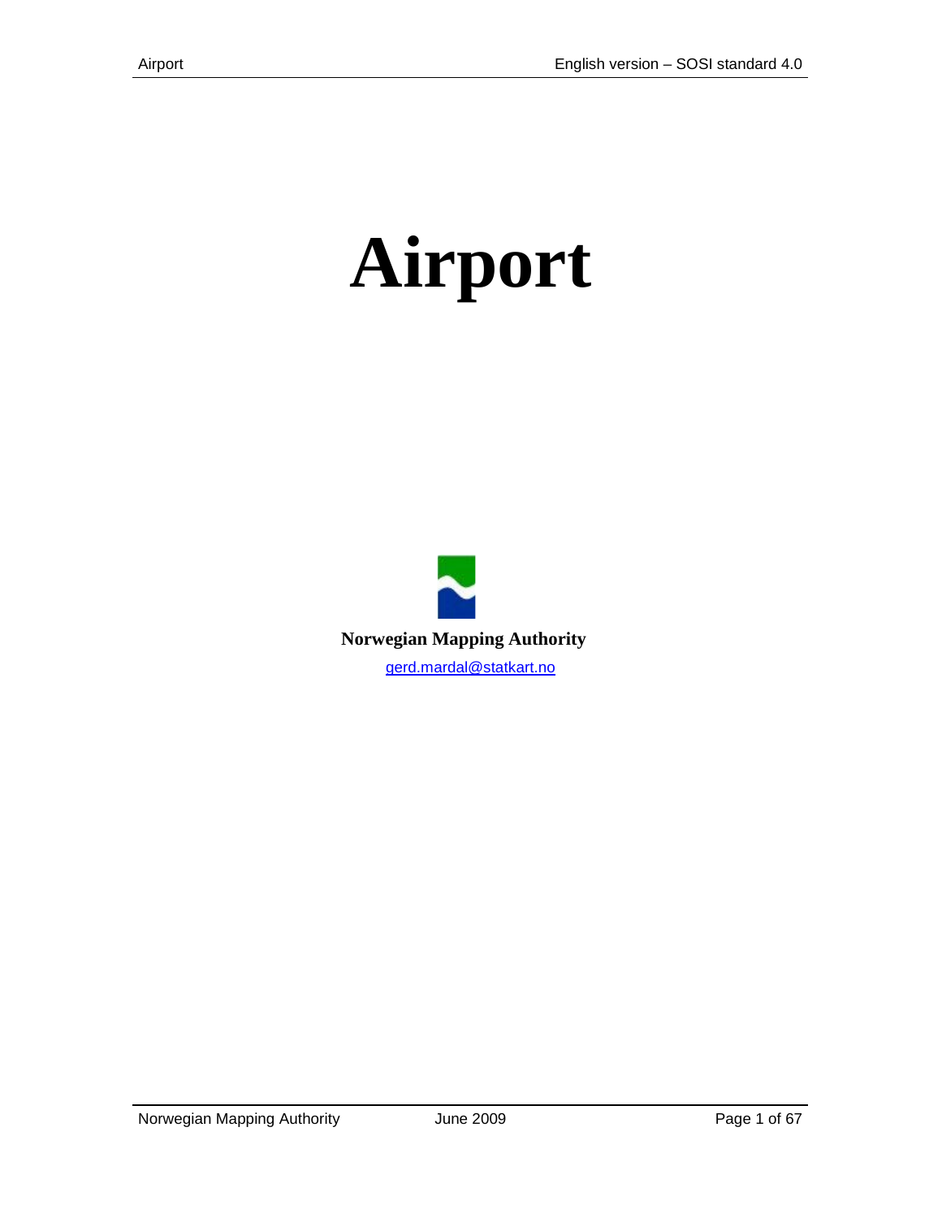# Airport

**Norwegian Mapping Authority**

gerd.mardal@statkart.no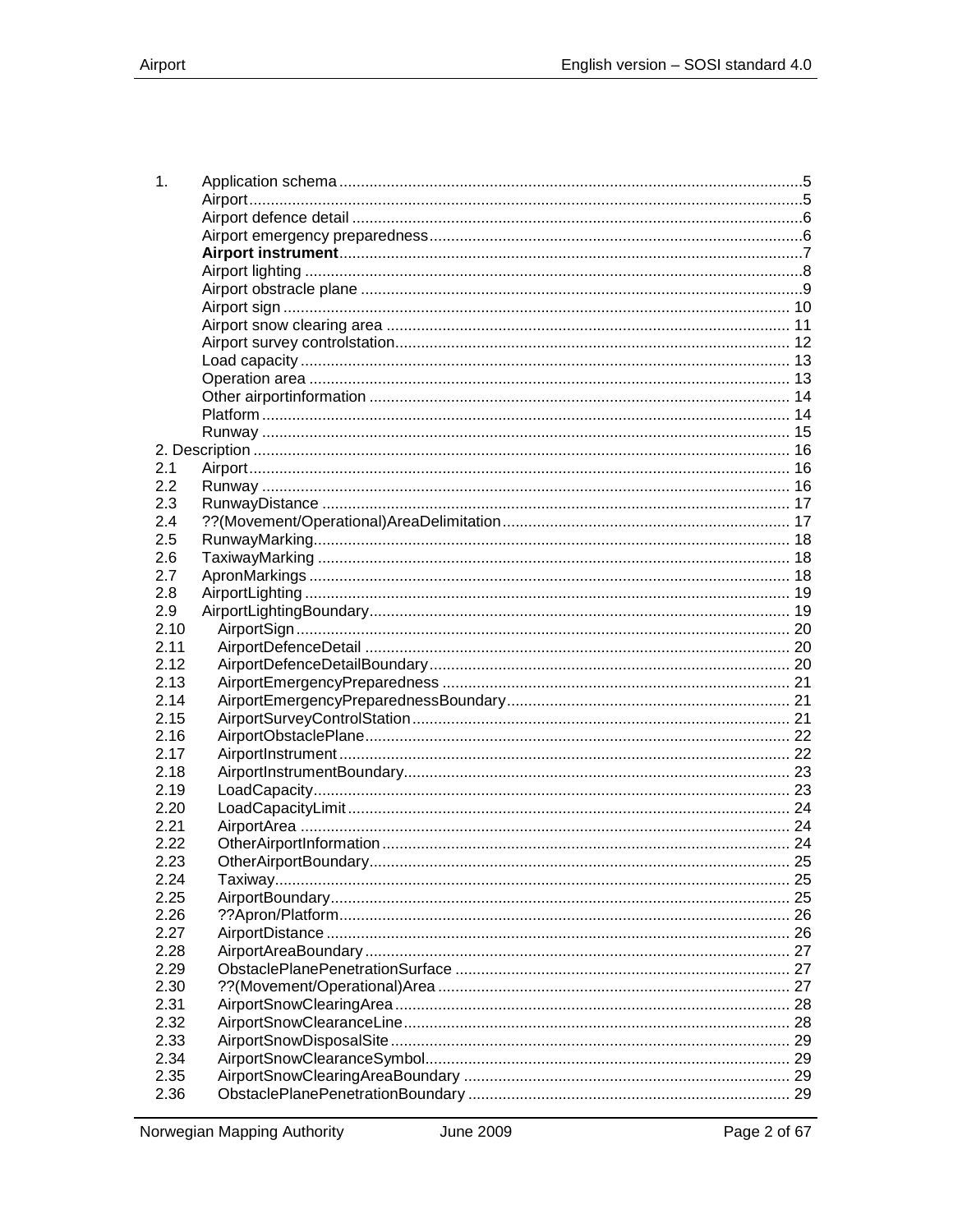1. Application schema ..... 5
   - Airport ..... 5
   - Airport defence detail ..... 6
   - Airport emergency preparedness ..... 6
   - **Airport instrument** ..... 7
   - Airport lighting ..... 8
   - Airport obstracle plane ..... 9
   - Airport sign ..... 10
   - Airport snow clearing area ..... 11
   - Airport survey controlstation ..... 12
   - Load capacity ..... 13
   - Operation area ..... 13
   - Other airportinformation ..... 14
   - Platform ..... 14
   - Runway ..... 15

2. Description ..... 16
   - 2.1 Airport ..... 16
   - 2.2 Runway ..... 16
   - 2.3 RunwayDistance ..... 17
   - 2.4 ??(Movement/Operational)AreaDelimitation ..... 17
   - 2.5 RunwayMarking ..... 18
   - 2.6 TaxiwayMarking ..... 18
   - 2.7 ApronMarkings ..... 18
   - 2.8 AirportLighting ..... 19
   - 2.9 AirportLightingBoundary ..... 19
   - 2.10 AirportSign ..... 20
   - 2.11 AirportDefenceDetail ..... 20
   - 2.12 AirportDefenceDetailBoundary ..... 20
   - 2.13 AirportEmergencyPreparedness ..... 21
   - 2.14 AirportEmergencyPreparednessBoundary ..... 21
   - 2.15 AirportSurveyControlStation ..... 21
   - 2.16 AirportObstaclePlane ..... 22
   - 2.17 AirportInstrument ..... 22
   - 2.18 AirportInstrumentBoundary ..... 23
   - 2.19 LoadCapacity ..... 23
   - 2.20 LoadCapacityLimit ..... 24
   - 2.21 AirportArea ..... 24
   - 2.22 OtherAirportInformation ..... 24
   - 2.23 OtherAirportBoundary ..... 25
   - 2.24 Taxiway ..... 25
   - 2.25 AirportBoundary ..... 25
   - 2.26 ??Apron/Platform ..... 26
   - 2.27 AirportDistance ..... 26
   - 2.28 AirportAreaBoundary ..... 27
   - 2.29 ObstaclePlanePenetrationSurface ..... 27
   - 2.30 ??(Movement/Operational)Area ..... 27
   - 2.31 AirportSnowClearingArea ..... 28
   - 2.32 AirportSnowClearanceLine ..... 28
   - 2.33 AirportSnowDisposalSite ..... 29
   - 2.34 AirportSnowClearanceSymbol ..... 29
   - 2.35 AirportSnowClearingAreaBoundary ..... 29
   - 2.36 ObstaclePlanePenetrationBoundary ..... 29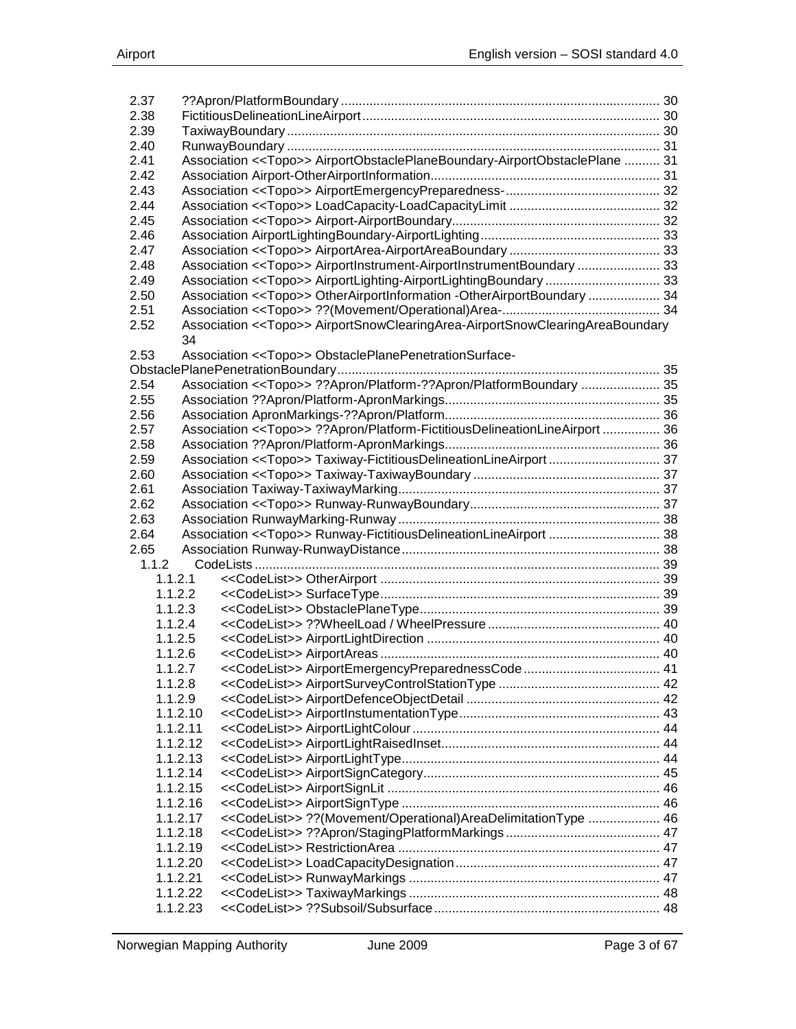2.37 ??Apron/PlatformBoundary ........................................................................................ 30
2.38 FictitiousDelineationLineAirport .................................................................................. 30
2.39 TaxiwayBoundary ....................................................................................................... 30
2.40 RunwayBoundary ....................................................................................................... 31
2.41 Association <<Topo>> AirportObstaclePlaneBoundary-AirportObstaclePlane .......... 31
2.42 Association Airport-OtherAirportInformation ................................................................ 31
2.43 Association <<Topo>> AirportEmergencyPreparedness- ........................................... 32
2.44 Association <<Topo>> LoadCapacity-LoadCapacityLimit .......................................... 32
2.45 Association <<Topo>> Airport-AirportBoundary .......................................................... 32
2.46 Association AirportLightingBoundary-AirportLighting .................................................. 33
2.47 Association <<Topo>> AirportArea-AirportAreaBoundary .......................................... 33
2.48 Association <<Topo>> AirportInstrument-AirportInstrumentBoundary ....................... 33
2.49 Association <<Topo>> AirportLighting-AirportLightingBoundary ................................ 33
2.50 Association <<Topo>> OtherAirportInformation -OtherAirportBoundary .................... 34
2.51 Association <<Topo>> ??(Movement/Operational)Area- ............................................ 34
2.52 Association <<Topo>> AirportSnowClearingArea-AirportSnowClearingAreaBoundary 34
2.53 Association <<Topo>> ObstaclePlanePenetrationSurface-ObstaclePlanePenetrationBoundary ......................................................................................... 35
2.54 Association <<Topo>> ??Apron/Platform-??Apron/PlatformBoundary ...................... 35
2.55 Association ??Apron/Platform-ApronMarkings ............................................................ 35
2.56 Association ApronMarkings-??Apron/Platform ............................................................ 36
2.57 Association <<Topo>> ??Apron/Platform-FictitiousDelineationLineAirport ................ 36
2.58 Association ??Apron/Platform-ApronMarkings ............................................................ 36
2.59 Association <<Topo>> Taxiway-FictitiousDelineationLineAirport ............................... 37
2.60 Association <<Topo>> Taxiway-TaxiwayBoundary .................................................... 37
2.61 Association Taxiway-TaxiwayMarking ......................................................................... 37
2.62 Association <<Topo>> Runway-RunwayBoundary ..................................................... 37
2.63 Association RunwayMarking-Runway ......................................................................... 38
2.64 Association <<Topo>> Runway-FictitiousDelineationLineAirport ............................... 38
2.65 Association Runway-RunwayDistance ........................................................................ 38

1.1.2 CodeLists ................................................................................................................. 39

1.1.2.1 <<CodeList>> OtherAirport .............................................................................. 39
1.1.2.2 <<CodeList>> SurfaceType .............................................................................. 39
1.1.2.3 <<CodeList>> ObstaclePlaneType .................................................................... 39
1.1.2.4 <<CodeList>> ??WheelLoad / WheelPressure ................................................. 40
1.1.2.5 <<CodeList>> AirportLightDirection ................................................................. 40
1.1.2.6 <<CodeList>> AirportAreas .............................................................................. 40
1.1.2.7 <<CodeList>> AirportEmergencyPreparednessCode ....................................... 41
1.1.2.8 <<CodeList>> AirportSurveyControlStationType ............................................. 42
1.1.2.9 <<CodeList>> AirportDefenceObjectDetail ...................................................... 42
1.1.2.10 <<CodeList>> AirportInstumentationType ........................................................ 43
1.1.2.11 <<CodeList>> AirportLightColour ..................................................................... 44
1.1.2.12 <<CodeList>> AirportLightRaisedInset ............................................................. 44
1.1.2.13 <<CodeList>> AirportLightType ........................................................................ 44
1.1.2.14 <<CodeList>> AirportSignCategory .................................................................. 45
1.1.2.15 <<CodeList>> AirportSignLit ............................................................................ 46
1.1.2.16 <<CodeList>> AirportSignType ........................................................................ 46
1.1.2.17 <<CodeList>> ??(Movement/Operational)AreaDelimitationType .................... 46
1.1.2.18 <<CodeList>> ??Apron/StagingPlatformMarkings ........................................... 47
1.1.2.19 <<CodeList>> RestrictionArea ......................................................................... 47
1.1.2.20 <<CodeList>> LoadCapacityDesignation ......................................................... 47
1.1.2.21 <<CodeList>> RunwayMarkings ...................................................................... 47
1.1.2.22 <<CodeList>> TaxiwayMarkings ...................................................................... 48
1.1.2.23 <<CodeList>> ??Subsoil/Subsurface ............................................................... 48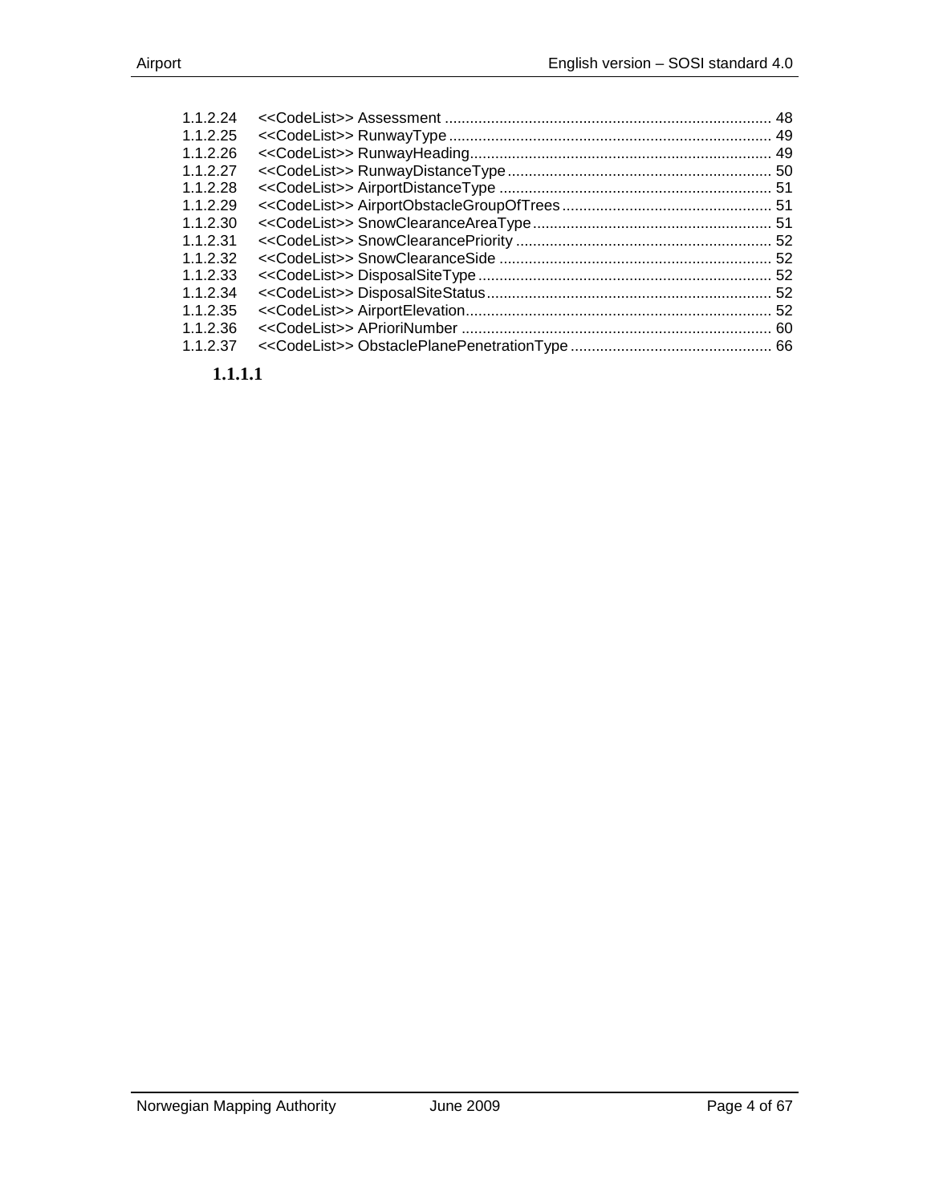1.1.2.24 <<CodeList>> Assessment ........ 48
1.1.2.25 <<CodeList>> RunwayType ........ 49
1.1.2.26 <<CodeList>> RunwayHeading ........ 49
1.1.2.27 <<CodeList>> RunwayDistanceType ........ 50
1.1.2.28 <<CodeList>> AirportDistanceType ........ 51
1.1.2.29 <<CodeList>> AirportObstacleGroupOfTrees ........ 51
1.1.2.30 <<CodeList>> SnowClearanceAreaType ........ 51
1.1.2.31 <<CodeList>> SnowClearancePriority ........ 52
1.1.2.32 <<CodeList>> SnowClearanceSide ........ 52
1.1.2.33 <<CodeList>> DisposalSiteType ........ 52
1.1.2.34 <<CodeList>> DisposalSiteStatus ........ 52
1.1.2.35 <<CodeList>> AirportElevation ........ 52
1.1.2.36 <<CodeList>> APrioriNumber ........ 60
1.1.2.37 <<CodeList>> ObstaclePlanePenetrationType ........ 66

**1.1.1.1**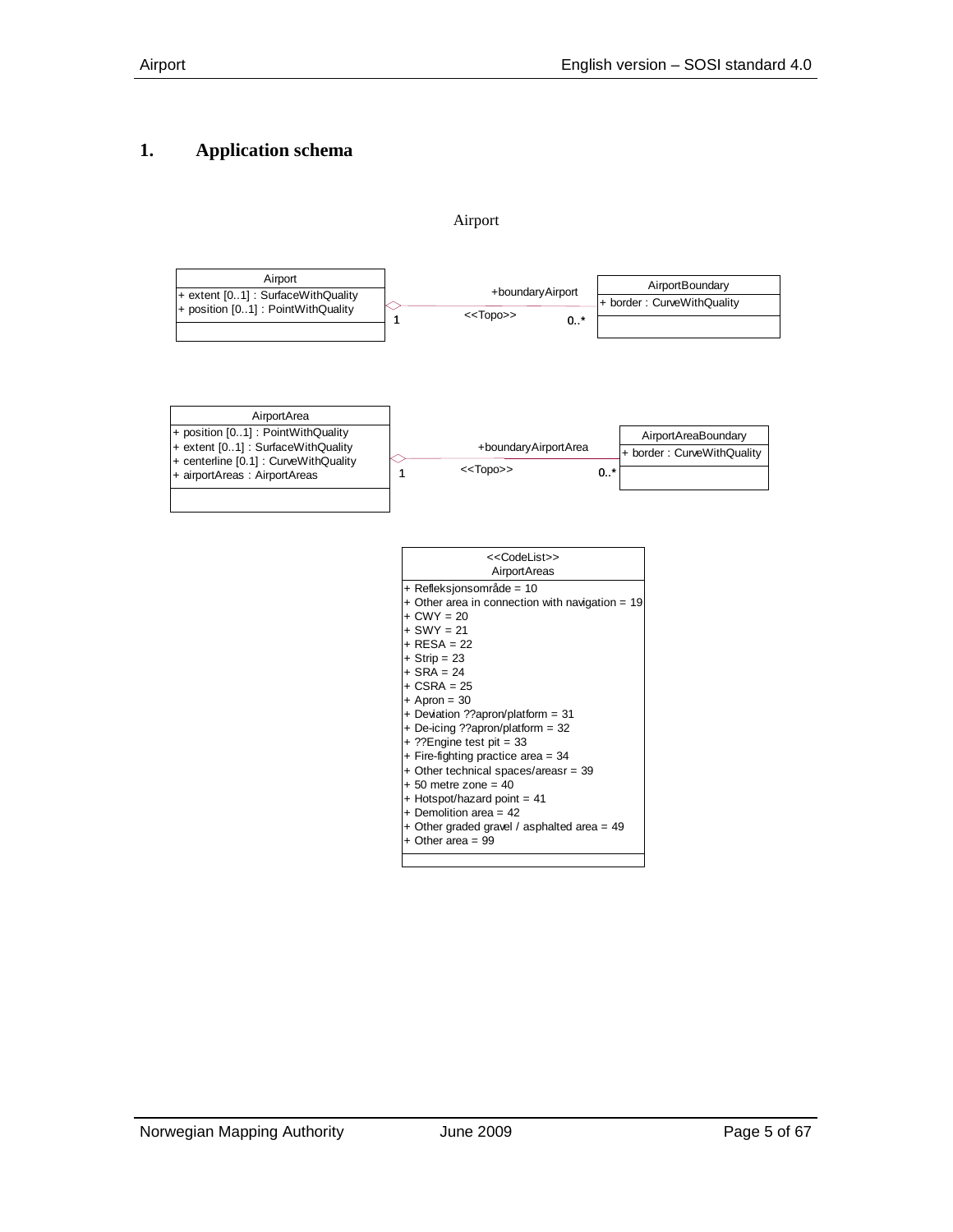# 1. Application schema

Airport

**Airport**
- + extent [0..1] : SurfaceWithQuality
- + position [0..1] : PointWithQuality

Association: Airport (1) — <<Topo>> +boundaryAirport (0..*) — AirportBoundary

**AirportBoundary**
- + border : CurveWithQuality

**AirportArea**
- + position [0..1] : PointWithQuality
- + extent [0..1] : SurfaceWithQuality
- + centerline [0.1] : CurveWithQuality
- + airportAreas : AirportAreas

Association: AirportArea (1) — <<Topo>> +boundaryAirportArea (0..*) — AirportAreaBoundary

**AirportAreaBoundary**
- + border : CurveWithQuality

**<<CodeList>> AirportAreas**
- + Refleksjonsområde = 10
- + Other area in connection with navigation = 19
- + CWY = 20
- + SWY = 21
- + RESA = 22
- + Strip = 23
- + SRA = 24
- + CSRA = 25
- + Apron = 30
- + Deviation ??apron/platform = 31
- + De-icing ??apron/platform = 32
- + ??Engine test pit = 33
- + Fire-fighting practice area = 34
- + Other technical spaces/areasr = 39
- + 50 metre zone = 40
- + Hotspot/hazard point = 41
- + Demolition area = 42
- + Other graded gravel / asphalted area = 49
- + Other area = 99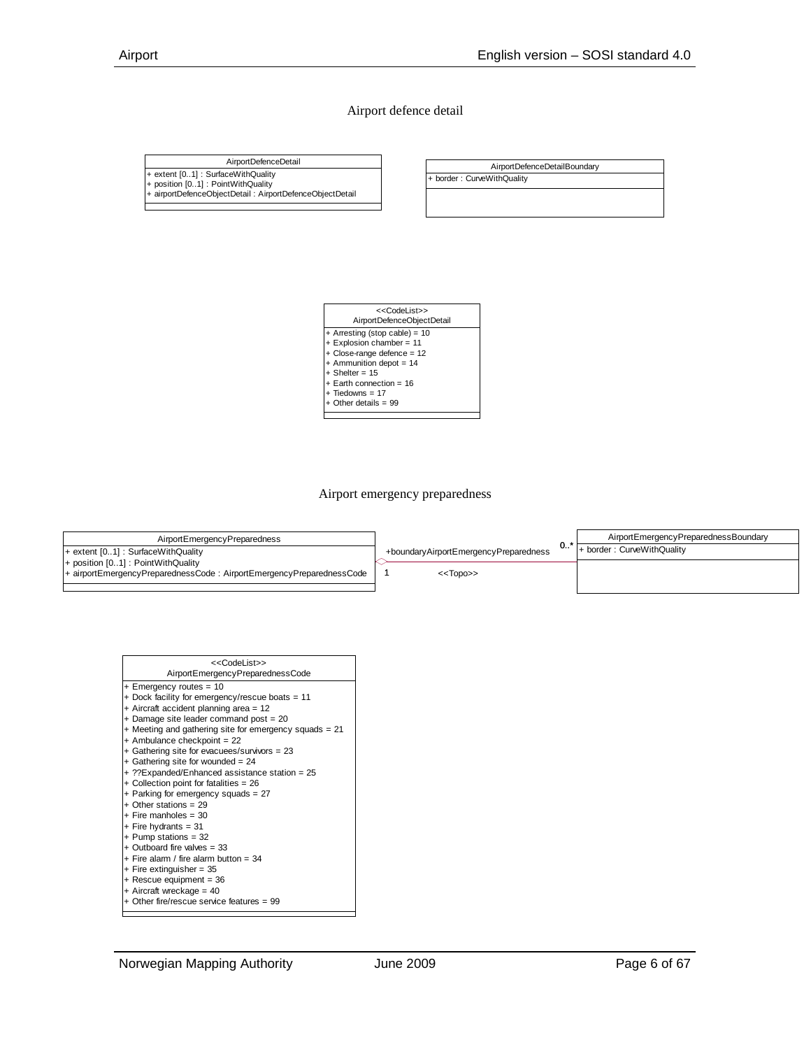## Airport defence detail

**AirportDefenceDetail**

- + extent [0..1] : SurfaceWithQuality
- + position [0..1] : PointWithQuality
- + airportDefenceObjectDetail : AirportDefenceObjectDetail

**AirportDefenceDetailBoundary**

- + border : CurveWithQuality

**<<CodeList>> AirportDefenceObjectDetail**

- + Arresting (stop cable) = 10
- + Explosion chamber = 11
- + Close-range defence = 12
- + Ammunition depot = 14
- + Shelter = 15
- + Earth connection = 16
- + Tiedowns = 17
- + Other details = 99

## Airport emergency preparedness

**AirportEmergencyPreparedness**

- + extent [0..1] : SurfaceWithQuality
- + position [0..1] : PointWithQuality
- + airportEmergencyPreparednessCode : AirportEmergencyPreparednessCode

Association <<Topo>>: AirportEmergencyPreparedness (1) — +boundaryAirportEmergencyPreparedness (0..*) AirportEmergencyPreparednessBoundary

**AirportEmergencyPreparednessBoundary**

- + border : CurveWithQuality

**<<CodeList>> AirportEmergencyPreparednessCode**

- + Emergency routes = 10
- + Dock facility for emergency/rescue boats = 11
- + Aircraft accident planning area = 12
- + Damage site leader command post = 20
- + Meeting and gathering site for emergency squads = 21
- + Ambulance checkpoint = 22
- + Gathering site for evacuees/survivors = 23
- + Gathering site for wounded = 24
- + ??Expanded/Enhanced assistance station = 25
- + Collection point for fatalities = 26
- + Parking for emergency squads = 27
- + Other stations = 29
- + Fire manholes = 30
- + Fire hydrants = 31
- + Pump stations = 32
- + Outboard fire valves = 33
- + Fire alarm / fire alarm button = 34
- + Fire extinguisher = 35
- + Rescue equipment = 36
- + Aircraft wreckage = 40
- + Other fire/rescue service features = 99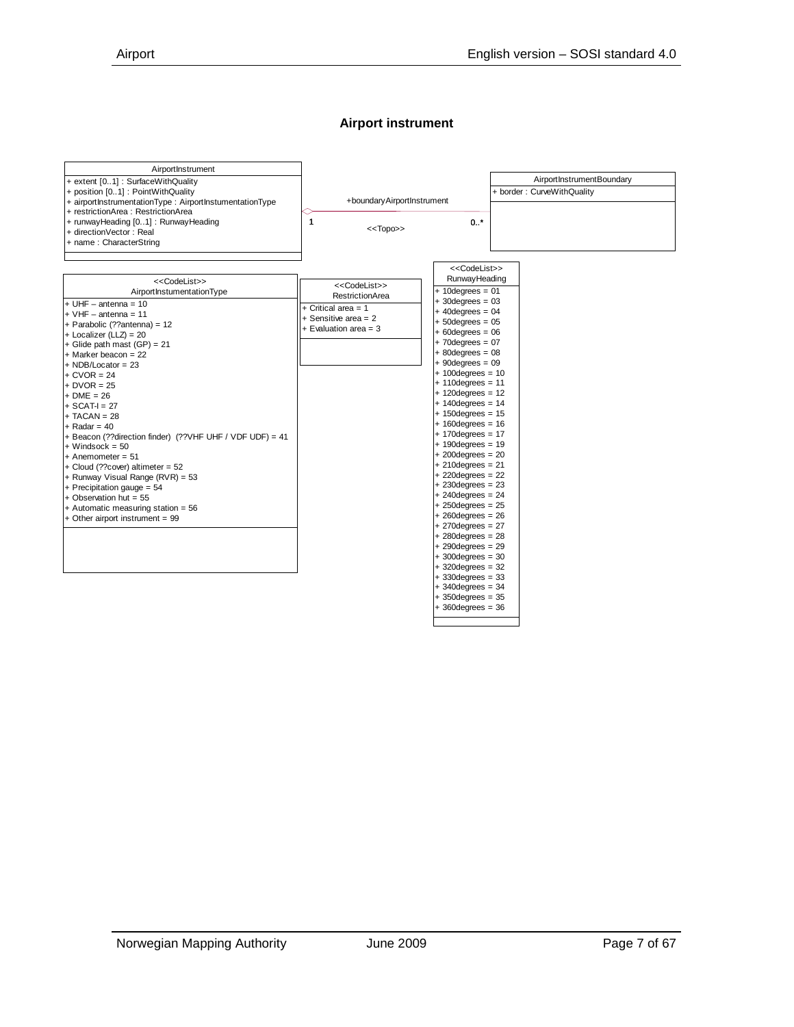## Airport instrument

**AirportInstrument**

- + extent [0..1] : SurfaceWithQuality
- + position [0..1] : PointWithQuality
- + airportInstrumentationType : AirportInstumentationType
- + restrictionArea : RestrictionArea
- + runwayHeading [0..1] : RunwayHeading
- + directionVector : Real
- + name : CharacterString

+boundaryAirportInstrument

1 — <<Topo>> — 0..*

**AirportInstrumentBoundary**

- + border : CurveWithQuality

**<<CodeList>> AirportInstumentationType**

- + UHF – antenna = 10
- + VHF – antenna = 11
- + Parabolic (??antenna) = 12
- + Localizer (LLZ) = 20
- + Glide path mast (GP) = 21
- + Marker beacon = 22
- + NDB/Locator = 23
- + CVOR = 24
- + DVOR = 25
- + DME = 26
- + SCAT-I = 27
- + TACAN = 28
- + Radar = 40
- + Beacon (??direction finder) (??VHF UHF / VDF UDF) = 41
- + Windsock = 50
- + Anemometer = 51
- + Cloud (??cover) altimeter = 52
- + Runway Visual Range (RVR) = 53
- + Precipitation gauge = 54
- + Observation hut = 55
- + Automatic measuring station = 56
- + Other airport instrument = 99

**<<CodeList>> RestrictionArea**

- + Critical area = 1
- + Sensitive area = 2
- + Evaluation area = 3

**<<CodeList>> RunwayHeading**

- + 10degrees = 01
- + 30degrees = 03
- + 40degrees = 04
- + 50degrees = 05
- + 60degrees = 06
- + 70degrees = 07
- + 80degrees = 08
- + 90degrees = 09
- + 100degrees = 10
- + 110degrees = 11
- + 120degrees = 12
- + 140degrees = 14
- + 150degrees = 15
- + 160degrees = 16
- + 170degrees = 17
- + 190degrees = 19
- + 200degrees = 20
- + 210degrees = 21
- + 220degrees = 22
- + 230degrees = 23
- + 240degrees = 24
- + 250degrees = 25
- + 260degrees = 26
- + 270degrees = 27
- + 280degrees = 28
- + 290degrees = 29
- + 300degrees = 30
- + 320degrees = 32
- + 330degrees = 33
- + 340degrees = 34
- + 350degrees = 35
- + 360degrees = 36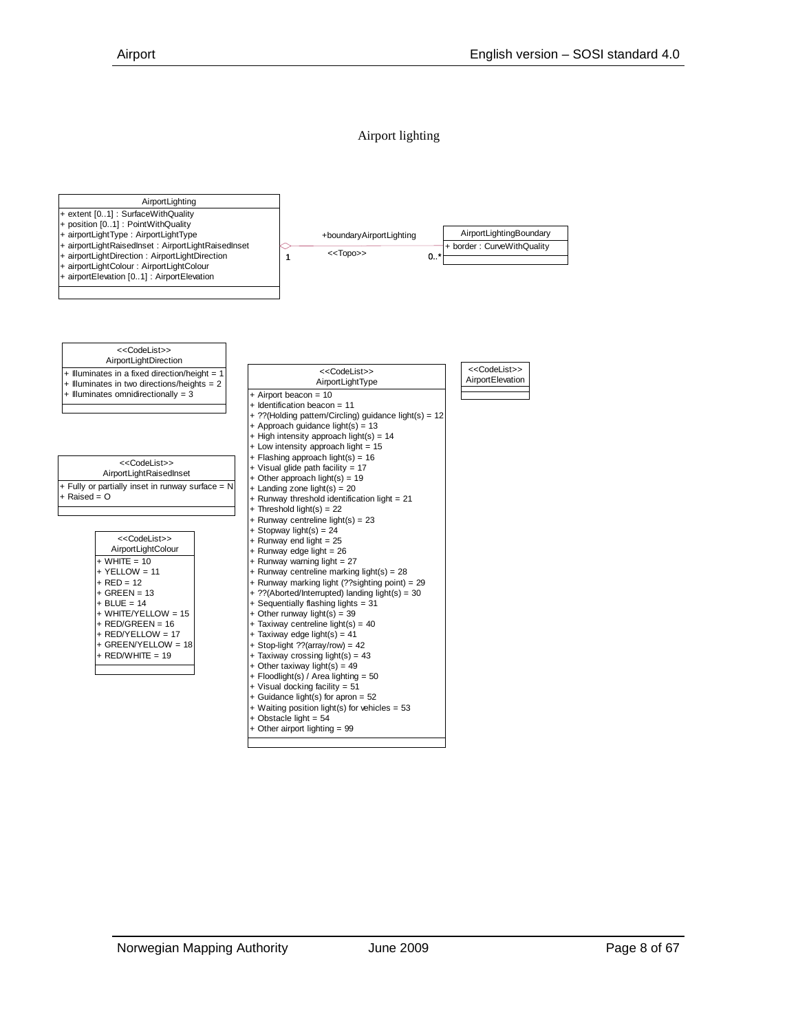Airport lighting

**AirportLighting**

- + extent [0..1] : SurfaceWithQuality
- + position [0..1] : PointWithQuality
- + airportLightType : AirportLightType
- + airportLightRaisedInset : AirportLightRaisedInset
- + airportLightDirection : AirportLightDirection
- + airportLightColour : AirportLightColour
- + airportElevation [0..1] : AirportElevation

+boundaryAirportLighting <<Topo>> (1 — 0..*)

**AirportLightingBoundary**

- + border : CurveWithQuality

**<<CodeList>> AirportLightDirection**

- + Illuminates in a fixed direction/height = 1
- + Illuminates in two directions/heights = 2
- + Illuminates omnidirectionally = 3

**<<CodeList>> AirportLightType**

- + Airport beacon = 10
- + Identification beacon = 11
- + ??(Holding pattern/Circling) guidance light(s) = 12
- + Approach guidance light(s) = 13
- + High intensity approach light(s) = 14
- + Low intensity approach light = 15
- + Flashing approach light(s) = 16
- + Visual glide path facility = 17
- + Other approach light(s) = 19
- + Landing zone light(s) = 20
- + Runway threshold identification light = 21
- + Threshold light(s) = 22
- + Runway centreline light(s) = 23
- + Stopway light(s) = 24
- + Runway end light = 25
- + Runway edge light = 26
- + Runway warning light = 27
- + Runway centreline marking light(s) = 28
- + Runway marking light (??sighting point) = 29
- + ??(Aborted/Interrupted) landing light(s) = 30
- + Sequentially flashing lights = 31
- + Other runway light(s) = 39
- + Taxiway centreline light(s) = 40
- + Taxiway edge light(s) = 41
- + Stop-light ??(array/row) = 42
- + Taxiway crossing light(s) = 43
- + Other taxiway light(s) = 49
- + Floodlight(s) / Area lighting = 50
- + Visual docking facility = 51
- + Guidance light(s) for apron = 52
- + Waiting position light(s) for vehicles = 53
- + Obstacle light = 54
- + Other airport lighting = 99

**<<CodeList>> AirportElevation**

**<<CodeList>> AirportLightRaisedInset**

- + Fully or partially inset in runway surface = N
- + Raised = O

**<<CodeList>> AirportLightColour**

- + WHITE = 10
- + YELLOW = 11
- + RED = 12
- + GREEN = 13
- + BLUE = 14
- + WHITE/YELLOW = 15
- + RED/GREEN = 16
- + RED/YELLOW = 17
- + GREEN/YELLOW = 18
- + RED/WHITE = 19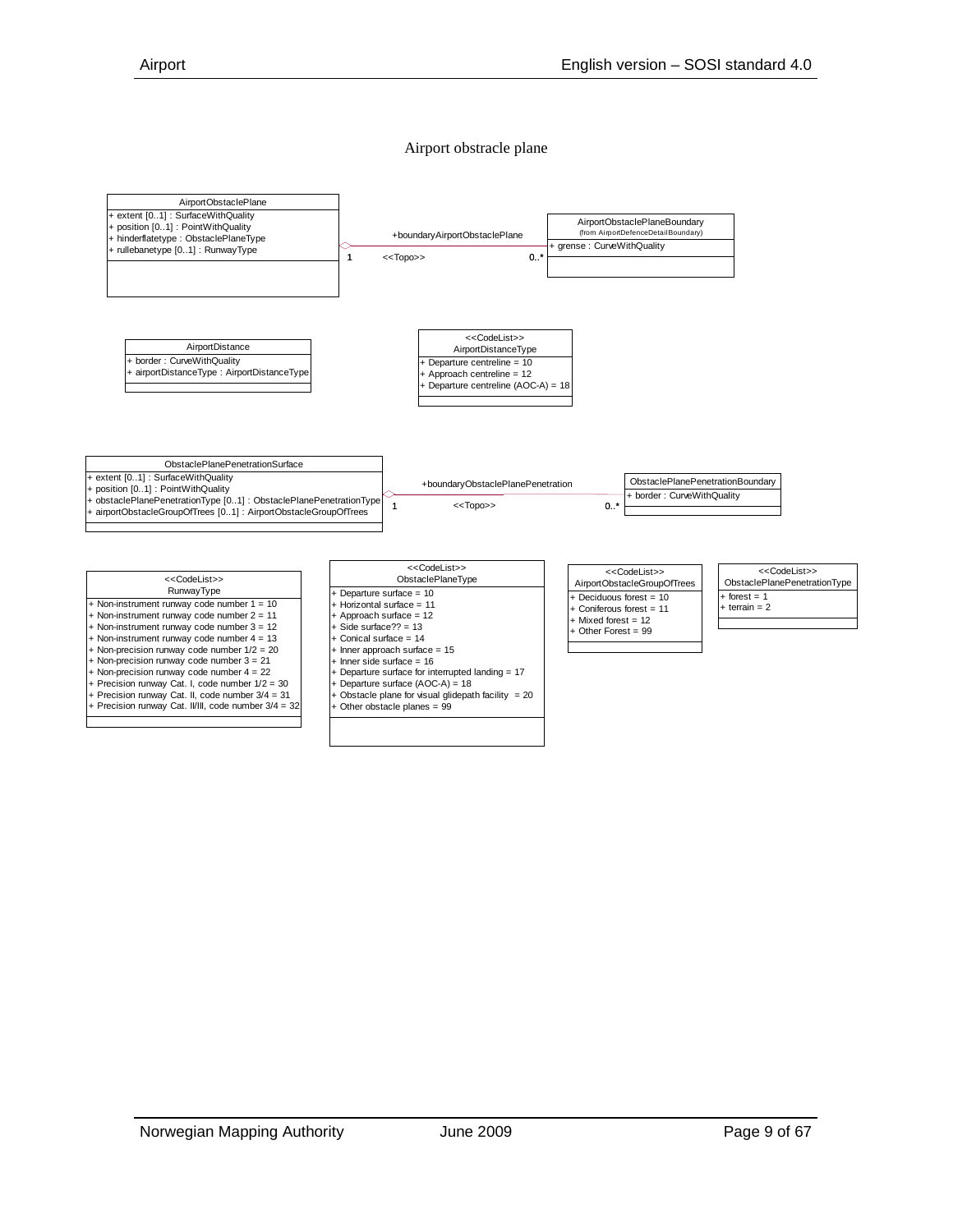# Airport obstracle plane

**AirportObstaclePlane**
- + extent [0..1] : SurfaceWithQuality
- + position [0..1] : PointWithQuality
- + hinderflatetype : ObstaclePlaneType
- + rullebanetype [0..1] : RunwayType

Association: +boundaryAirportObstaclePlane, <<Topo>>, 1 — 0..*

**AirportObstaclePlaneBoundary** (from AirportDefenceDetailBoundary)
- + grense : CurveWithQuality

**AirportDistance**
- + border : CurveWithQuality
- + airportDistanceType : AirportDistanceType

**<<CodeList>> AirportDistanceType**
- + Departure centreline = 10
- + Approach centreline = 12
- + Departure centreline (AOC-A) = 18

**ObstaclePlanePenetrationSurface**
- + extent [0..1] : SurfaceWithQuality
- + position [0..1] : PointWithQuality
- + obstaclePlanePenetrationType [0..1] : ObstaclePlanePenetrationType
- + airportObstacleGroupOfTrees [0..1] : AirportObstacleGroupOfTrees

Association: +boundaryObstaclePlanePenetration, <<Topo>>, 1 — 0..*

**ObstaclePlanePenetrationBoundary**
- + border : CurveWithQuality

**<<CodeList>> RunwayType**
- + Non-instrument runway code number 1 = 10
- + Non-instrument runway code number 2 = 11
- + Non-instrument runway code number 3 = 12
- + Non-instrument runway code number 4 = 13
- + Non-precision runway code number 1/2 = 20
- + Non-precision runway code number 3 = 21
- + Non-precision runway code number 4 = 22
- + Precision runway Cat. I, code number 1/2 = 30
- + Precision runway Cat. II, code number 3/4 = 31
- + Precision runway Cat. II/III, code number 3/4 = 32

**<<CodeList>> ObstaclePlaneType**
- + Departure surface = 10
- + Horizontal surface = 11
- + Approach surface = 12
- + Side surface?? = 13
- + Conical surface = 14
- + Inner approach surface = 15
- + Inner side surface = 16
- + Departure surface for interrupted landing = 17
- + Departure surface (AOC-A) = 18
- + Obstacle plane for visual glidepath facility = 20
- + Other obstacle planes = 99

**<<CodeList>> AirportObstacleGroupOfTrees**
- + Deciduous forest = 10
- + Coniferous forest = 11
- + Mixed forest = 12
- + Other Forest = 99

**<<CodeList>> ObstaclePlanePenetrationType**
- + forest = 1
- + terrain = 2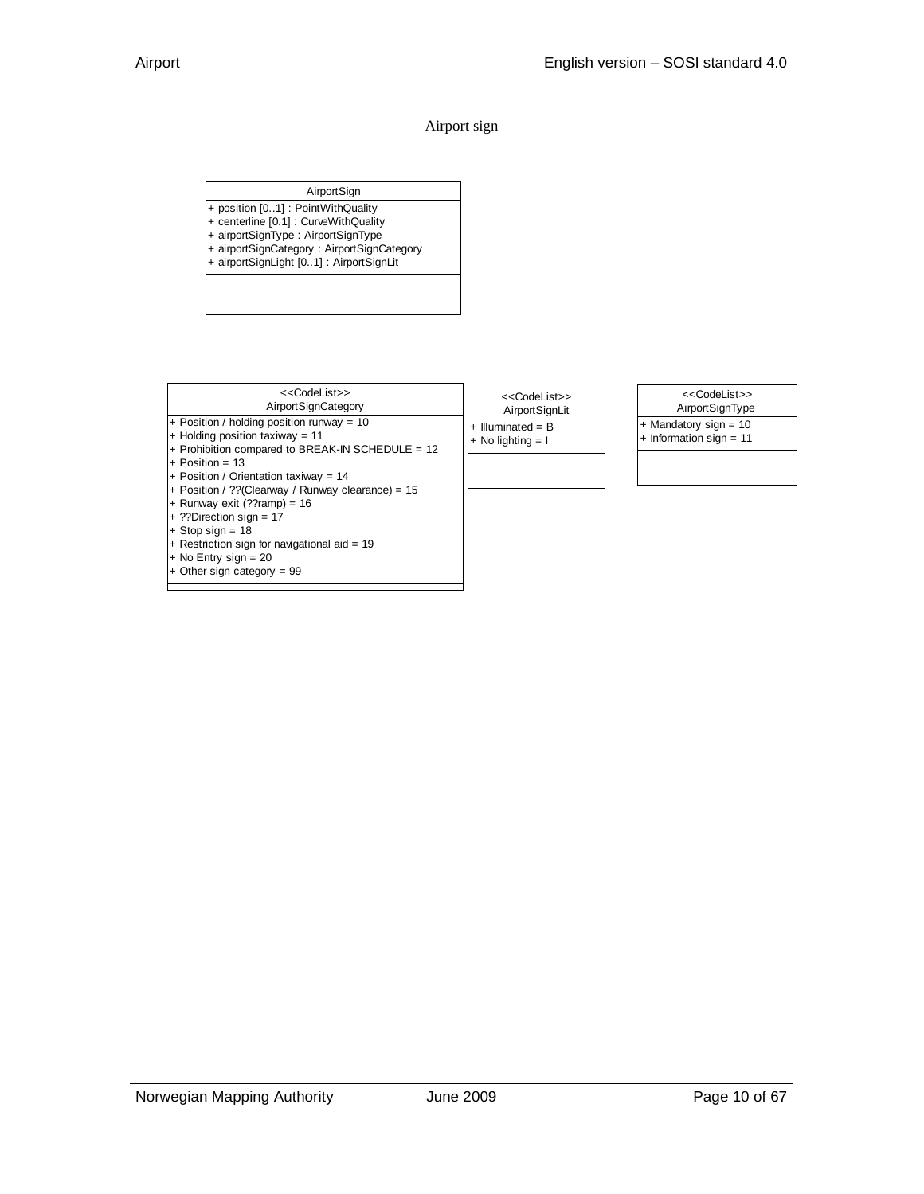## Airport sign

| AirportSign |
| --- |
| + position [0..1] : PointWithQuality |
| + centerline [0.1] : CurveWithQuality |
| + airportSignType : AirportSignType |
| + airportSignCategory : AirportSignCategory |
| + airportSignLight [0..1] : AirportSignLit |

| <<CodeList>> AirportSignCategory |
| --- |
| + Position / holding position runway = 10 |
| + Holding position taxiway = 11 |
| + Prohibition compared to BREAK-IN SCHEDULE = 12 |
| + Position = 13 |
| + Position / Orientation taxiway = 14 |
| + Position / ??(Clearway / Runway clearance) = 15 |
| + Runway exit (??ramp) = 16 |
| + ??Direction sign = 17 |
| + Stop sign = 18 |
| + Restriction sign for navigational aid = 19 |
| + No Entry sign = 20 |
| + Other sign category = 99 |

| <<CodeList>> AirportSignLit |
| --- |
| + Illuminated = B |
| + No lighting = I |

| <<CodeList>> AirportSignType |
| --- |
| + Mandatory sign = 10 |
| + Information sign = 11 |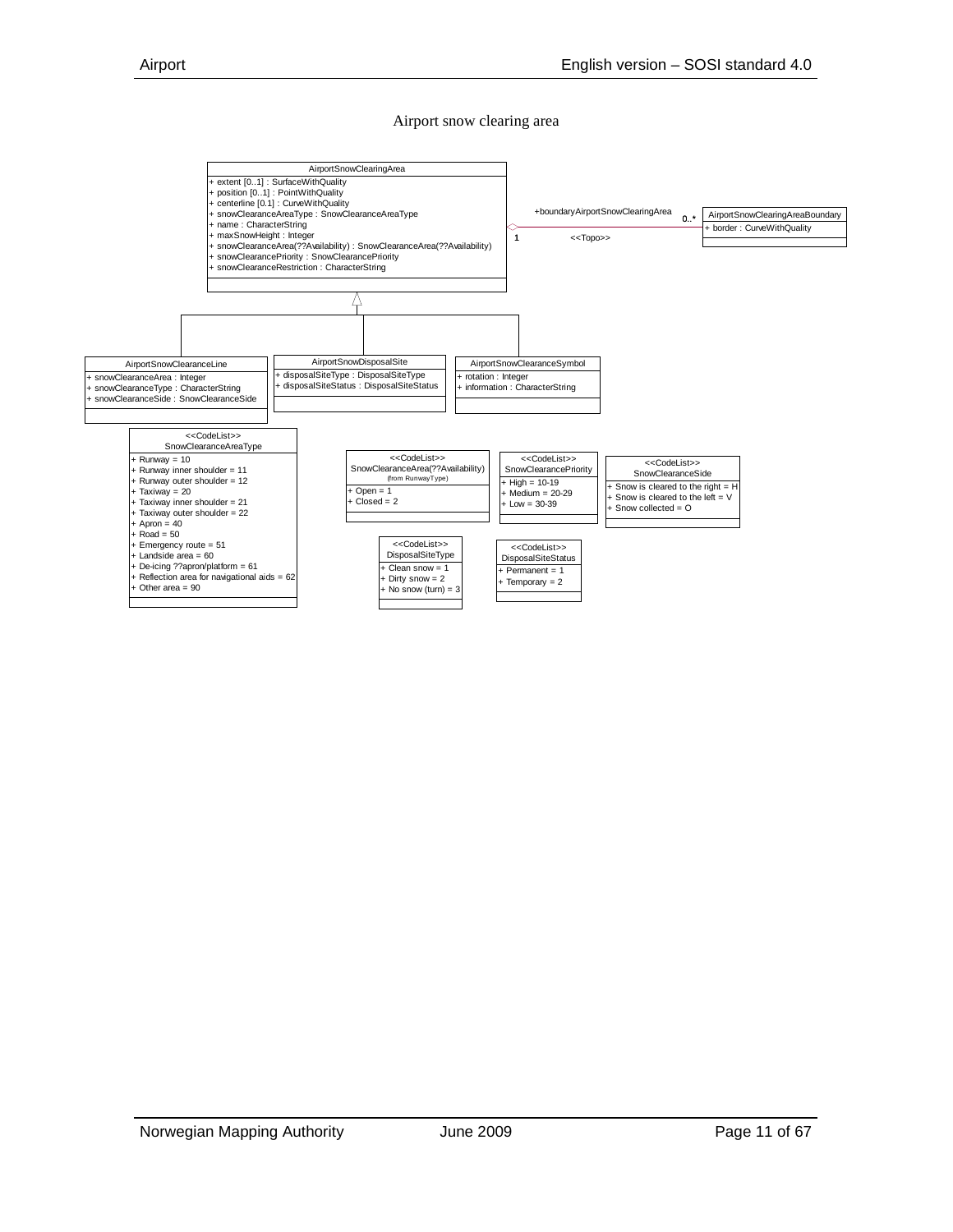Airport snow clearing area

**AirportSnowClearingArea**
+ extent [0..1] : SurfaceWithQuality
+ position [0..1] : PointWithQuality
+ centerline [0.1] : CurveWithQuality
+ snowClearanceAreaType : SnowClearanceAreaType
+ name : CharacterString
+ maxSnowHeight : Integer
+ snowClearanceArea(??Availability) : SnowClearanceArea(??Availability)
+ snowClearancePriority : SnowClearancePriority
+ snowClearanceRestriction : CharacterString

+boundaryAirportSnowClearingArea 1 — 0..* <<Topo>>

**AirportSnowClearingAreaBoundary**
+ border : CurveWithQuality

**AirportSnowClearanceLine**
+ snowClearanceArea : Integer
+ snowClearanceType : CharacterString
+ snowClearanceSide : SnowClearanceSide

**AirportSnowDisposalSite**
+ disposalSiteType : DisposalSiteType
+ disposalSiteStatus : DisposalSiteStatus

**AirportSnowClearanceSymbol**
+ rotation : Integer
+ information : CharacterString

<<CodeList>>
**SnowClearanceAreaType**
+ Runway = 10
+ Runway inner shoulder = 11
+ Runway outer shoulder = 12
+ Taxiway = 20
+ Taxiway inner shoulder = 21
+ Taxiway outer shoulder = 22
+ Apron = 40
+ Road = 50
+ Emergency route = 51
+ Landside area = 60
+ De-icing ??apron/platform = 61
+ Reflection area for navigational aids = 62
+ Other area = 90

<<CodeList>>
**SnowClearanceArea(??Availability)**
(from RunwayType)
+ Open = 1
+ Closed = 2

<<CodeList>>
**SnowClearancePriority**
+ High = 10-19
+ Medium = 20-29
+ Low = 30-39

<<CodeList>>
**SnowClearanceSide**
+ Snow is cleared to the right = H
+ Snow is cleared to the left = V
+ Snow collected = O

<<CodeList>>
**DisposalSiteType**
+ Clean snow = 1
+ Dirty snow = 2
+ No snow (turn) = 3

<<CodeList>>
**DisposalSiteStatus**
+ Permanent = 1
+ Temporary = 2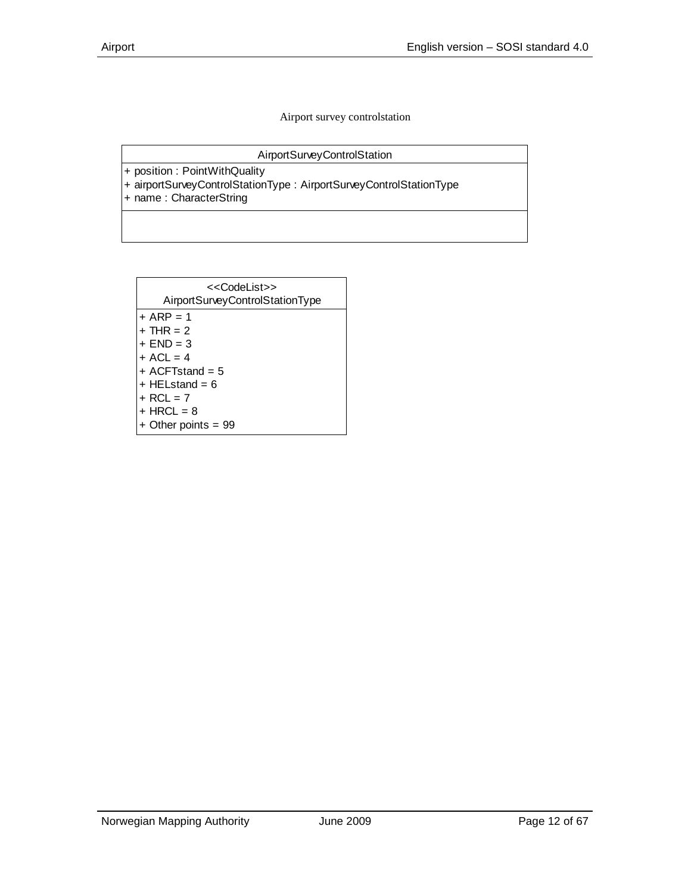Airport survey controlstation

| AirportSurveyControlStation |
| --- |
| + position : PointWithQuality<br>+ airportSurveyControlStationType : AirportSurveyControlStationType<br>+ name : CharacterString |
| |

| <<CodeList>><br>AirportSurveyControlStationType |
| --- |
| + ARP = 1<br>+ THR = 2<br>+ END = 3<br>+ ACL = 4<br>+ ACFTstand = 5<br>+ HELstand = 6<br>+ RCL = 7<br>+ HRCL = 8<br>+ Other points = 99 |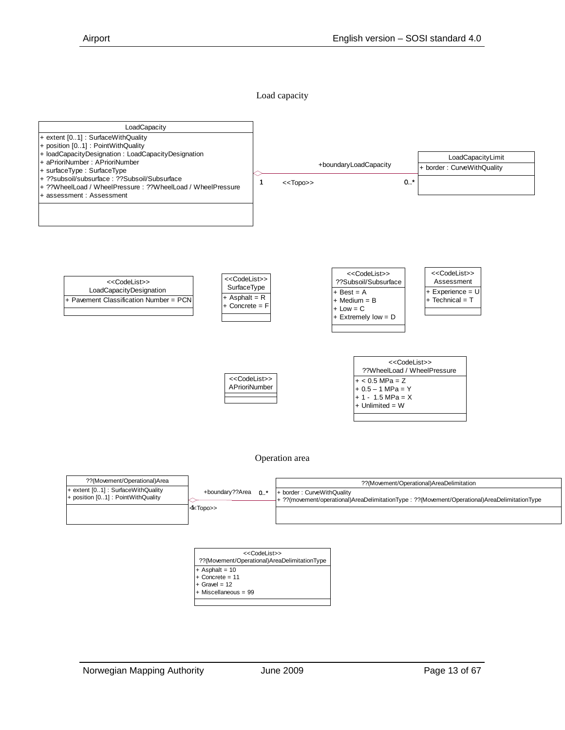## Load capacity

**LoadCapacity**

- + extent [0..1] : SurfaceWithQuality
- + position [0..1] : PointWithQuality
- + loadCapacityDesignation : LoadCapacityDesignation
- + aPrioriNumber : APrioriNumber
- + surfaceType : SurfaceType
- + ??subsoil/subsurface : ??Subsoil/Subsurface
- + ??WheelLoad / WheelPressure : ??WheelLoad / WheelPressure
- + assessment : Assessment

+boundaryLoadCapacity 1 <<Topo>> 0..*

**LoadCapacityLimit**

- + border : CurveWithQuality

**<<CodeList>> LoadCapacityDesignation**

- + Pavement Classification Number = PCN

**<<CodeList>> SurfaceType**

- + Asphalt = R
- + Concrete = F

**<<CodeList>> ??Subsoil/Subsurface**

- + Best = A
- + Medium = B
- + Low = C
- + Extremely low = D

**<<CodeList>> Assessment**

- + Experience = U
- + Technical = T

**<<CodeList>> APrioriNumber**

**<<CodeList>> ??WheelLoad / WheelPressure**

- + < 0.5 MPa = Z
- + 0.5 – 1 MPa = Y
- + 1 - 1.5 MPa = X
- + Unlimited = W

## Operation area

**??(Movement/Operational)Area**

- + extent [0..1] : SurfaceWithQuality
- + position [0..1] : PointWithQuality

+boundary??Area 1 <<Topo>> 0..*

**??(Movement/Operational)AreaDelimitation**

- + border : CurveWithQuality
- + ??(movement/operational)AreaDelimitationType : ??(Movement/Operational)AreaDelimitationType

**<<CodeList>> ??(Movement/Operational)AreaDelimitationType**

- + Asphalt = 10
- + Concrete = 11
- + Gravel = 12
- + Miscellaneous = 99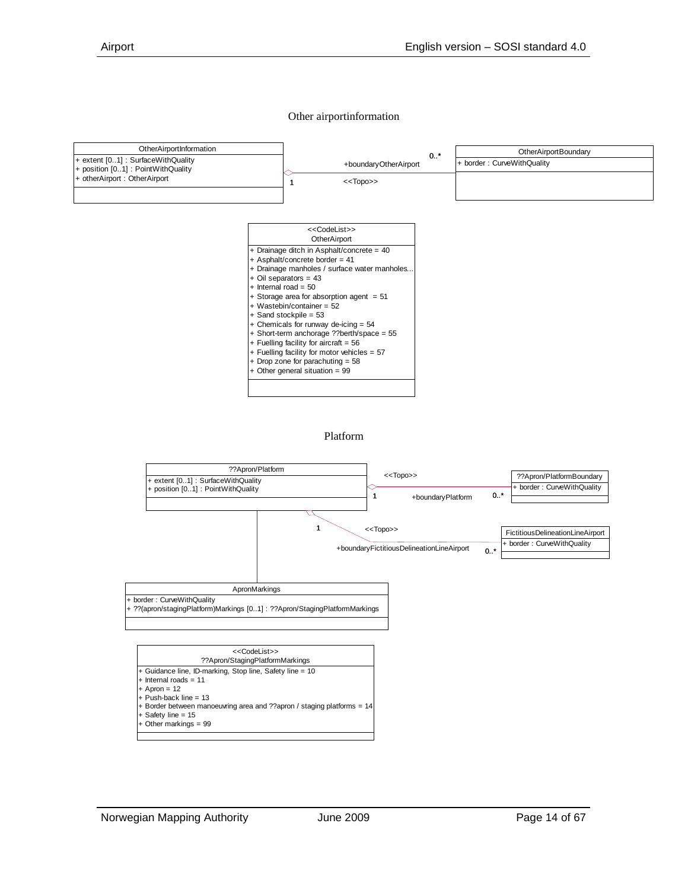## Other airportinformation

**OtherAirportInformation**

- + extent [0..1] : SurfaceWithQuality
- + position [0..1] : PointWithQuality
- + otherAirport : OtherAirport

Association: OtherAirportInformation (1) — <<Topo>> +boundaryOtherAirport (0..*) — OtherAirportBoundary

**OtherAirportBoundary**

- + border : CurveWithQuality

**<<CodeList>> OtherAirport**

- + Drainage ditch in Asphalt/concrete = 40
- + Asphalt/concrete border = 41
- + Drainage manholes / surface water manholes...
- + Oil separators = 43
- + Internal road = 50
- + Storage area for absorption agent = 51
- + Wastebin/container = 52
- + Sand stockpile = 53
- + Chemicals for runway de-icing = 54
- + Short-term anchorage ??berth/space = 55
- + Fuelling facility for aircraft = 56
- + Fuelling facility for motor vehicles = 57
- + Drop zone for parachuting = 58
- + Other general situation = 99

## Platform

**??Apron/Platform**

- + extent [0..1] : SurfaceWithQuality
- + position [0..1] : PointWithQuality

Association: ??Apron/Platform (1) — <<Topo>> +boundaryPlatform (0..*) — ??Apron/PlatformBoundary

Association: ??Apron/Platform (1) — <<Topo>> +boundaryFictitiousDelineationLineAirport (0..*) — FictitiousDelineationLineAirport

**??Apron/PlatformBoundary**

- + border : CurveWithQuality

**FictitiousDelineationLineAirport**

- + border : CurveWithQuality

**ApronMarkings**

- + border : CurveWithQuality
- + ??(apron/stagingPlatform)Markings [0..1] : ??Apron/StagingPlatformMarkings

**<<CodeList>> ??Apron/StagingPlatformMarkings**

- + Guidance line, ID-marking, Stop line, Safety line = 10
- + Internal roads = 11
- + Apron = 12
- + Push-back line = 13
- + Border between manoeuvring area and ??apron / staging platforms = 14
- + Safety line = 15
- + Other markings = 99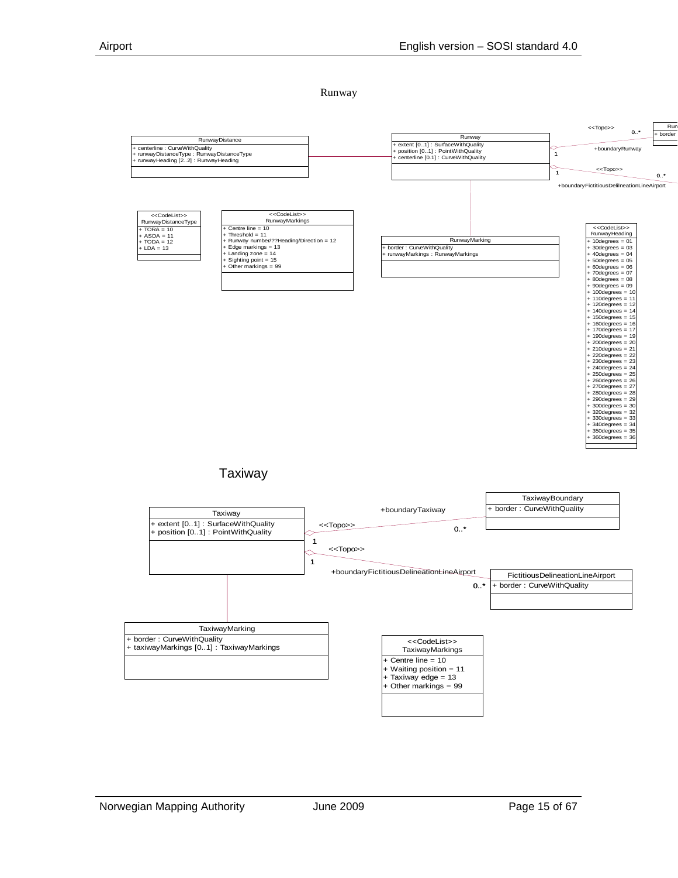## Runway

**RunwayDistance**
- + centerline : CurveWithQuality
- + runwayDistanceType : RunwayDistanceType
- + runwayHeading [2..2] : RunwayHeading

**Runway**
- + extent [0..1] : SurfaceWithQuality
- + position [0..1] : PointWithQuality
- + centerline [0.1] : CurveWithQuality

<<Topo>> +boundaryRunway (1 – 0..*) — Run... + border

<<Topo>> +boundaryFictitiousDelilneationLineAirport (1 – 0..*)

**<<CodeList>> RunwayDistanceType**
- + TORA = 10
- + ASDA = 11
- + TODA = 12
- + LDA = 13

**<<CodeList>> RunwayMarkings**
- + Centre line = 10
- + Threshold = 11
- + Runway number/??Heading/Direction = 12
- + Edge markings = 13
- + Landing zone = 14
- + Sighting point = 15
- + Other markings = 99

**RunwayMarking**
- + border : CurveWithQuality
- + runwayMarkings : RunwayMarkings

**<<CodeList>> RunwayHeading**
- + 10degrees = 01
- + 30degrees = 03
- + 40degrees = 04
- + 50degrees = 05
- + 60degrees = 06
- + 70degrees = 07
- + 80degrees = 08
- + 90degrees = 09
- + 100degrees = 10
- + 110degrees = 11
- + 120degrees = 12
- + 140degrees = 14
- + 150degrees = 15
- + 160degrees = 16
- + 170degrees = 17
- + 190degrees = 19
- + 200degrees = 20
- + 210degrees = 21
- + 220degrees = 22
- + 230degrees = 23
- + 240degrees = 24
- + 250degrees = 25
- + 260degrees = 26
- + 270degrees = 27
- + 280degrees = 28
- + 290degrees = 29
- + 300degrees = 30
- + 320degrees = 32
- + 330degrees = 33
- + 340degrees = 34
- + 350degrees = 35
- + 360degrees = 36

## Taxiway

**Taxiway**
- + extent [0..1] : SurfaceWithQuality
- + position [0..1] : PointWithQuality

<<Topo>> +boundaryTaxiway (1 – 0..*) — **TaxiwayBoundary**
- + border : CurveWithQuality

<<Topo>> +boundaryFictitiousDelineationLineAirport (1 – 0..*) — **FictitiousDelineationLineAirport**
- + border : CurveWithQuality

**TaxiwayMarking**
- + border : CurveWithQuality
- + taxiwayMarkings [0..1] : TaxiwayMarkings

**<<CodeList>> TaxiwayMarkings**
- + Centre line = 10
- + Waiting position = 11
- + Taxiway edge = 13
- + Other markings = 99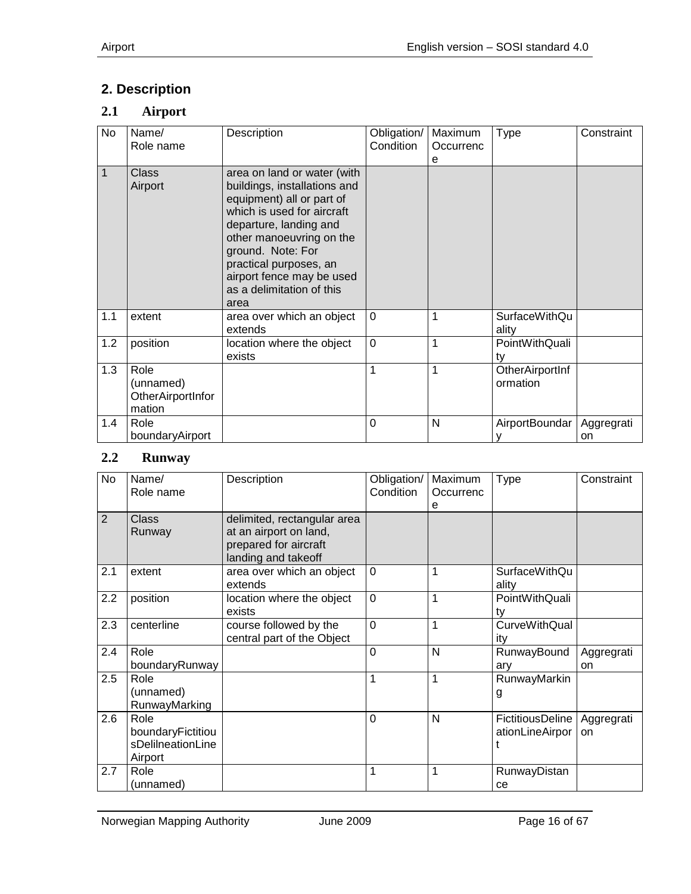## 2. Description

### 2.1 Airport

| No | Name/ Role name | Description | Obligation/ Condition | Maximum Occurrence | Type | Constraint |
|---|---|---|---|---|---|---|
| 1 | Class Airport | area on land or water (with buildings, installations and equipment) all or part of which is used for aircraft departure, landing and other manoeuvring on the ground. Note: For practical purposes, an airport fence may be used as a delimitation of this area | | | | |
| 1.1 | extent | area over which an object extends | 0 | 1 | SurfaceWithQuality | |
| 1.2 | position | location where the object exists | 0 | 1 | PointWithQuality | |
| 1.3 | Role (unnamed) OtherAirportInformation | | 1 | 1 | OtherAirportInformation | |
| 1.4 | Role boundaryAirport | | 0 | N | AirportBoundary | Aggregration |

### 2.2 Runway

| No | Name/ Role name | Description | Obligation/ Condition | Maximum Occurrence | Type | Constraint |
|---|---|---|---|---|---|---|
| 2 | Class Runway | delimited, rectangular area at an airport on land, prepared for aircraft landing and takeoff | | | | |
| 2.1 | extent | area over which an object extends | 0 | 1 | SurfaceWithQuality | |
| 2.2 | position | location where the object exists | 0 | 1 | PointWithQuality | |
| 2.3 | centerline | course followed by the central part of the Object | 0 | 1 | CurveWithQuality | |
| 2.4 | Role boundaryRunway | | 0 | N | RunwayBoundary | Aggregration |
| 2.5 | Role (unnamed) RunwayMarking | | 1 | 1 | RunwayMarking | |
| 2.6 | Role boundaryFictitiousDelilneationLineAirport | | 0 | N | FictitiousDelineationLineAirport | Aggregration |
| 2.7 | Role (unnamed) | | 1 | 1 | RunwayDistance | |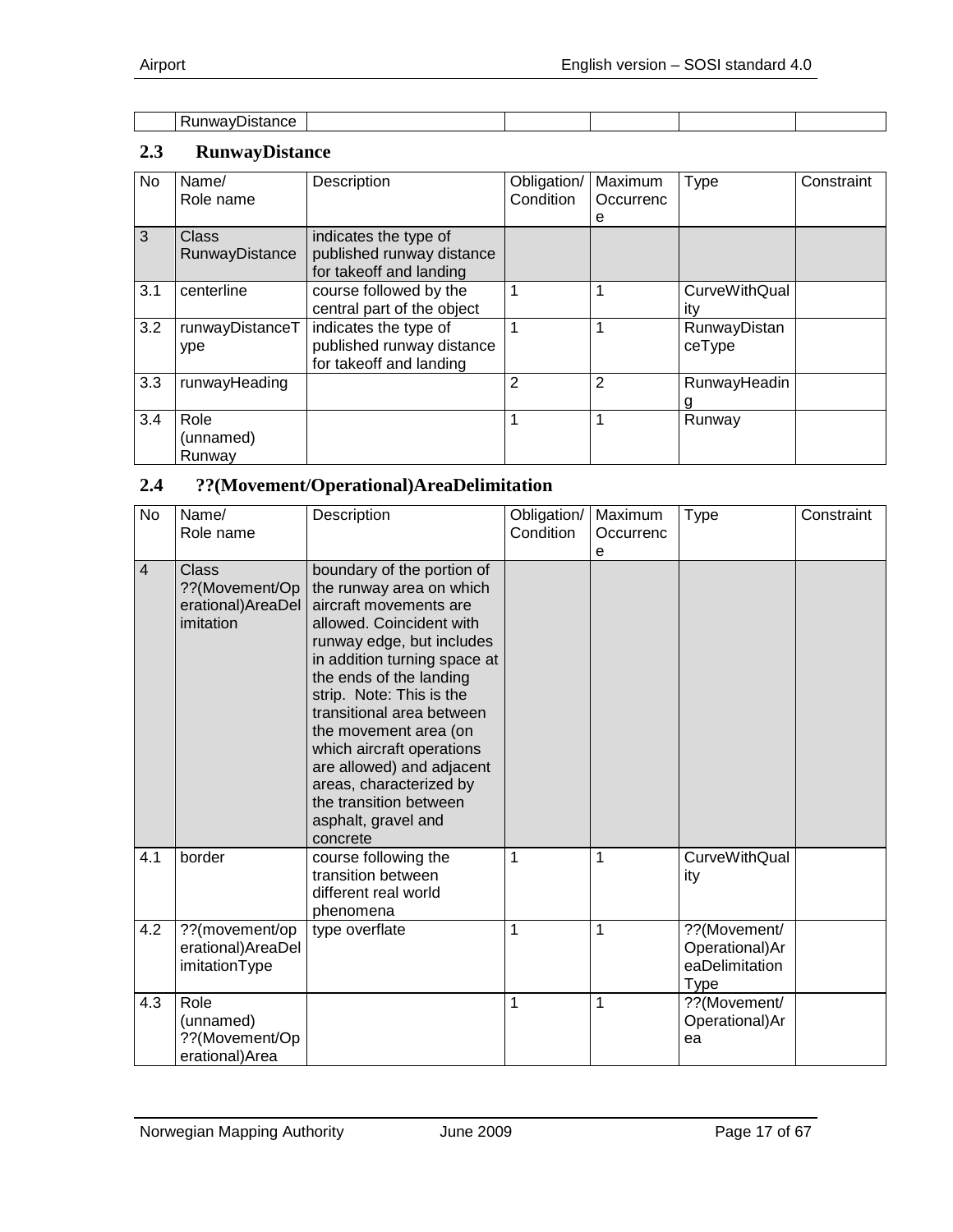| | RunwayDistance | | | | | |
|---|---|---|---|---|---|---|

## 2.3 RunwayDistance

| No | Name/ Role name | Description | Obligation/ Condition | Maximum Occurrence | Type | Constraint |
|---|---|---|---|---|---|---|
| 3 | Class RunwayDistance | indicates the type of published runway distance for takeoff and landing | | | | |
| 3.1 | centerline | course followed by the central part of the object | 1 | 1 | CurveWithQuality | |
| 3.2 | runwayDistanceType | indicates the type of published runway distance for takeoff and landing | 1 | 1 | RunwayDistanceType | |
| 3.3 | runwayHeading | | 2 | 2 | RunwayHeading | |
| 3.4 | Role (unnamed) Runway | | 1 | 1 | Runway | |

## 2.4 ??(Movement/Operational)AreaDelimitation

| No | Name/ Role name | Description | Obligation/ Condition | Maximum Occurrence | Type | Constraint |
|---|---|---|---|---|---|---|
| 4 | Class ??(Movement/Operational)AreaDelimitation | boundary of the portion of the runway area on which aircraft movements are allowed. Coincident with runway edge, but includes in addition turning space at the ends of the landing strip. Note: This is the transitional area between the movement area (on which aircraft operations are allowed) and adjacent areas, characterized by the transition between asphalt, gravel and concrete | | | | |
| 4.1 | border | course following the transition between different real world phenomena | 1 | 1 | CurveWithQuality | |
| 4.2 | ??(movement/operational)AreaDelimitationType | type overflate | 1 | 1 | ??(Movement/Operational)AreaDelimitationType | |
| 4.3 | Role (unnamed) ??(Movement/Operational)Area | | 1 | 1 | ??(Movement/Operational)Area | |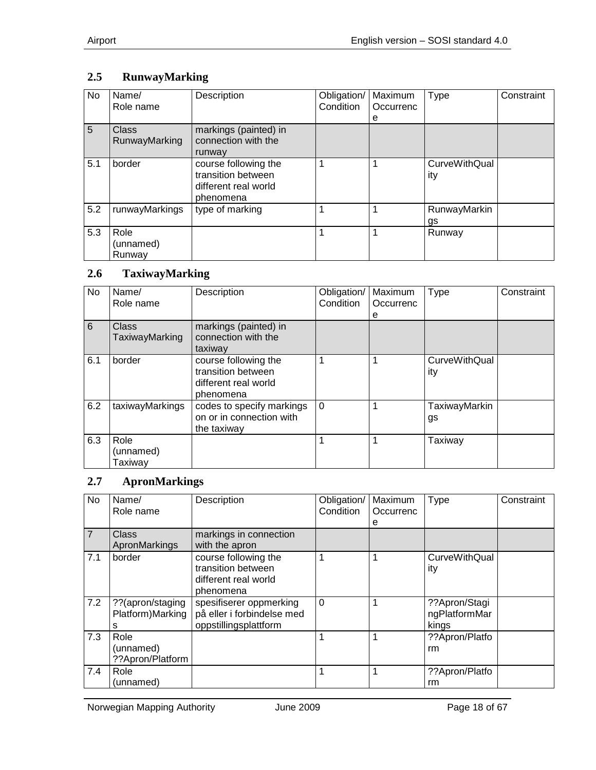## 2.5 RunwayMarking

| No | Name/<br>Role name | Description | Obligation/<br>Condition | Maximum<br>Occurrence | Type | Constraint |
|---|---|---|---|---|---|---|
| 5 | Class<br>RunwayMarking | markings (painted) in connection with the runway | | | | |
| 5.1 | border | course following the transition between different real world phenomena | 1 | 1 | CurveWithQuality | |
| 5.2 | runwayMarkings | type of marking | 1 | 1 | RunwayMarkings | |
| 5.3 | Role<br>(unnamed)<br>Runway | | 1 | 1 | Runway | |

## 2.6 TaxiwayMarking

| No | Name/<br>Role name | Description | Obligation/<br>Condition | Maximum<br>Occurrence | Type | Constraint |
|---|---|---|---|---|---|---|
| 6 | Class<br>TaxiwayMarking | markings (painted) in connection with the taxiway | | | | |
| 6.1 | border | course following the transition between different real world phenomena | 1 | 1 | CurveWithQuality | |
| 6.2 | taxiwayMarkings | codes to specify markings on or in connection with the taxiway | 0 | 1 | TaxiwayMarkings | |
| 6.3 | Role<br>(unnamed)<br>Taxiway | | 1 | 1 | Taxiway | |

## 2.7 ApronMarkings

| No | Name/<br>Role name | Description | Obligation/<br>Condition | Maximum<br>Occurrence | Type | Constraint |
|---|---|---|---|---|---|---|
| 7 | Class<br>ApronMarkings | markings in connection with the apron | | | | |
| 7.1 | border | course following the transition between different real world phenomena | 1 | 1 | CurveWithQuality | |
| 7.2 | ??(apron/stagingPlatform)Markings | spesifiserer oppmerking på eller i forbindelse med oppstillingsplattform | 0 | 1 | ??Apron/StagingPlatformMarkings | |
| 7.3 | Role<br>(unnamed)<br>??Apron/Platform | | 1 | 1 | ??Apron/Platform | |
| 7.4 | Role<br>(unnamed) | | 1 | 1 | ??Apron/Platform | |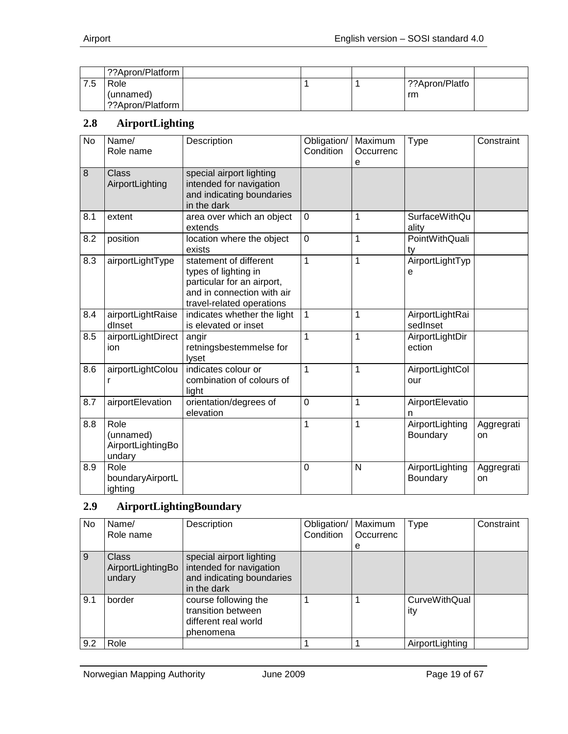|  | ??Apron/Platform |  |  |  |  |  |
|---|---|---|---|---|---|---|
| 7.5 | Role (unnamed) ??Apron/Platform |  | 1 | 1 | ??Apron/Platform |  |

## 2.8 AirportLighting

| No | Name/ Role name | Description | Obligation/ Condition | Maximum Occurrence | Type | Constraint |
|---|---|---|---|---|---|---|
| 8 | Class AirportLighting | special airport lighting intended for navigation and indicating boundaries in the dark |  |  |  |  |
| 8.1 | extent | area over which an object extends | 0 | 1 | SurfaceWithQuality |  |
| 8.2 | position | location where the object exists | 0 | 1 | PointWithQuality |  |
| 8.3 | airportLightType | statement of different types of lighting in particular for an airport, and in connection with air travel-related operations | 1 | 1 | AirportLightType |  |
| 8.4 | airportLightRaisedInset | indicates whether the light is elevated or inset | 1 | 1 | AirportLightRaisedInset |  |
| 8.5 | airportLightDirection | angir retningsbestemmelse for lyset | 1 | 1 | AirportLightDirection |  |
| 8.6 | airportLightColour | indicates colour or combination of colours of light | 1 | 1 | AirportLightColour |  |
| 8.7 | airportElevation | orientation/degrees of elevation | 0 | 1 | AirportElevation |  |
| 8.8 | Role (unnamed) AirportLightingBoundary |  | 1 | 1 | AirportLighting Boundary | Aggregration |
| 8.9 | Role boundaryAirportLighting |  | 0 | N | AirportLighting Boundary | Aggregration |

## 2.9 AirportLightingBoundary

| No | Name/ Role name | Description | Obligation/ Condition | Maximum Occurrence | Type | Constraint |
|---|---|---|---|---|---|---|
| 9 | Class AirportLightingBoundary | special airport lighting intended for navigation and indicating boundaries in the dark |  |  |  |  |
| 9.1 | border | course following the transition between different real world phenomena | 1 | 1 | CurveWithQuality |  |
| 9.2 | Role |  | 1 | 1 | AirportLighting |  |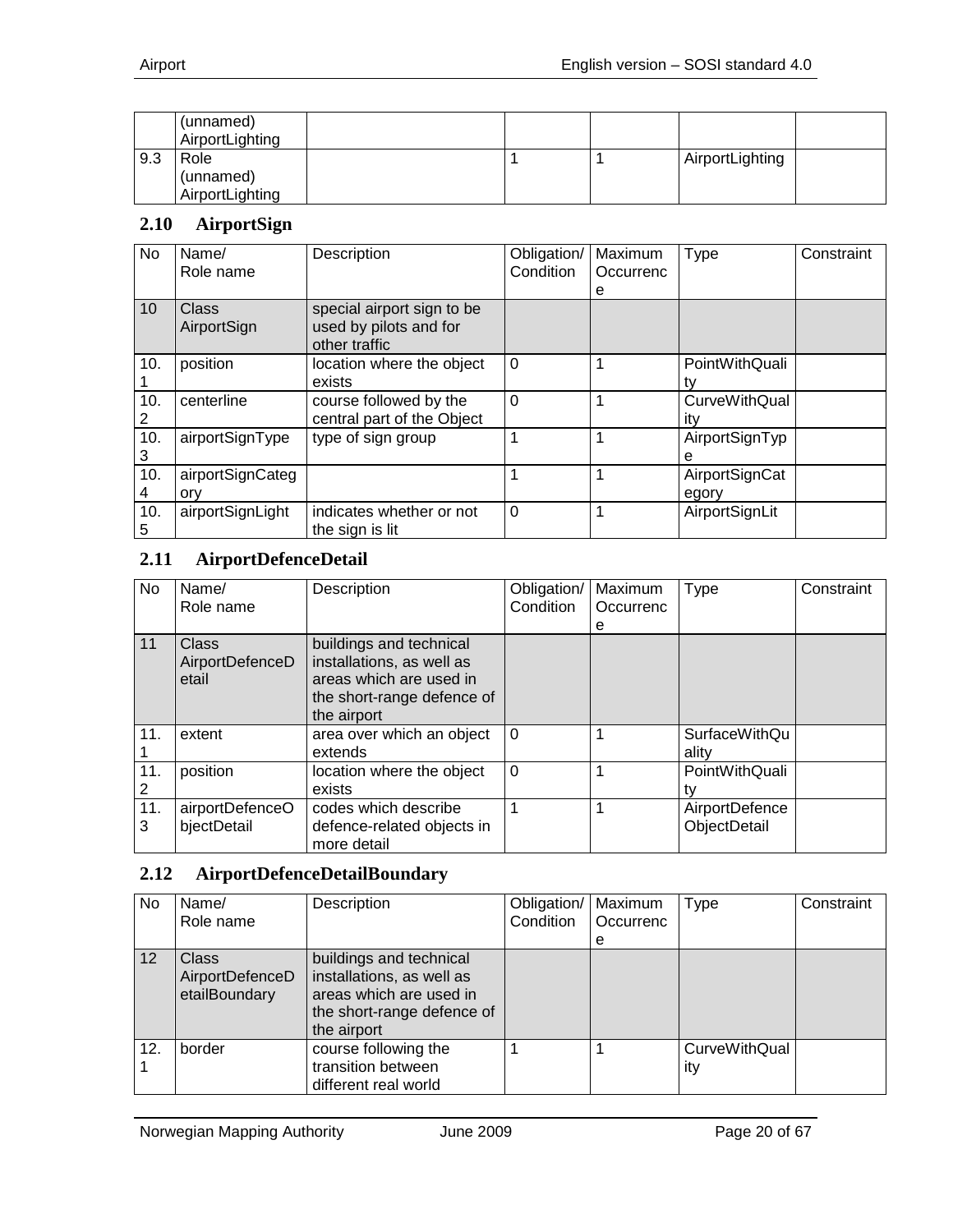| | (unnamed) AirportLighting | | | | | |
|---|---|---|---|---|---|---|
| 9.3 | Role (unnamed) AirportLighting | | 1 | 1 | AirportLighting | |

## 2.10 AirportSign

| No | Name/ Role name | Description | Obligation/ Condition | Maximum Occurrence | Type | Constraint |
|---|---|---|---|---|---|---|
| 10 | Class AirportSign | special airport sign to be used by pilots and for other traffic | | | | |
| 10.1 | position | location where the object exists | 0 | 1 | PointWithQuality | |
| 10.2 | centerline | course followed by the central part of the Object | 0 | 1 | CurveWithQuality | |
| 10.3 | airportSignType | type of sign group | 1 | 1 | AirportSignType | |
| 10.4 | airportSignCategory | | 1 | 1 | AirportSignCategory | |
| 10.5 | airportSignLight | indicates whether or not the sign is lit | 0 | 1 | AirportSignLit | |

## 2.11 AirportDefenceDetail

| No | Name/ Role name | Description | Obligation/ Condition | Maximum Occurrence | Type | Constraint |
|---|---|---|---|---|---|---|
| 11 | Class AirportDefenceDetail | buildings and technical installations, as well as areas which are used in the short-range defence of the airport | | | | |
| 11.1 | extent | area over which an object extends | 0 | 1 | SurfaceWithQuality | |
| 11.2 | position | location where the object exists | 0 | 1 | PointWithQuality | |
| 11.3 | airportDefenceObjectDetail | codes which describe defence-related objects in more detail | 1 | 1 | AirportDefenceObjectDetail | |

## 2.12 AirportDefenceDetailBoundary

| No | Name/ Role name | Description | Obligation/ Condition | Maximum Occurrence | Type | Constraint |
|---|---|---|---|---|---|---|
| 12 | Class AirportDefenceDetailBoundary | buildings and technical installations, as well as areas which are used in the short-range defence of the airport | | | | |
| 12.1 | border | course following the transition between different real world | 1 | 1 | CurveWithQuality | |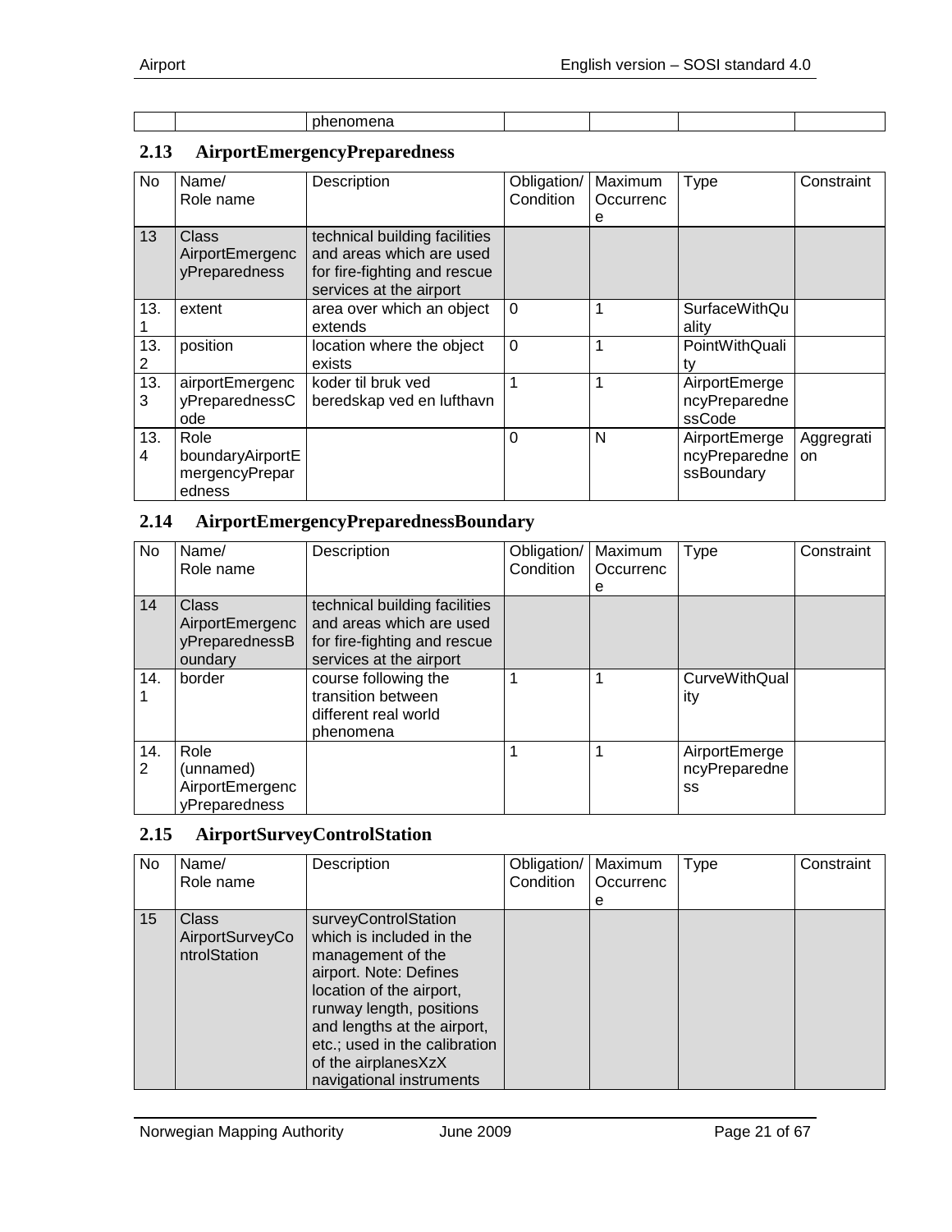| | | phenomena | | | | |
|---|---|---|---|---|---|---|

## 2.13 AirportEmergencyPreparedness

| No | Name/ Role name | Description | Obligation/ Condition | Maximum Occurrence | Type | Constraint |
|---|---|---|---|---|---|---|
| 13 | Class AirportEmergencyPreparedness | technical building facilities and areas which are used for fire-fighting and rescue services at the airport | | | | |
| 13.1 | extent | area over which an object extends | 0 | 1 | SurfaceWithQuality | |
| 13.2 | position | location where the object exists | 0 | 1 | PointWithQuality | |
| 13.3 | airportEmergencyPreparednessCode | koder til bruk ved beredskap ved en lufthavn | 1 | 1 | AirportEmergencyPreparednessCode | |
| 13.4 | Role boundaryAirportEmergencyPreparedness | | 0 | N | AirportEmergencyPreparednessBoundary | Aggregration |

## 2.14 AirportEmergencyPreparednessBoundary

| No | Name/ Role name | Description | Obligation/ Condition | Maximum Occurrence | Type | Constraint |
|---|---|---|---|---|---|---|
| 14 | Class AirportEmergencyPreparednessBoundary | technical building facilities and areas which are used for fire-fighting and rescue services at the airport | | | | |
| 14.1 | border | course following the transition between different real world phenomena | 1 | 1 | CurveWithQuality | |
| 14.2 | Role (unnamed) AirportEmergencyPreparedness | | 1 | 1 | AirportEmergencyPreparedness | |

## 2.15 AirportSurveyControlStation

| No | Name/ Role name | Description | Obligation/ Condition | Maximum Occurrence | Type | Constraint |
|---|---|---|---|---|---|---|
| 15 | Class AirportSurveyControlStation | surveyControlStation which is included in the management of the airport. Note: Defines location of the airport, runway length, positions and lengths at the airport, etc.; used in the calibration of the airplanesXzX navigational instruments | | | | |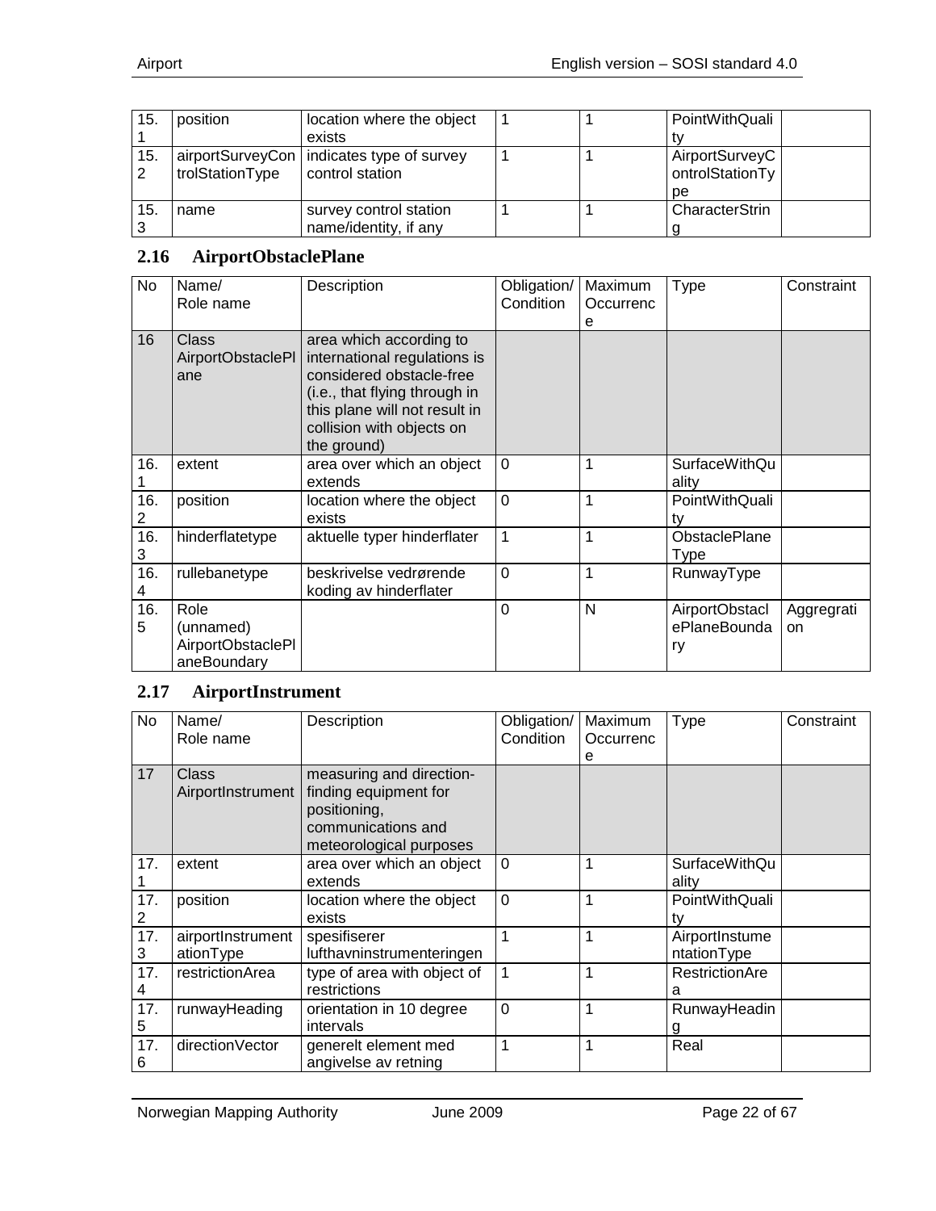| 15.1 | position | location where the object exists | 1 | 1 | PointWithQuality | |
|---|---|---|---|---|---|---|
| 15.2 | airportSurveyControlStationType | indicates type of survey control station | 1 | 1 | AirportSurveyControlStationType | |
| 15.3 | name | survey control station name/identity, if any | 1 | 1 | CharacterString | |

## 2.16 AirportObstaclePlane

| No | Name/ Role name | Description | Obligation/ Condition | Maximum Occurrence | Type | Constraint |
|---|---|---|---|---|---|---|
| 16 | Class AirportObstaclePlane | area which according to international regulations is considered obstacle-free (i.e., that flying through in this plane will not result in collision with objects on the ground) | | | | |
| 16.1 | extent | area over which an object extends | 0 | 1 | SurfaceWithQuality | |
| 16.2 | position | location where the object exists | 0 | 1 | PointWithQuality | |
| 16.3 | hinderflatetype | aktuelle typer hinderflater | 1 | 1 | ObstaclePlaneType | |
| 16.4 | rullebanetype | beskrivelse vedrørende koding av hinderflater | 0 | 1 | RunwayType | |
| 16.5 | Role (unnamed) AirportObstaclePlaneBoundary | | 0 | N | AirportObstaclePlaneBoundary | Aggregration |

## 2.17 AirportInstrument

| No | Name/ Role name | Description | Obligation/ Condition | Maximum Occurrence | Type | Constraint |
|---|---|---|---|---|---|---|
| 17 | Class AirportInstrument | measuring and direction-finding equipment for positioning, communications and meteorological purposes | | | | |
| 17.1 | extent | area over which an object extends | 0 | 1 | SurfaceWithQuality | |
| 17.2 | position | location where the object exists | 0 | 1 | PointWithQuality | |
| 17.3 | airportInstrumentationType | spesifiserer lufthavninstrumenteringen | 1 | 1 | AirportInstumentationType | |
| 17.4 | restrictionArea | type of area with object of restrictions | 1 | 1 | RestrictionArea | |
| 17.5 | runwayHeading | orientation in 10 degree intervals | 0 | 1 | RunwayHeading | |
| 17.6 | directionVector | generelt element med angivelse av retning | 1 | 1 | Real | |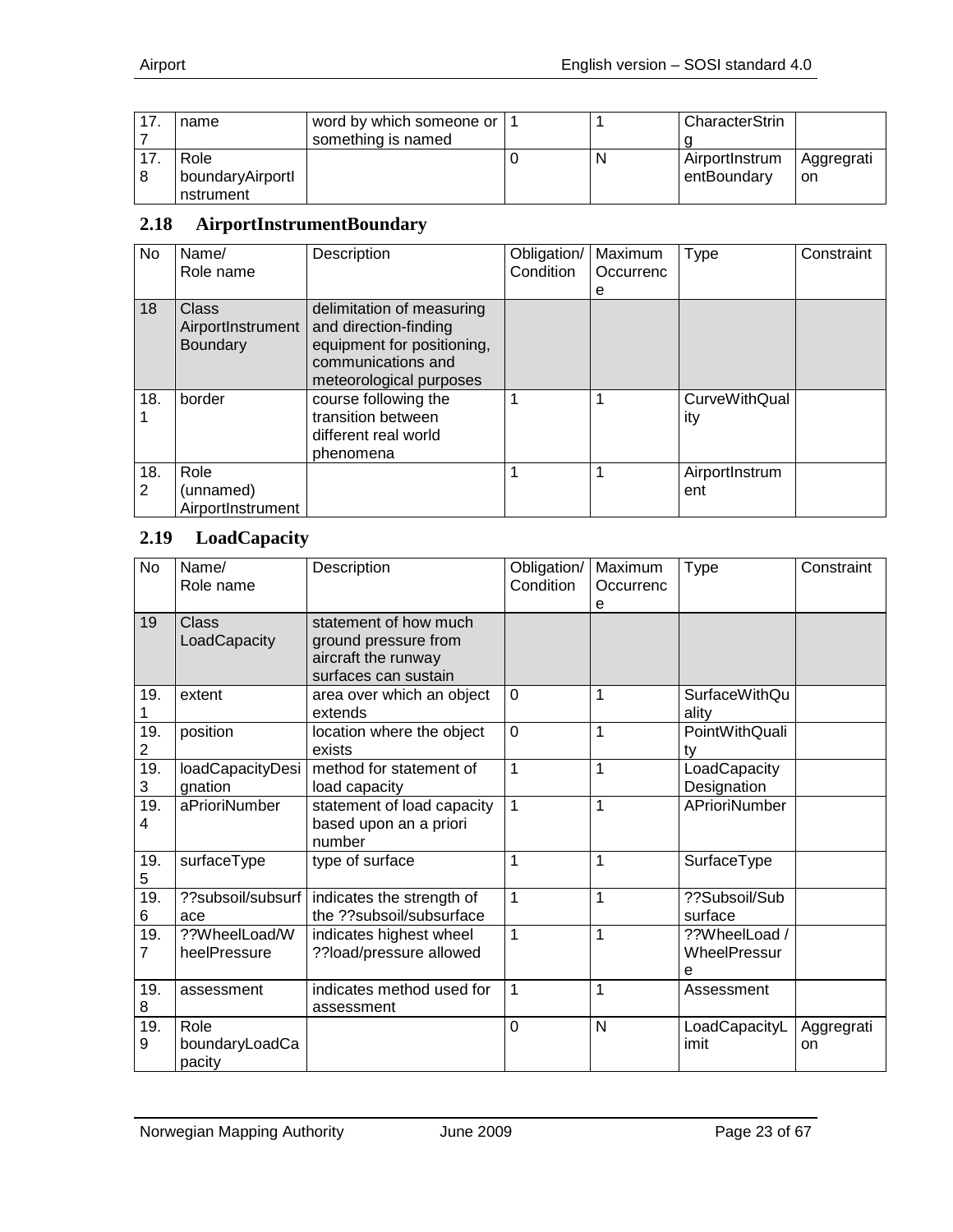| 17.7 | name | word by which someone or something is named | 1 | 1 | CharacterString | |
|---|---|---|---|---|---|---|
| 17.8 | Role boundaryAirportInstrument | | 0 | N | AirportInstrumentBoundary | Aggregation |

## 2.18 AirportInstrumentBoundary

| No | Name/ Role name | Description | Obligation/ Condition | Maximum Occurrence | Type | Constraint |
|---|---|---|---|---|---|---|
| 18 | Class AirportInstrument Boundary | delimitation of measuring and direction-finding equipment for positioning, communications and meteorological purposes | | | | |
| 18.1 | border | course following the transition between different real world phenomena | 1 | 1 | CurveWithQuality | |
| 18.2 | Role (unnamed) AirportInstrument | | 1 | 1 | AirportInstrument | |

## 2.19 LoadCapacity

| No | Name/ Role name | Description | Obligation/ Condition | Maximum Occurrence | Type | Constraint |
|---|---|---|---|---|---|---|
| 19 | Class LoadCapacity | statement of how much ground pressure from aircraft the runway surfaces can sustain | | | | |
| 19.1 | extent | area over which an object extends | 0 | 1 | SurfaceWithQuality | |
| 19.2 | position | location where the object exists | 0 | 1 | PointWithQuality | |
| 19.3 | loadCapacityDesignation | method for statement of load capacity | 1 | 1 | LoadCapacity Designation | |
| 19.4 | aPrioriNumber | statement of load capacity based upon an a priori number | 1 | 1 | APrioriNumber | |
| 19.5 | surfaceType | type of surface | 1 | 1 | SurfaceType | |
| 19.6 | ??subsoil/subsurface | indicates the strength of the ??subsoil/subsurface | 1 | 1 | ??Subsoil/Subsurface | |
| 19.7 | ??WheelLoad/WheelPressure | indicates highest wheel ??load/pressure allowed | 1 | 1 | ??WheelLoad / WheelPressure | |
| 19.8 | assessment | indicates method used for assessment | 1 | 1 | Assessment | |
| 19.9 | Role boundaryLoadCapacity | | 0 | N | LoadCapacityLimit | Aggregation |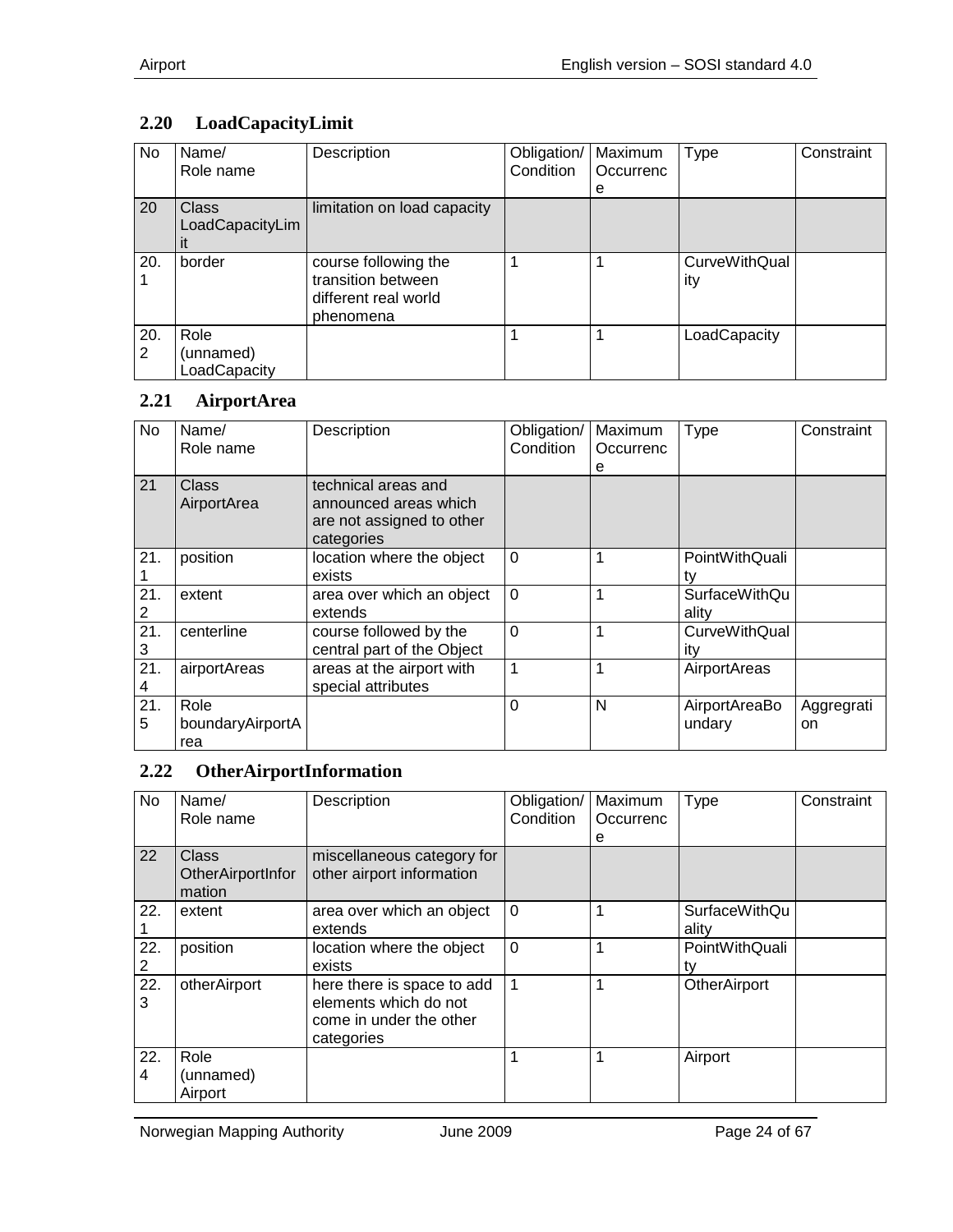## 2.20 LoadCapacityLimit

| No | Name/ Role name | Description | Obligation/ Condition | Maximum Occurrence | Type | Constraint |
|---|---|---|---|---|---|---|
| 20 | Class LoadCapacityLimit | limitation on load capacity | | | | |
| 20.1 | border | course following the transition between different real world phenomena | 1 | 1 | CurveWithQuality | |
| 20.2 | Role (unnamed) LoadCapacity | | 1 | 1 | LoadCapacity | |

## 2.21 AirportArea

| No | Name/ Role name | Description | Obligation/ Condition | Maximum Occurrence | Type | Constraint |
|---|---|---|---|---|---|---|
| 21 | Class AirportArea | technical areas and announced areas which are not assigned to other categories | | | | |
| 21.1 | position | location where the object exists | 0 | 1 | PointWithQuality | |
| 21.2 | extent | area over which an object extends | 0 | 1 | SurfaceWithQuality | |
| 21.3 | centerline | course followed by the central part of the Object | 0 | 1 | CurveWithQuality | |
| 21.4 | airportAreas | areas at the airport with special attributes | 1 | 1 | AirportAreas | |
| 21.5 | Role boundaryAirportArea | | 0 | N | AirportAreaBoundary | Aggregration |

## 2.22 OtherAirportInformation

| No | Name/ Role name | Description | Obligation/ Condition | Maximum Occurrence | Type | Constraint |
|---|---|---|---|---|---|---|
| 22 | Class OtherAirportInformation | miscellaneous category for other airport information | | | | |
| 22.1 | extent | area over which an object extends | 0 | 1 | SurfaceWithQuality | |
| 22.2 | position | location where the object exists | 0 | 1 | PointWithQuality | |
| 22.3 | otherAirport | here there is space to add elements which do not come in under the other categories | 1 | 1 | OtherAirport | |
| 22.4 | Role (unnamed) Airport | | 1 | 1 | Airport | |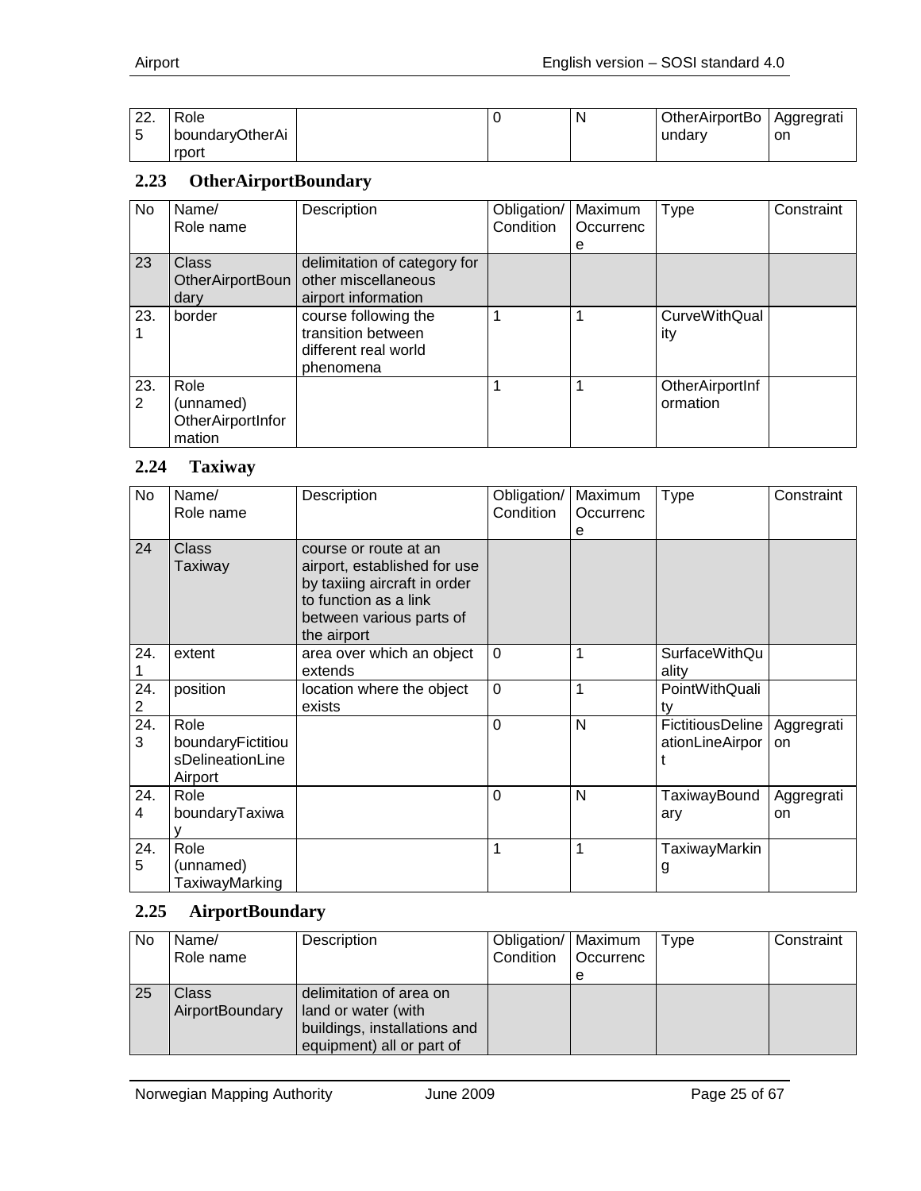| 22.5 | Role boundaryOtherAirport | | 0 | N | OtherAirportBoundary | Aggregration |
|---|---|---|---|---|---|---|

## 2.23 OtherAirportBoundary

| No | Name/ Role name | Description | Obligation/ Condition | Maximum Occurrence | Type | Constraint |
|---|---|---|---|---|---|---|
| 23 | Class OtherAirportBoundary | delimitation of category for other miscellaneous airport information | | | | |
| 23.1 | border | course following the transition between different real world phenomena | 1 | 1 | CurveWithQuality | |
| 23.2 | Role (unnamed) OtherAirportInformation | | 1 | 1 | OtherAirportInformation | |

## 2.24 Taxiway

| No | Name/ Role name | Description | Obligation/ Condition | Maximum Occurrence | Type | Constraint |
|---|---|---|---|---|---|---|
| 24 | Class Taxiway | course or route at an airport, established for use by taxiing aircraft in order to function as a link between various parts of the airport | | | | |
| 24.1 | extent | area over which an object extends | 0 | 1 | SurfaceWithQuality | |
| 24.2 | position | location where the object exists | 0 | 1 | PointWithQuality | |
| 24.3 | Role boundaryFictitiousDelineationLineAirport | | 0 | N | FictitiousDelineationLineAirport | Aggregration |
| 24.4 | Role boundaryTaxiway | | 0 | N | TaxiwayBoundary | Aggregration |
| 24.5 | Role (unnamed) TaxiwayMarking | | 1 | 1 | TaxiwayMarking | |

## 2.25 AirportBoundary

| No | Name/ Role name | Description | Obligation/ Condition | Maximum Occurrence | Type | Constraint |
|---|---|---|---|---|---|---|
| 25 | Class AirportBoundary | delimitation of area on land or water (with buildings, installations and equipment) all or part of | | | | |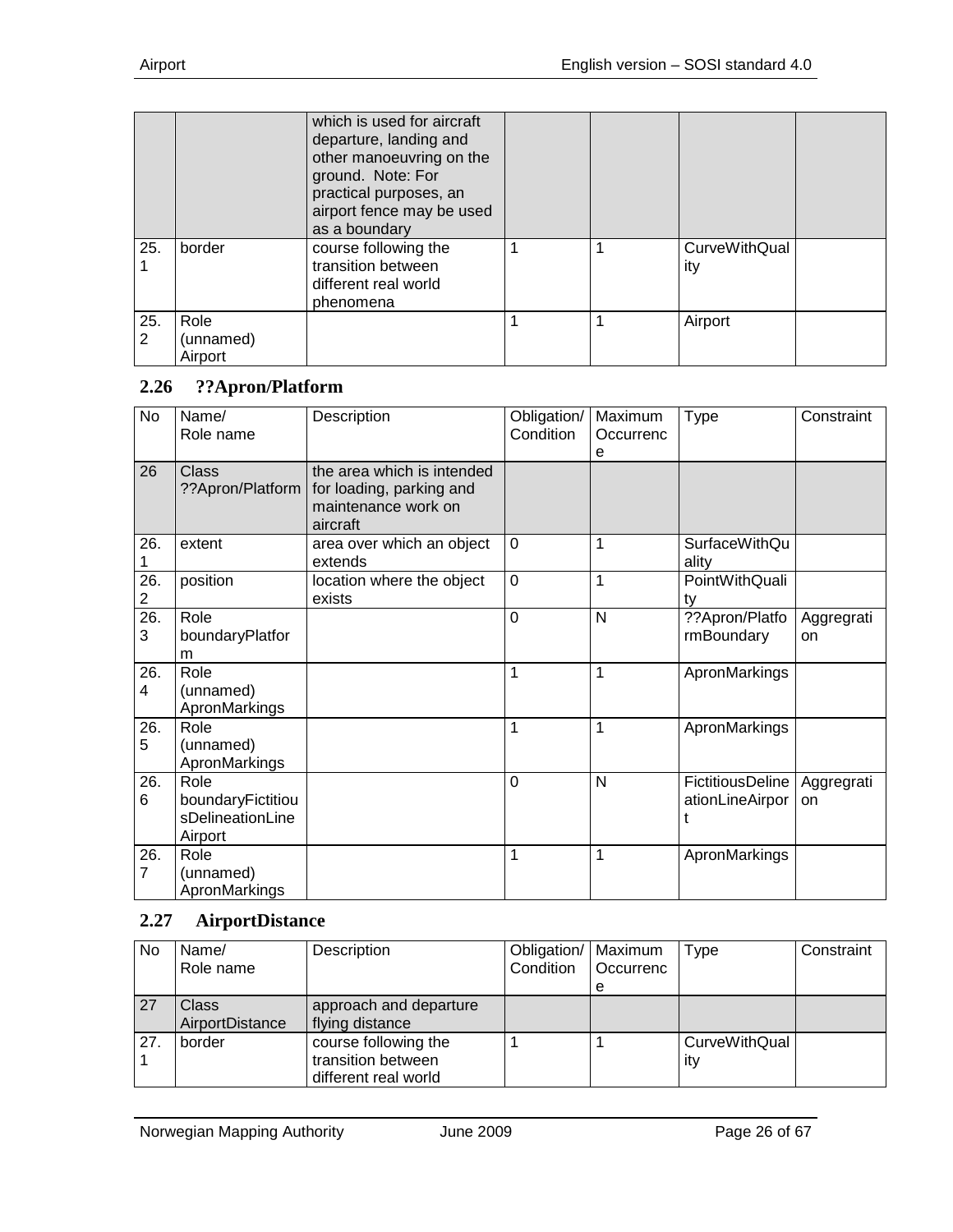| No | Name/<br>Role name | Description | Obligation/<br>Condition | Maximum<br>Occurrence | Type | Constraint |
|---|---|---|---|---|---|---|
| | | which is used for aircraft departure, landing and other manoeuvring on the ground. Note: For practical purposes, an airport fence may be used as a boundary | | | | |
| 25.1 | border | course following the transition between different real world phenomena | 1 | 1 | CurveWithQuality | |
| 25.2 | Role<br>(unnamed)<br>Airport | | 1 | 1 | Airport | |

## 2.26 ??Apron/Platform

| No | Name/<br>Role name | Description | Obligation/<br>Condition | Maximum<br>Occurrence | Type | Constraint |
|---|---|---|---|---|---|---|
| 26 | Class<br>??Apron/Platform | the area which is intended for loading, parking and maintenance work on aircraft | | | | |
| 26.1 | extent | area over which an object extends | 0 | 1 | SurfaceWithQuality | |
| 26.2 | position | location where the object exists | 0 | 1 | PointWithQuality | |
| 26.3 | Role<br>boundaryPlatform | | 0 | N | ??Apron/PlatformBoundary | Aggregation |
| 26.4 | Role<br>(unnamed)<br>ApronMarkings | | 1 | 1 | ApronMarkings | |
| 26.5 | Role<br>(unnamed)<br>ApronMarkings | | 1 | 1 | ApronMarkings | |
| 26.6 | Role<br>boundaryFictitiousDelineationLineAirport | | 0 | N | FictitiousDelineationLineAirport | Aggregation |
| 26.7 | Role<br>(unnamed)<br>ApronMarkings | | 1 | 1 | ApronMarkings | |

## 2.27 AirportDistance

| No | Name/<br>Role name | Description | Obligation/<br>Condition | Maximum<br>Occurrence | Type | Constraint |
|---|---|---|---|---|---|---|
| 27 | Class<br>AirportDistance | approach and departure flying distance | | | | |
| 27.1 | border | course following the transition between different real world | 1 | 1 | CurveWithQuality | |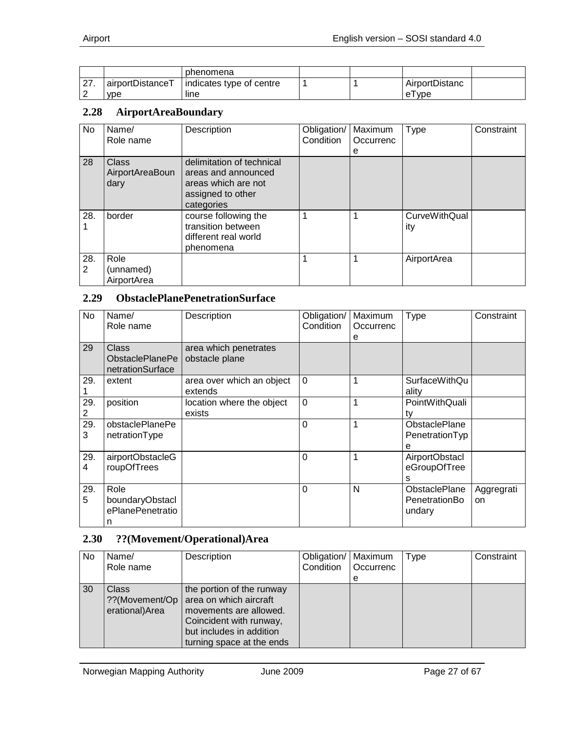| | | phenomena | | | | |
|---|---|---|---|---|---|---|
| 27.2 | airportDistanceType | indicates type of centre line | 1 | 1 | AirportDistanceType | |

## 2.28 AirportAreaBoundary

| No | Name/ Role name | Description | Obligation/ Condition | Maximum Occurrence | Type | Constraint |
|---|---|---|---|---|---|---|
| 28 | Class AirportAreaBoundary | delimitation of technical areas and announced areas which are not assigned to other categories | | | | |
| 28.1 | border | course following the transition between different real world phenomena | 1 | 1 | CurveWithQuality | |
| 28.2 | Role (unnamed) AirportArea | | 1 | 1 | AirportArea | |

## 2.29 ObstaclePlanePenetrationSurface

| No | Name/ Role name | Description | Obligation/ Condition | Maximum Occurrence | Type | Constraint |
|---|---|---|---|---|---|---|
| 29 | Class ObstaclePlanePenetrationSurface | area which penetrates obstacle plane | | | | |
| 29.1 | extent | area over which an object extends | 0 | 1 | SurfaceWithQuality | |
| 29.2 | position | location where the object exists | 0 | 1 | PointWithQuality | |
| 29.3 | obstaclePlanePenetrationType | | 0 | 1 | ObstaclePlanePenetrationType | |
| 29.4 | airportObstacleGroupOfTrees | | 0 | 1 | AirportObstacleGroupOfTrees | |
| 29.5 | Role boundaryObstaclePlanePenetration | | 0 | N | ObstaclePlanePenetrationBoundary | Aggregration |

## 2.30 ??(Movement/Operational)Area

| No | Name/ Role name | Description | Obligation/ Condition | Maximum Occurrence | Type | Constraint |
|---|---|---|---|---|---|---|
| 30 | Class ??(Movement/Operational)Area | the portion of the runway area on which aircraft movements are allowed. Coincident with runway, but includes in addition turning space at the ends | | | | |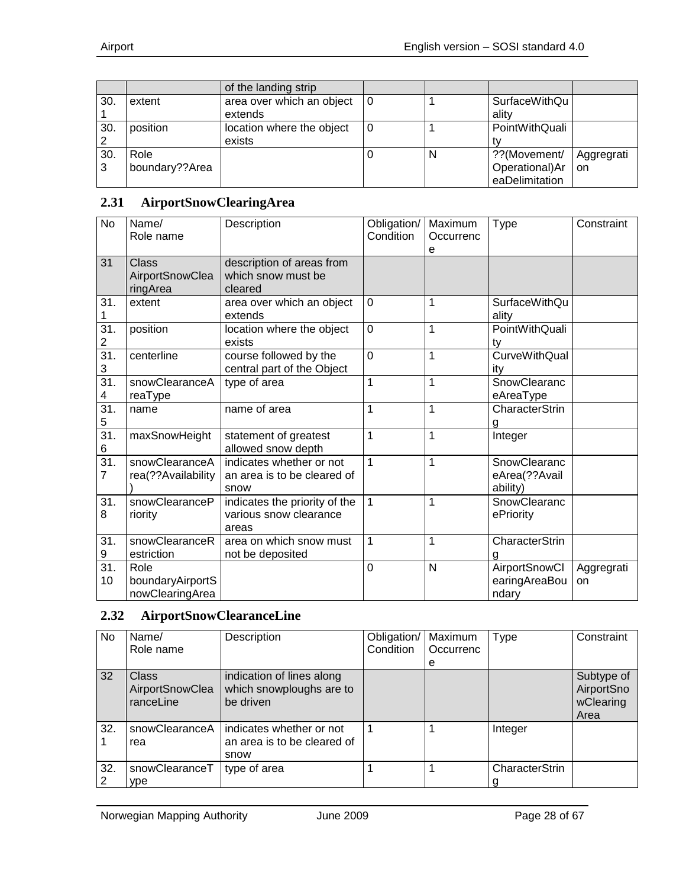| | | of the landing strip | | | | |
|---|---|---|---|---|---|---|
| 30.1 | extent | area over which an object extends | 0 | 1 | SurfaceWithQuality | |
| 30.2 | position | location where the object exists | 0 | 1 | PointWithQuality | |
| 30.3 | Role boundary??Area | | 0 | N | ??(Movement/ Operational)AreaDelimitation | Aggregation |

### 2.31 AirportSnowClearingArea

| No | Name/ Role name | Description | Obligation/ Condition | Maximum Occurrence | Type | Constraint |
|---|---|---|---|---|---|---|
| 31 | Class AirportSnowClearingArea | description of areas from which snow must be cleared | | | | |
| 31.1 | extent | area over which an object extends | 0 | 1 | SurfaceWithQuality | |
| 31.2 | position | location where the object exists | 0 | 1 | PointWithQuality | |
| 31.3 | centerline | course followed by the central part of the Object | 0 | 1 | CurveWithQuality | |
| 31.4 | snowClearanceAreaType | type of area | 1 | 1 | SnowClearanceAreaType | |
| 31.5 | name | name of area | 1 | 1 | CharacterString | |
| 31.6 | maxSnowHeight | statement of greatest allowed snow depth | 1 | 1 | Integer | |
| 31.7 | snowClearanceArea(??Availability) | indicates whether or not an area is to be cleared of snow | 1 | 1 | SnowClearanceArea(??Availability) | |
| 31.8 | snowClearancePriority | indicates the priority of the various snow clearance areas | 1 | 1 | SnowClearancePriority | |
| 31.9 | snowClearanceRestriction | area on which snow must not be deposited | 1 | 1 | CharacterString | |
| 31.10 | Role boundaryAirportSnowClearingArea | | 0 | N | AirportSnowClearingAreaBoundary | Aggregation |

### 2.32 AirportSnowClearanceLine

| No | Name/ Role name | Description | Obligation/ Condition | Maximum Occurrence | Type | Constraint |
|---|---|---|---|---|---|---|
| 32 | Class AirportSnowClearanceLine | indication of lines along which snowploughs are to be driven | | | | Subtype of AirportSnowClearing Area |
| 32.1 | snowClearanceArea | indicates whether or not an area is to be cleared of snow | 1 | 1 | Integer | |
| 32.2 | snowClearanceType | type of area | 1 | 1 | CharacterString | |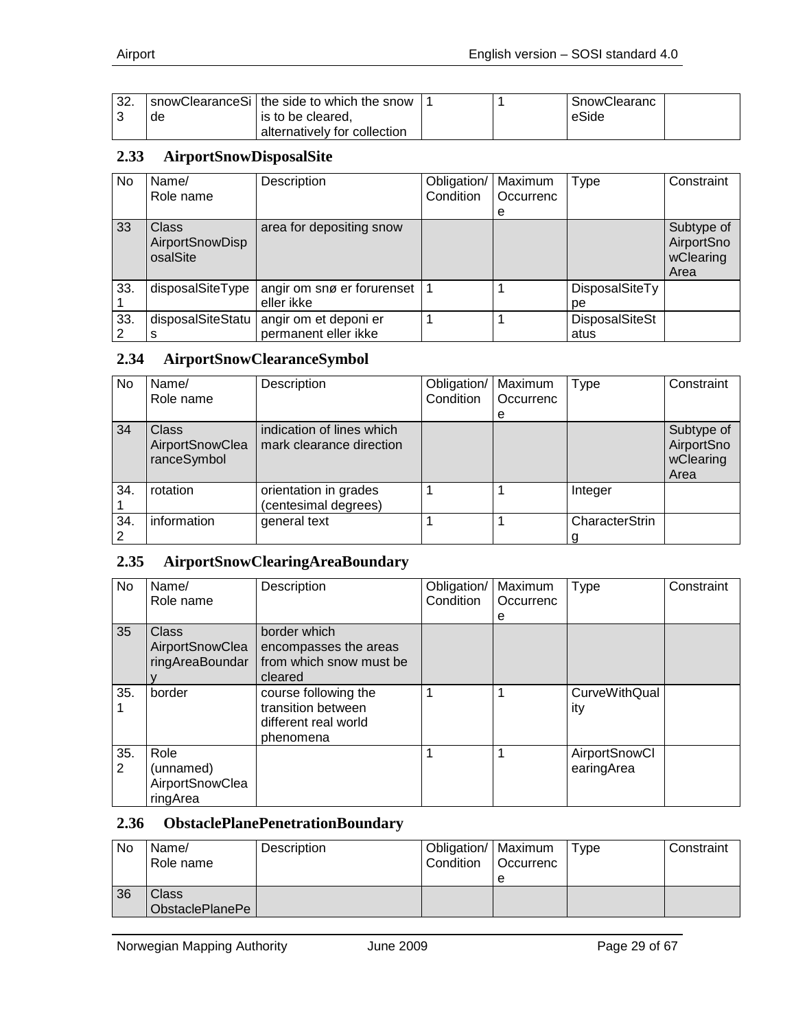| 32.3 | snowClearanceSide | the side to which the snow is to be cleared, alternatively for collection | 1 | 1 | SnowClearanceSide | |
|---|---|---|---|---|---|---|

## 2.33 AirportSnowDisposalSite

| No | Name/ Role name | Description | Obligation/ Condition | Maximum Occurrence | Type | Constraint |
|---|---|---|---|---|---|---|
| 33 | Class AirportSnowDisposalSite | area for depositing snow | | | | Subtype of AirportSnowClearing Area |
| 33.1 | disposalSiteType | angir om snø er forurenset eller ikke | 1 | 1 | DisposalSiteType | |
| 33.2 | disposalSiteStatus | angir om et deponi er permanent eller ikke | 1 | 1 | DisposalSiteStatus | |

## 2.34 AirportSnowClearanceSymbol

| No | Name/ Role name | Description | Obligation/ Condition | Maximum Occurrence | Type | Constraint |
|---|---|---|---|---|---|---|
| 34 | Class AirportSnowClearanceSymbol | indication of lines which mark clearance direction | | | | Subtype of AirportSnowClearing Area |
| 34.1 | rotation | orientation in grades (centesimal degrees) | 1 | 1 | Integer | |
| 34.2 | information | general text | 1 | 1 | CharacterString | |

## 2.35 AirportSnowClearingAreaBoundary

| No | Name/ Role name | Description | Obligation/ Condition | Maximum Occurrence | Type | Constraint |
|---|---|---|---|---|---|---|
| 35 | Class AirportSnowClearingAreaBoundary | border which encompasses the areas from which snow must be cleared | | | | |
| 35.1 | border | course following the transition between different real world phenomena | 1 | 1 | CurveWithQuality | |
| 35.2 | Role (unnamed) AirportSnowClearingArea | | 1 | 1 | AirportSnowClearingArea | |

## 2.36 ObstaclePlanePenetrationBoundary

| No | Name/ Role name | Description | Obligation/ Condition | Maximum Occurrence | Type | Constraint |
|---|---|---|---|---|---|---|
| 36 | Class ObstaclePlanePe | | | | | |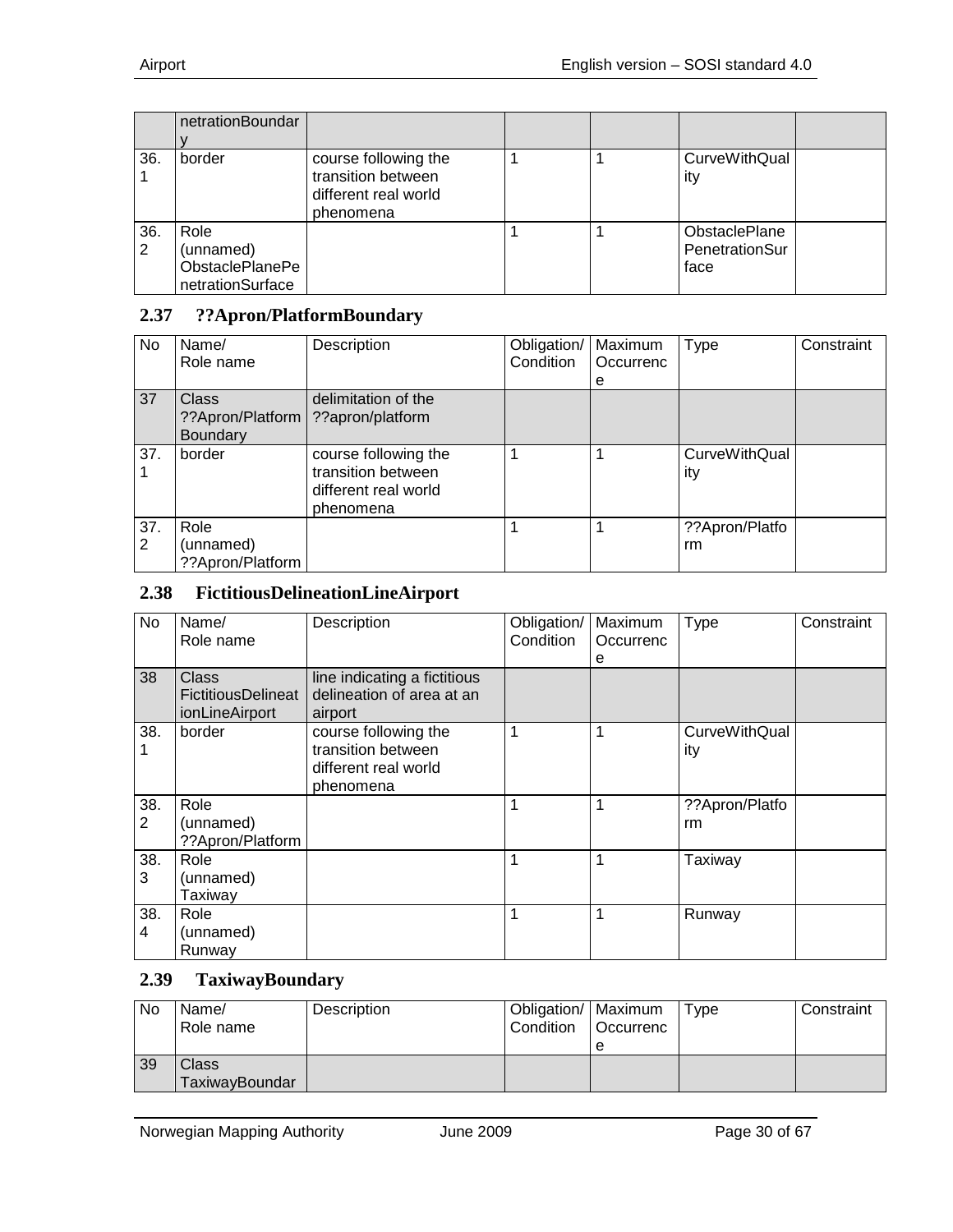| | netrationBoundary | | | | | |
|---|---|---|---|---|---|---|
| 36.1 | border | course following the transition between different real world phenomena | 1 | 1 | CurveWithQuality | |
| 36.2 | Role (unnamed) ObstaclePlanePenetrationSurface | | 1 | 1 | ObstaclePlanePenetrationSurface | |

## 2.37 ??Apron/PlatformBoundary

| No | Name/ Role name | Description | Obligation/ Condition | Maximum Occurrence | Type | Constraint |
|---|---|---|---|---|---|---|
| 37 | Class ??Apron/Platform Boundary | delimitation of the ??apron/platform | | | | |
| 37.1 | border | course following the transition between different real world phenomena | 1 | 1 | CurveWithQuality | |
| 37.2 | Role (unnamed) ??Apron/Platform | | 1 | 1 | ??Apron/Platform | |

## 2.38 FictitiousDelineationLineAirport

| No | Name/ Role name | Description | Obligation/ Condition | Maximum Occurrence | Type | Constraint |
|---|---|---|---|---|---|---|
| 38 | Class FictitiousDelineationLineAirport | line indicating a fictitious delineation of area at an airport | | | | |
| 38.1 | border | course following the transition between different real world phenomena | 1 | 1 | CurveWithQuality | |
| 38.2 | Role (unnamed) ??Apron/Platform | | 1 | 1 | ??Apron/Platform | |
| 38.3 | Role (unnamed) Taxiway | | 1 | 1 | Taxiway | |
| 38.4 | Role (unnamed) Runway | | 1 | 1 | Runway | |

## 2.39 TaxiwayBoundary

| No | Name/ Role name | Description | Obligation/ Condition | Maximum Occurrence | Type | Constraint |
|---|---|---|---|---|---|---|
| 39 | Class TaxiwayBoundar | | | | | |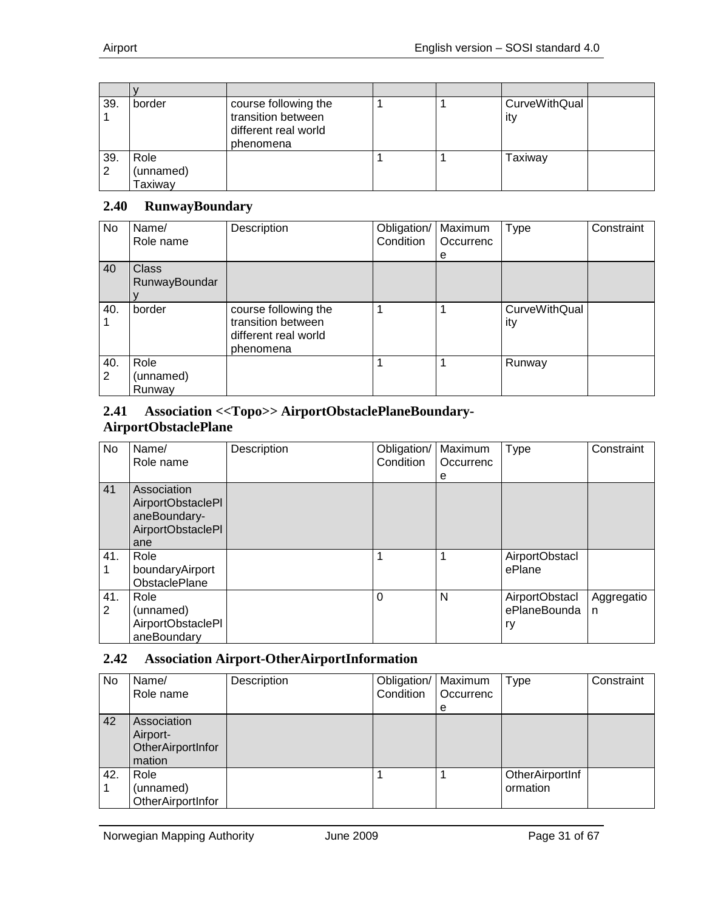| | y | | | | | |
|---|---|---|---|---|---|---|
| 39.1 | border | course following the transition between different real world phenomena | 1 | 1 | CurveWithQuality | |
| 39.2 | Role (unnamed) Taxiway | | 1 | 1 | Taxiway | |

### 2.40 RunwayBoundary

| No | Name/ Role name | Description | Obligation/ Condition | Maximum Occurrence | Type | Constraint |
|---|---|---|---|---|---|---|
| 40 | Class RunwayBoundary | | | | | |
| 40.1 | border | course following the transition between different real world phenomena | 1 | 1 | CurveWithQuality | |
| 40.2 | Role (unnamed) Runway | | 1 | 1 | Runway | |

### 2.41 Association <<Topo>> AirportObstaclePlaneBoundary-AirportObstaclePlane

| No | Name/ Role name | Description | Obligation/ Condition | Maximum Occurrence | Type | Constraint |
|---|---|---|---|---|---|---|
| 41 | Association AirportObstaclePlaneBoundary-AirportObstaclePlane | | | | | |
| 41.1 | Role boundaryAirportObstaclePlane | | 1 | 1 | AirportObstaclePlane | |
| 41.2 | Role (unnamed) AirportObstaclePlaneBoundary | | 0 | N | AirportObstaclePlaneBoundary | Aggregation |

### 2.42 Association Airport-OtherAirportInformation

| No | Name/ Role name | Description | Obligation/ Condition | Maximum Occurrence | Type | Constraint |
|---|---|---|---|---|---|---|
| 42 | Association Airport-OtherAirportInformation | | | | | |
| 42.1 | Role (unnamed) OtherAirportInfor | | 1 | 1 | OtherAirportInformation | |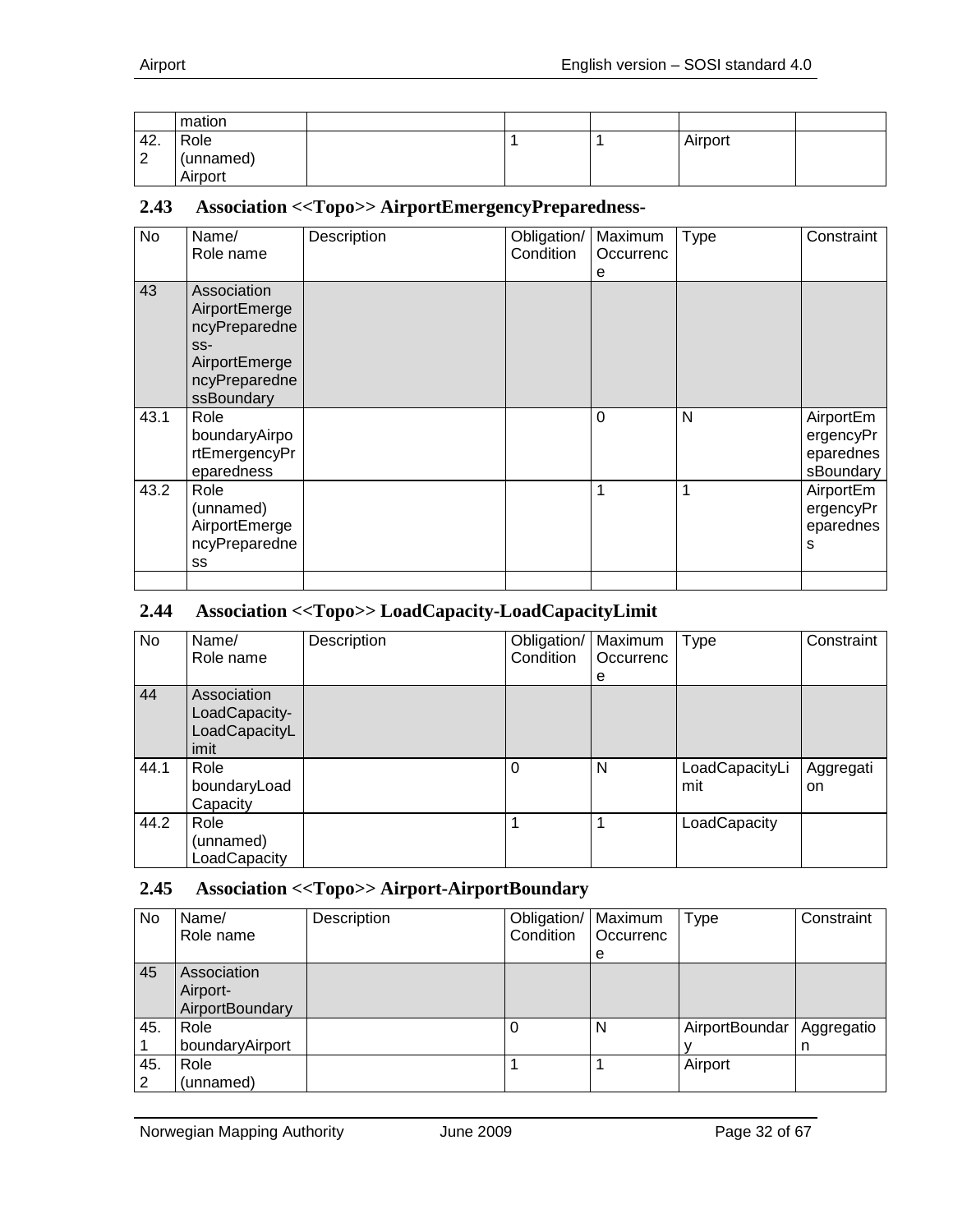| | mation | | | | | |
|---|---|---|---|---|---|---|
| 42.2 | Role (unnamed) Airport | | 1 | 1 | Airport | |

## 2.43 Association <<Topo>> AirportEmergencyPreparedness-

| No | Name/ Role name | Description | Obligation/ Condition | Maximum Occurrence | Type | Constraint |
|---|---|---|---|---|---|---|
| 43 | Association AirportEmergencyPreparedness-AirportEmergencyPreparednessBoundary | | | | | |
| 43.1 | Role boundaryAirportEmergencyPreparedness | | | 0 | N | AirportEmergencyPreparednessBoundary |
| 43.2 | Role (unnamed) AirportEmergencyPreparedness | | | 1 | 1 | AirportEmergencyPreparedness |
| | | | | | | |

## 2.44 Association <<Topo>> LoadCapacity-LoadCapacityLimit

| No | Name/ Role name | Description | Obligation/ Condition | Maximum Occurrence | Type | Constraint |
|---|---|---|---|---|---|---|
| 44 | Association LoadCapacity-LoadCapacityLimit | | | | | |
| 44.1 | Role boundaryLoadCapacity | | 0 | N | LoadCapacityLimit | Aggregation |
| 44.2 | Role (unnamed) LoadCapacity | | 1 | 1 | LoadCapacity | |

## 2.45 Association <<Topo>> Airport-AirportBoundary

| No | Name/ Role name | Description | Obligation/ Condition | Maximum Occurrence | Type | Constraint |
|---|---|---|---|---|---|---|
| 45 | Association Airport-AirportBoundary | | | | | |
| 45.1 | Role boundaryAirport | | 0 | N | AirportBoundary | Aggregation |
| 45.2 | Role (unnamed) | | 1 | 1 | Airport | |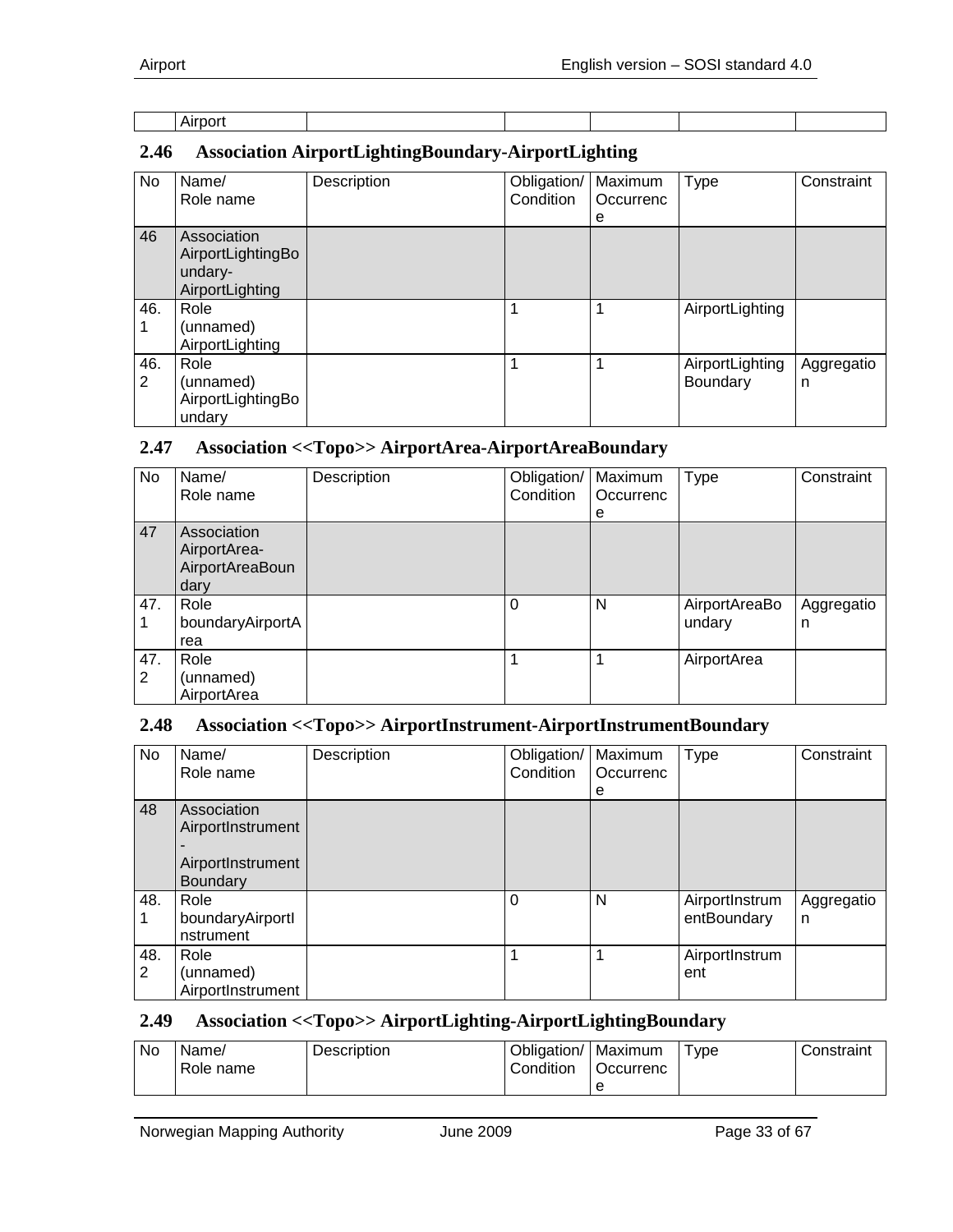| | Airport | | | | | |
|---|---|---|---|---|---|---|

## 2.46 Association AirportLightingBoundary-AirportLighting

| No | Name/ Role name | Description | Obligation/ Condition | Maximum Occurrence | Type | Constraint |
|---|---|---|---|---|---|---|
| 46 | Association AirportLightingBoundary-AirportLighting | | | | | |
| 46.1 | Role (unnamed) AirportLighting | | 1 | 1 | AirportLighting | |
| 46.2 | Role (unnamed) AirportLightingBoundary | | 1 | 1 | AirportLighting Boundary | Aggregation |

## 2.47 Association <<Topo>> AirportArea-AirportAreaBoundary

| No | Name/ Role name | Description | Obligation/ Condition | Maximum Occurrence | Type | Constraint |
|---|---|---|---|---|---|---|
| 47 | Association AirportArea-AirportAreaBoundary | | | | | |
| 47.1 | Role boundaryAirportArea | | 0 | N | AirportAreaBoundary | Aggregation |
| 47.2 | Role (unnamed) AirportArea | | 1 | 1 | AirportArea | |

## 2.48 Association <<Topo>> AirportInstrument-AirportInstrumentBoundary

| No | Name/ Role name | Description | Obligation/ Condition | Maximum Occurrence | Type | Constraint |
|---|---|---|---|---|---|---|
| 48 | Association AirportInstrument-AirportInstrumentBoundary | | | | | |
| 48.1 | Role boundaryAirportInstrument | | 0 | N | AirportInstrumentBoundary | Aggregation |
| 48.2 | Role (unnamed) AirportInstrument | | 1 | 1 | AirportInstrument | |

## 2.49 Association <<Topo>> AirportLighting-AirportLightingBoundary

| No | Name/ Role name | Description | Obligation/ Condition | Maximum Occurrence | Type | Constraint |
|---|---|---|---|---|---|---|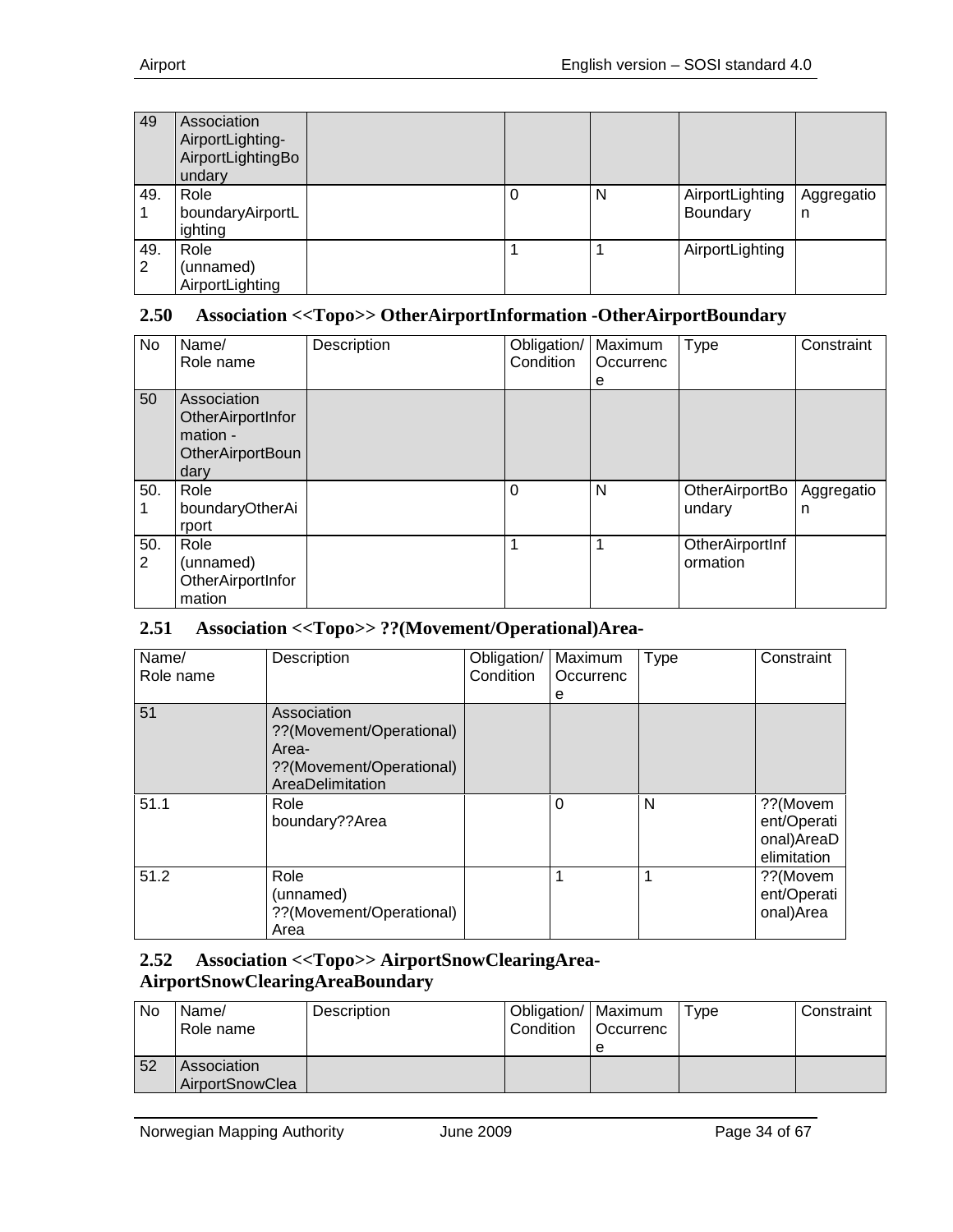| No | Name/ Role name | Description | Obligation/ Condition | Maximum Occurrence | Type | Constraint |
|---|---|---|---|---|---|---|
| 49 | Association AirportLighting-AirportLightingBoundary | | | | | |
| 49.1 | Role boundaryAirportLighting | | 0 | N | AirportLighting Boundary | Aggregation |
| 49.2 | Role (unnamed) AirportLighting | | 1 | 1 | AirportLighting | |

### 2.50 Association <<Topo>> OtherAirportInformation -OtherAirportBoundary

| No | Name/ Role name | Description | Obligation/ Condition | Maximum Occurrence | Type | Constraint |
|---|---|---|---|---|---|---|
| 50 | Association OtherAirportInformation - OtherAirportBoundary | | | | | |
| 50.1 | Role boundaryOtherAirport | | 0 | N | OtherAirportBoundary | Aggregation |
| 50.2 | Role (unnamed) OtherAirportInformation | | 1 | 1 | OtherAirportInformation | |

### 2.51 Association <<Topo>> ??(Movement/Operational)Area-

| Name/ Role name | Description | Obligation/ Condition | Maximum Occurrence | Type | Constraint |
|---|---|---|---|---|---|
| 51 | Association ??(Movement/Operational) Area- ??(Movement/Operational) AreaDelimitation | | | | |
| 51.1 | Role boundary??Area | | 0 | N | ??(Movement/Operational)AreaDelimitation |
| 51.2 | Role (unnamed) ??(Movement/Operational) Area | | 1 | 1 | ??(Movement/Operational)Area |

### 2.52 Association <<Topo>> AirportSnowClearingArea-AirportSnowClearingAreaBoundary

| No | Name/ Role name | Description | Obligation/ Condition | Maximum Occurrence | Type | Constraint |
|---|---|---|---|---|---|---|
| 52 | Association AirportSnowClea | | | | | |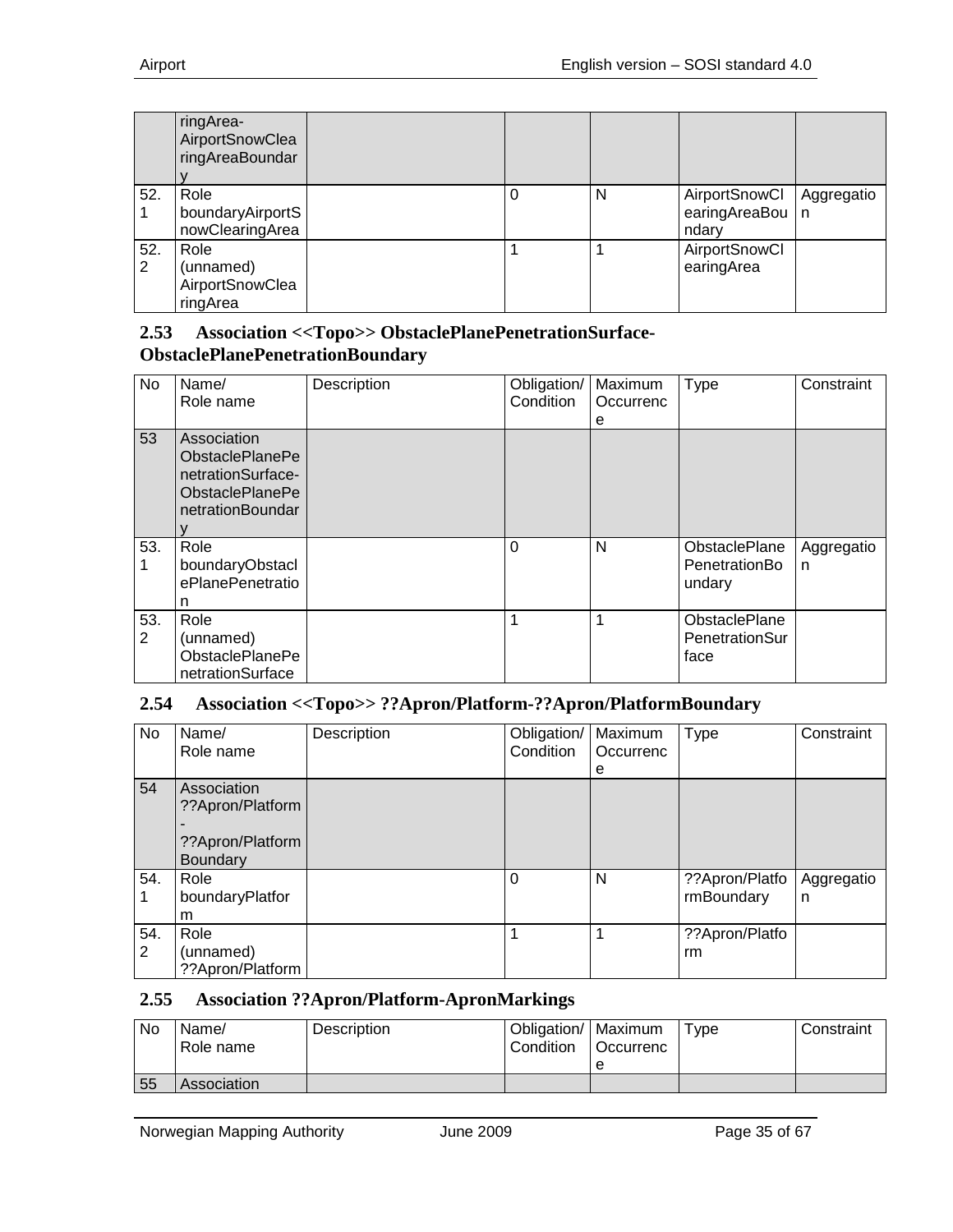| | ringArea-AirportSnowClearingAreaBoundary | | | | | |
|---|---|---|---|---|---|---|
| 52.1 | Role boundaryAirportSnowClearingArea | | 0 | N | AirportSnowClearingAreaBoundary | Aggregation |
| 52.2 | Role (unnamed) AirportSnowClearingArea | | 1 | 1 | AirportSnowClearingArea | |

### 2.53 Association <<Topo>> ObstaclePlanePenetrationSurface-ObstaclePlanePenetrationBoundary

| No | Name/ Role name | Description | Obligation/ Condition | Maximum Occurrence | Type | Constraint |
|---|---|---|---|---|---|---|
| 53 | Association ObstaclePlanePenetrationSurface-ObstaclePlanePenetrationBoundary | | | | | |
| 53.1 | Role boundaryObstaclePlanePenetration | | 0 | N | ObstaclePlanePenetrationBoundary | Aggregation |
| 53.2 | Role (unnamed) ObstaclePlanePenetrationSurface | | 1 | 1 | ObstaclePlanePenetrationSurface | |

### 2.54 Association <<Topo>> ??Apron/Platform-??Apron/PlatformBoundary

| No | Name/ Role name | Description | Obligation/ Condition | Maximum Occurrence | Type | Constraint |
|---|---|---|---|---|---|---|
| 54 | Association ??Apron/Platform - ??Apron/Platform Boundary | | | | | |
| 54.1 | Role boundaryPlatform | | 0 | N | ??Apron/PlatformBoundary | Aggregation |
| 54.2 | Role (unnamed) ??Apron/Platform | | 1 | 1 | ??Apron/Platform | |

### 2.55 Association ??Apron/Platform-ApronMarkings

| No | Name/ Role name | Description | Obligation/ Condition | Maximum Occurrence | Type | Constraint |
|---|---|---|---|---|---|---|
| 55 | Association | | | | | |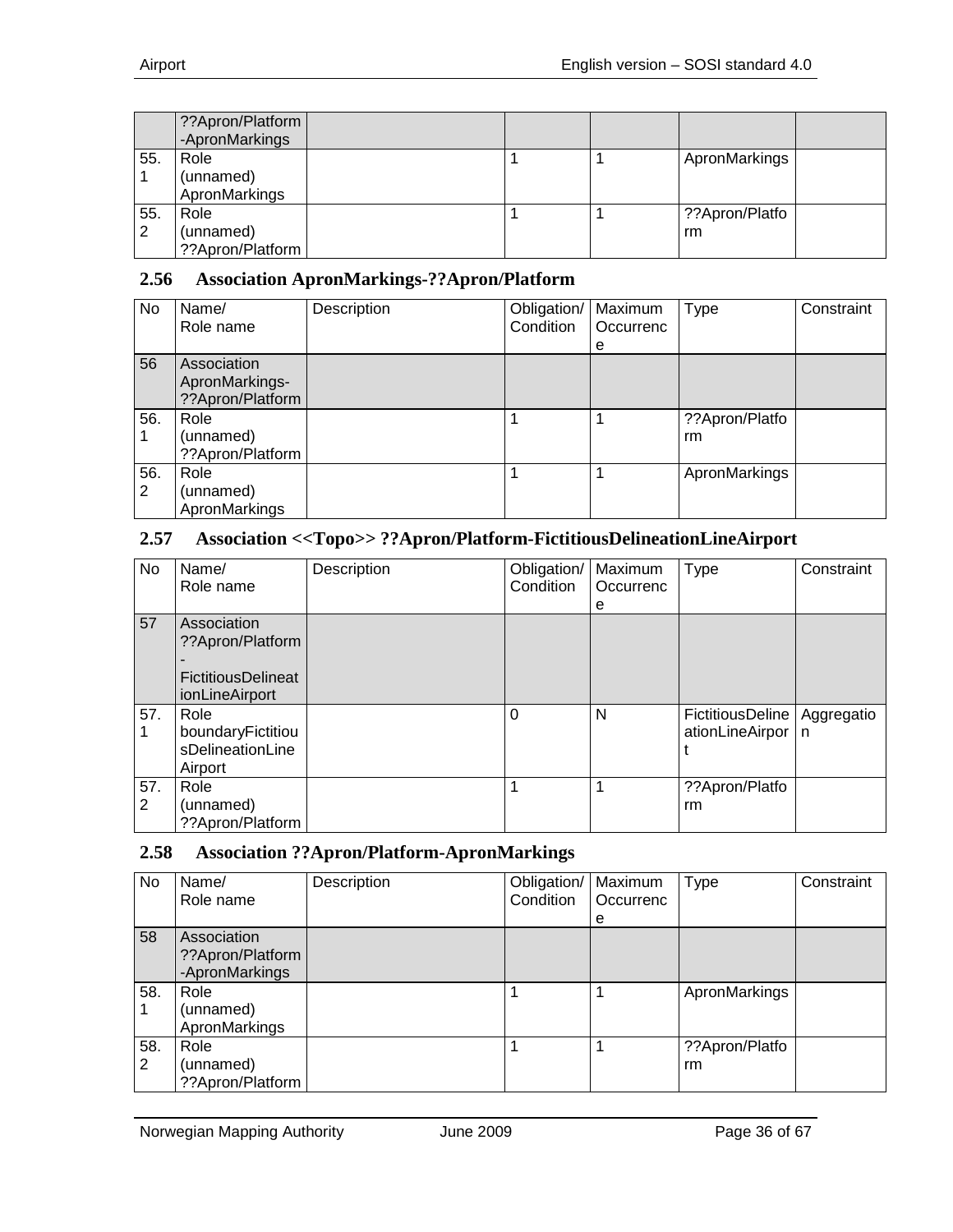| No | Name/ Role name | Description | Obligation/ Condition | Maximum Occurrence | Type | Constraint |
|---|---|---|---|---|---|---|
| | ??Apron/Platform -ApronMarkings | | | | | |
| 55.1 | Role (unnamed) ApronMarkings | | 1 | 1 | ApronMarkings | |
| 55.2 | Role (unnamed) ??Apron/Platform | | 1 | 1 | ??Apron/Platform | |

## 2.56 Association ApronMarkings-??Apron/Platform

| No | Name/ Role name | Description | Obligation/ Condition | Maximum Occurrence | Type | Constraint |
|---|---|---|---|---|---|---|
| 56 | Association ApronMarkings- ??Apron/Platform | | | | | |
| 56.1 | Role (unnamed) ??Apron/Platform | | 1 | 1 | ??Apron/Platform | |
| 56.2 | Role (unnamed) ApronMarkings | | 1 | 1 | ApronMarkings | |

## 2.57 Association <<Topo>> ??Apron/Platform-FictitiousDelineationLineAirport

| No | Name/ Role name | Description | Obligation/ Condition | Maximum Occurrence | Type | Constraint |
|---|---|---|---|---|---|---|
| 57 | Association ??Apron/Platform - FictitiousDelineationLineAirport | | | | | |
| 57.1 | Role boundaryFictitiousDelineationLineAirport | | 0 | N | FictitiousDelineationLineAirport | Aggregation |
| 57.2 | Role (unnamed) ??Apron/Platform | | 1 | 1 | ??Apron/Platform | |

## 2.58 Association ??Apron/Platform-ApronMarkings

| No | Name/ Role name | Description | Obligation/ Condition | Maximum Occurrence | Type | Constraint |
|---|---|---|---|---|---|---|
| 58 | Association ??Apron/Platform -ApronMarkings | | | | | |
| 58.1 | Role (unnamed) ApronMarkings | | 1 | 1 | ApronMarkings | |
| 58.2 | Role (unnamed) ??Apron/Platform | | 1 | 1 | ??Apron/Platform | |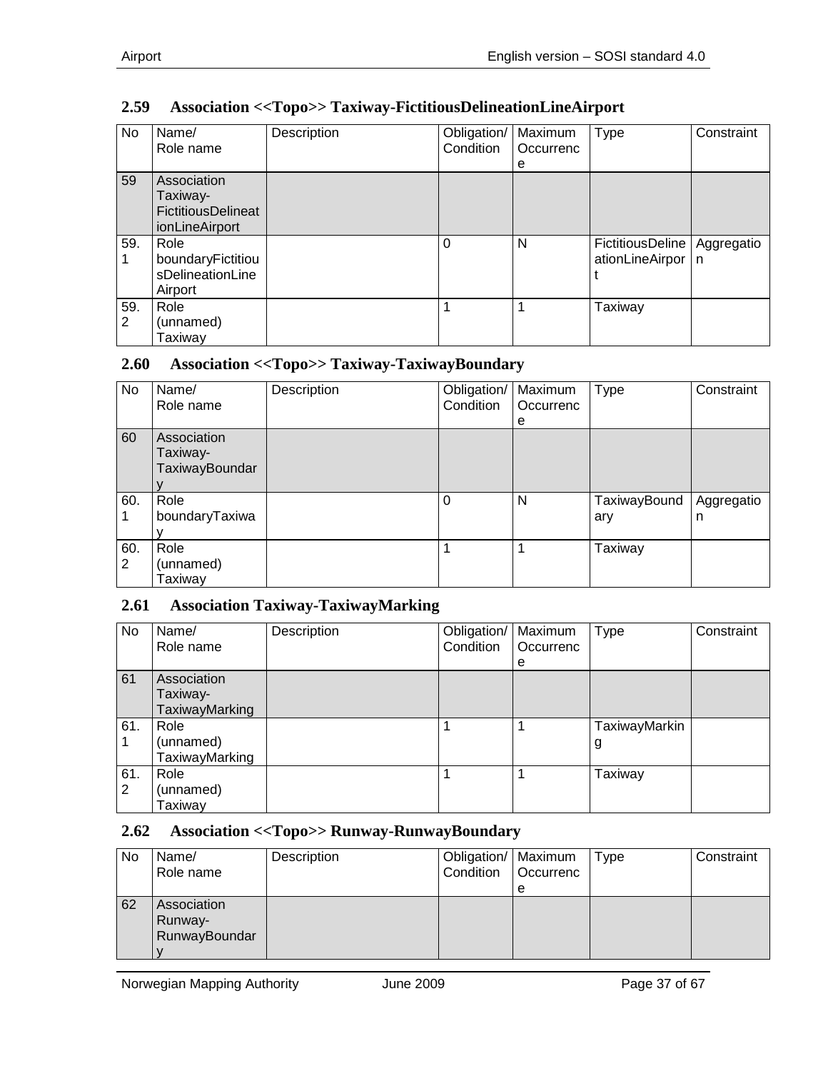### 2.59 Association <<Topo>> Taxiway-FictitiousDelineationLineAirport

| No | Name/ Role name | Description | Obligation/ Condition | Maximum Occurrence | Type | Constraint |
|---|---|---|---|---|---|---|
| 59 | Association Taxiway-FictitiousDelineationLineAirport | | | | | |
| 59.1 | Role boundaryFictitiousDelineationLineAirport | | 0 | N | FictitiousDelineationLineAirport | Aggregation |
| 59.2 | Role (unnamed) Taxiway | | 1 | 1 | Taxiway | |

### 2.60 Association <<Topo>> Taxiway-TaxiwayBoundary

| No | Name/ Role name | Description | Obligation/ Condition | Maximum Occurrence | Type | Constraint |
|---|---|---|---|---|---|---|
| 60 | Association Taxiway-TaxiwayBoundary | | | | | |
| 60.1 | Role boundaryTaxiway | | 0 | N | TaxiwayBoundary | Aggregation |
| 60.2 | Role (unnamed) Taxiway | | 1 | 1 | Taxiway | |

### 2.61 Association Taxiway-TaxiwayMarking

| No | Name/ Role name | Description | Obligation/ Condition | Maximum Occurrence | Type | Constraint |
|---|---|---|---|---|---|---|
| 61 | Association Taxiway-TaxiwayMarking | | | | | |
| 61.1 | Role (unnamed) TaxiwayMarking | | 1 | 1 | TaxiwayMarking | |
| 61.2 | Role (unnamed) Taxiway | | 1 | 1 | Taxiway | |

### 2.62 Association <<Topo>> Runway-RunwayBoundary

| No | Name/ Role name | Description | Obligation/ Condition | Maximum Occurrence | Type | Constraint |
|---|---|---|---|---|---|---|
| 62 | Association Runway-RunwayBoundary | | | | | |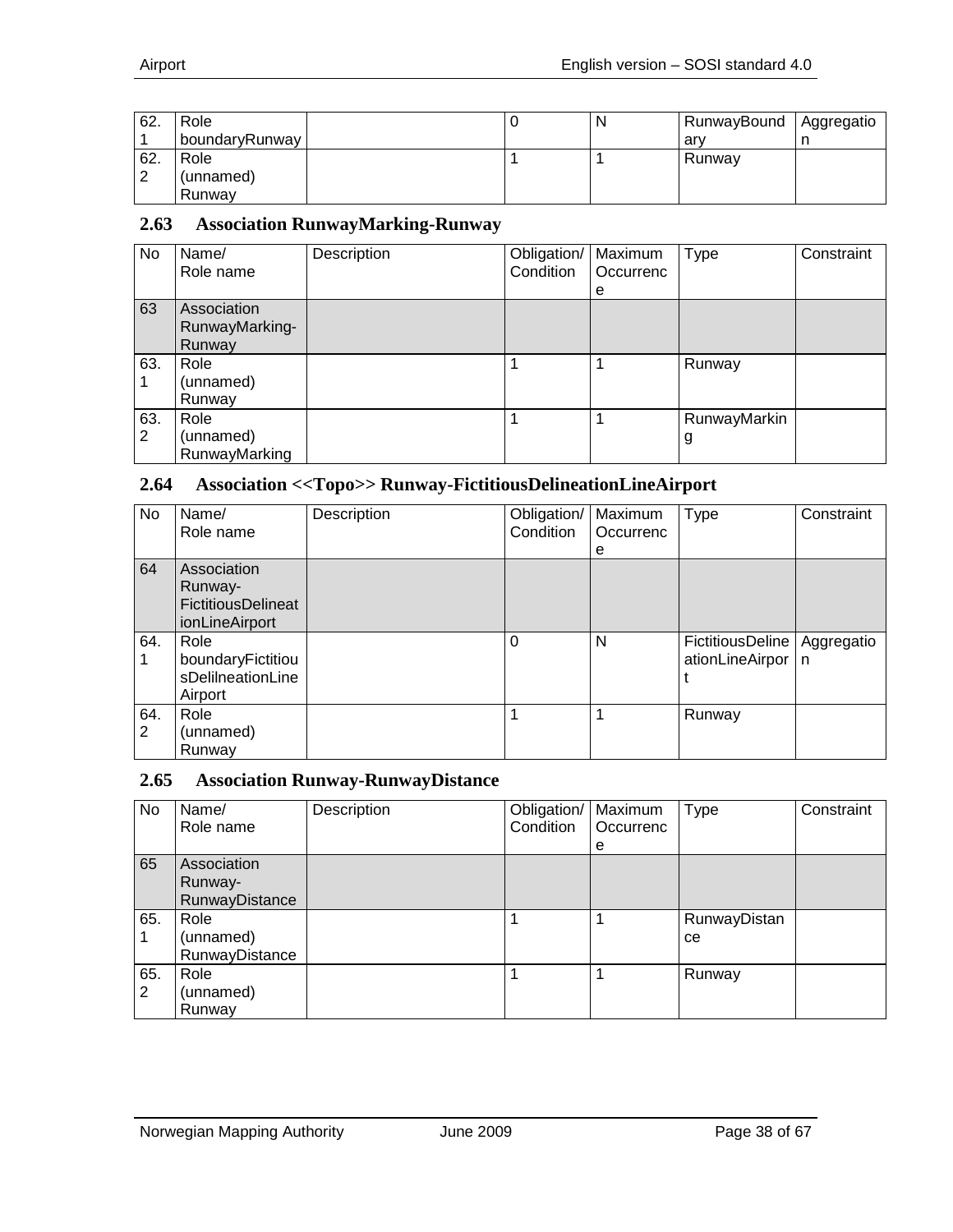| No | Name/ Role name | Description | Obligation/ Condition | Maximum Occurrence | Type | Constraint |
|---|---|---|---|---|---|---|
| 62.1 | Role boundaryRunway | | 0 | N | RunwayBoundary | Aggregation |
| 62.2 | Role (unnamed) Runway | | 1 | 1 | Runway | |

## 2.63 Association RunwayMarking-Runway

| No | Name/ Role name | Description | Obligation/ Condition | Maximum Occurrence | Type | Constraint |
|---|---|---|---|---|---|---|
| 63 | Association RunwayMarking-Runway | | | | | |
| 63.1 | Role (unnamed) Runway | | 1 | 1 | Runway | |
| 63.2 | Role (unnamed) RunwayMarking | | 1 | 1 | RunwayMarking | |

## 2.64 Association <<Topo>> Runway-FictitiousDelineationLineAirport

| No | Name/ Role name | Description | Obligation/ Condition | Maximum Occurrence | Type | Constraint |
|---|---|---|---|---|---|---|
| 64 | Association Runway-FictitiousDelineationLineAirport | | | | | |
| 64.1 | Role boundaryFictitiousDelilneationLineAirport | | 0 | N | FictitiousDelineationLineAirport | Aggregation |
| 64.2 | Role (unnamed) Runway | | 1 | 1 | Runway | |

## 2.65 Association Runway-RunwayDistance

| No | Name/ Role name | Description | Obligation/ Condition | Maximum Occurrence | Type | Constraint |
|---|---|---|---|---|---|---|
| 65 | Association Runway-RunwayDistance | | | | | |
| 65.1 | Role (unnamed) RunwayDistance | | 1 | 1 | RunwayDistance | |
| 65.2 | Role (unnamed) Runway | | 1 | 1 | Runway | |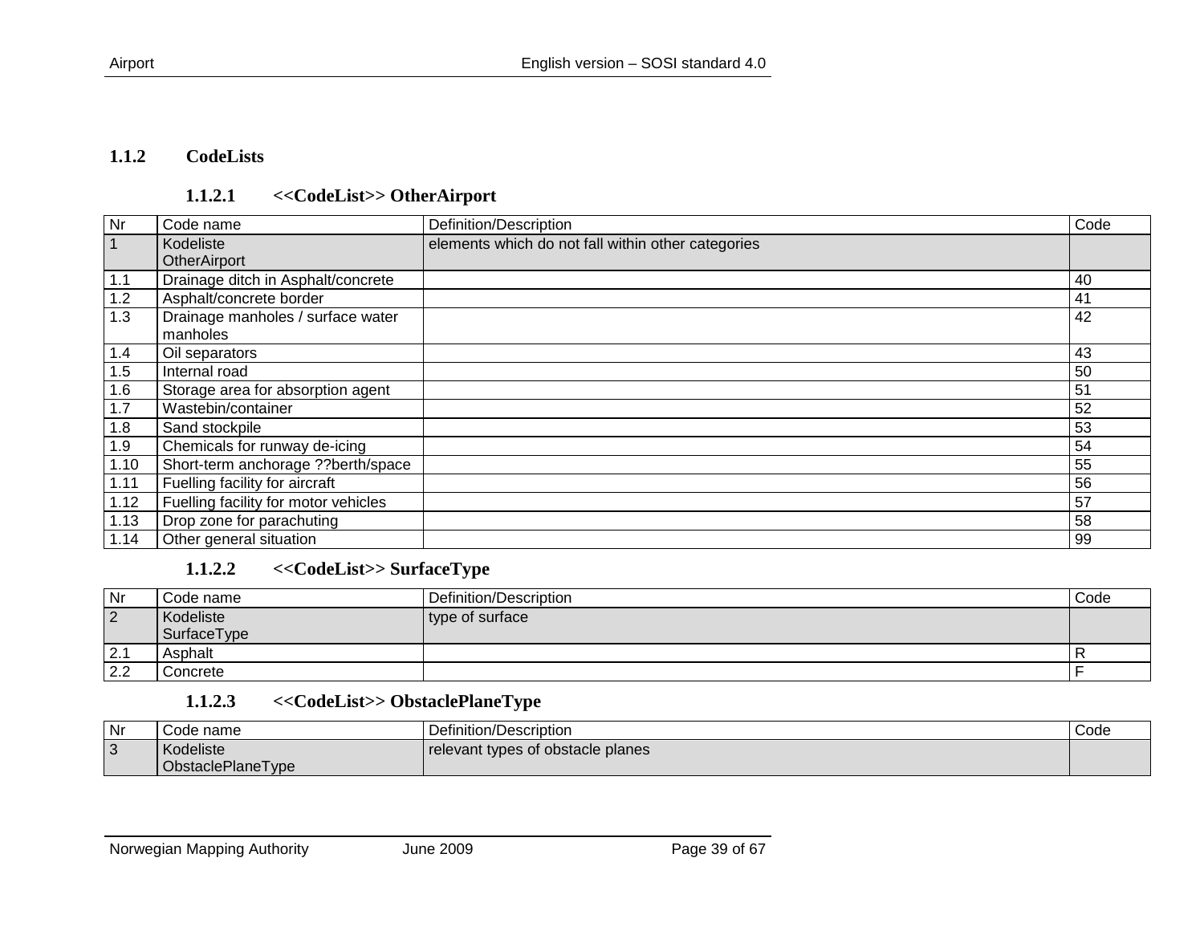### 1.1.2 CodeLists

#### 1.1.2.1 <<CodeList>> OtherAirport

| Nr | Code name | Definition/Description | Code |
|---|---|---|---|
| 1 | Kodeliste OtherAirport | elements which do not fall within other categories | |
| 1.1 | Drainage ditch in Asphalt/concrete | | 40 |
| 1.2 | Asphalt/concrete border | | 41 |
| 1.3 | Drainage manholes / surface water manholes | | 42 |
| 1.4 | Oil separators | | 43 |
| 1.5 | Internal road | | 50 |
| 1.6 | Storage area for absorption agent | | 51 |
| 1.7 | Wastebin/container | | 52 |
| 1.8 | Sand stockpile | | 53 |
| 1.9 | Chemicals for runway de-icing | | 54 |
| 1.10 | Short-term anchorage ??berth/space | | 55 |
| 1.11 | Fuelling facility for aircraft | | 56 |
| 1.12 | Fuelling facility for motor vehicles | | 57 |
| 1.13 | Drop zone for parachuting | | 58 |
| 1.14 | Other general situation | | 99 |

#### 1.1.2.2 <<CodeList>> SurfaceType

| Nr | Code name | Definition/Description | Code |
|---|---|---|---|
| 2 | Kodeliste SurfaceType | type of surface | |
| 2.1 | Asphalt | | R |
| 2.2 | Concrete | | F |

#### 1.1.2.3 <<CodeList>> ObstaclePlaneType

| Nr | Code name | Definition/Description | Code |
|---|---|---|---|
| 3 | Kodeliste ObstaclePlaneType | relevant types of obstacle planes | |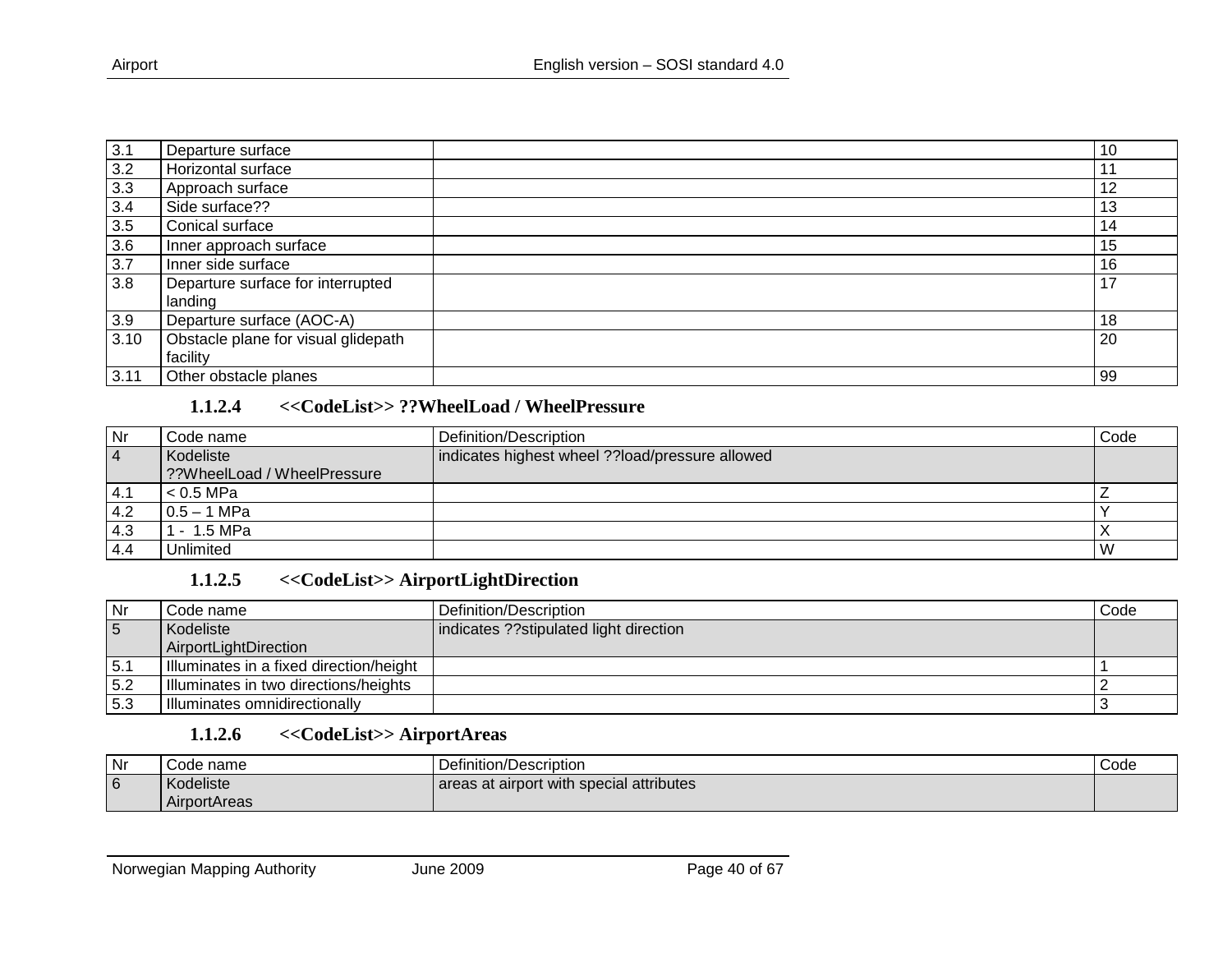| | | | |
|---|---|---|---|
| 3.1 | Departure surface | | 10 |
| 3.2 | Horizontal surface | | 11 |
| 3.3 | Approach surface | | 12 |
| 3.4 | Side surface?? | | 13 |
| 3.5 | Conical surface | | 14 |
| 3.6 | Inner approach surface | | 15 |
| 3.7 | Inner side surface | | 16 |
| 3.8 | Departure surface for interrupted landing | | 17 |
| 3.9 | Departure surface (AOC-A) | | 18 |
| 3.10 | Obstacle plane for visual glidepath facility | | 20 |
| 3.11 | Other obstacle planes | | 99 |

#### 1.1.2.4 <<CodeList>> ??WheelLoad / WheelPressure

| Nr | Code name | Definition/Description | Code |
|---|---|---|---|
| 4 | Kodeliste ??WheelLoad / WheelPressure | indicates highest wheel ??load/pressure allowed | |
| 4.1 | < 0.5 MPa | | Z |
| 4.2 | 0.5 – 1 MPa | | Y |
| 4.3 | 1 - 1.5 MPa | | X |
| 4.4 | Unlimited | | W |

#### 1.1.2.5 <<CodeList>> AirportLightDirection

| Nr | Code name | Definition/Description | Code |
|---|---|---|---|
| 5 | Kodeliste AirportLightDirection | indicates ??stipulated light direction | |
| 5.1 | Illuminates in a fixed direction/height | | 1 |
| 5.2 | Illuminates in two directions/heights | | 2 |
| 5.3 | Illuminates omnidirectionally | | 3 |

#### 1.1.2.6 <<CodeList>> AirportAreas

| Nr | Code name | Definition/Description | Code |
|---|---|---|---|
| 6 | Kodeliste AirportAreas | areas at airport with special attributes | |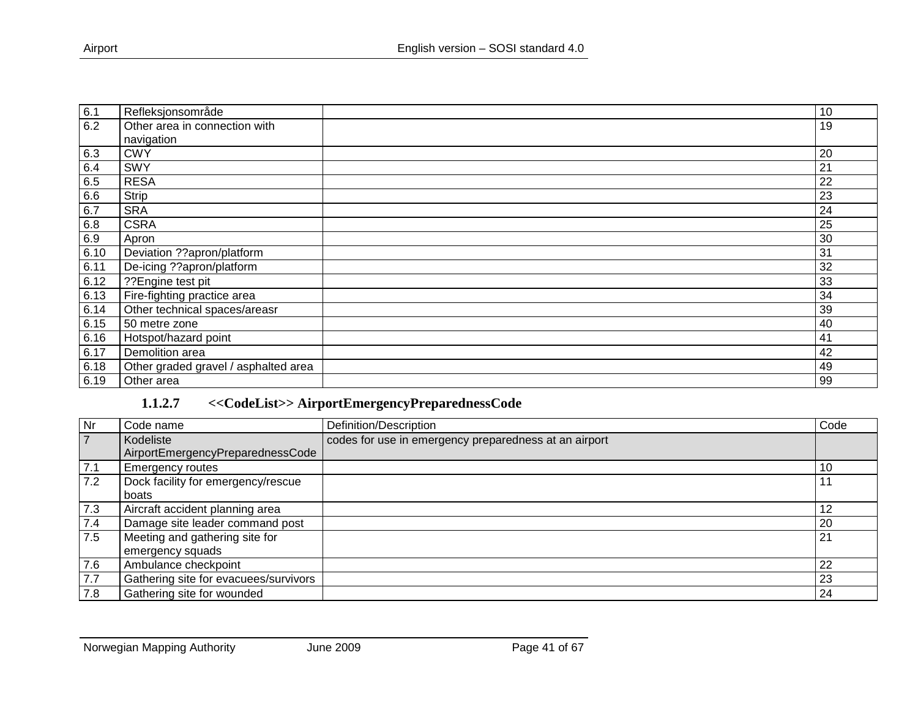| | | | |
|---|---|---|---|
| 6.1 | Refleksjonsområde | | 10 |
| 6.2 | Other area in connection with navigation | | 19 |
| 6.3 | CWY | | 20 |
| 6.4 | SWY | | 21 |
| 6.5 | RESA | | 22 |
| 6.6 | Strip | | 23 |
| 6.7 | SRA | | 24 |
| 6.8 | CSRA | | 25 |
| 6.9 | Apron | | 30 |
| 6.10 | Deviation ??apron/platform | | 31 |
| 6.11 | De-icing ??apron/platform | | 32 |
| 6.12 | ??Engine test pit | | 33 |
| 6.13 | Fire-fighting practice area | | 34 |
| 6.14 | Other technical spaces/areasr | | 39 |
| 6.15 | 50 metre zone | | 40 |
| 6.16 | Hotspot/hazard point | | 41 |
| 6.17 | Demolition area | | 42 |
| 6.18 | Other graded gravel / asphalted area | | 49 |
| 6.19 | Other area | | 99 |

#### 1.1.2.7 <<CodeList>> AirportEmergencyPreparednessCode

| Nr | Code name | Definition/Description | Code |
|---|---|---|---|
| 7 | Kodeliste AirportEmergencyPreparednessCode | codes for use in emergency preparedness at an airport | |
| 7.1 | Emergency routes | | 10 |
| 7.2 | Dock facility for emergency/rescue boats | | 11 |
| 7.3 | Aircraft accident planning area | | 12 |
| 7.4 | Damage site leader command post | | 20 |
| 7.5 | Meeting and gathering site for emergency squads | | 21 |
| 7.6 | Ambulance checkpoint | | 22 |
| 7.7 | Gathering site for evacuees/survivors | | 23 |
| 7.8 | Gathering site for wounded | | 24 |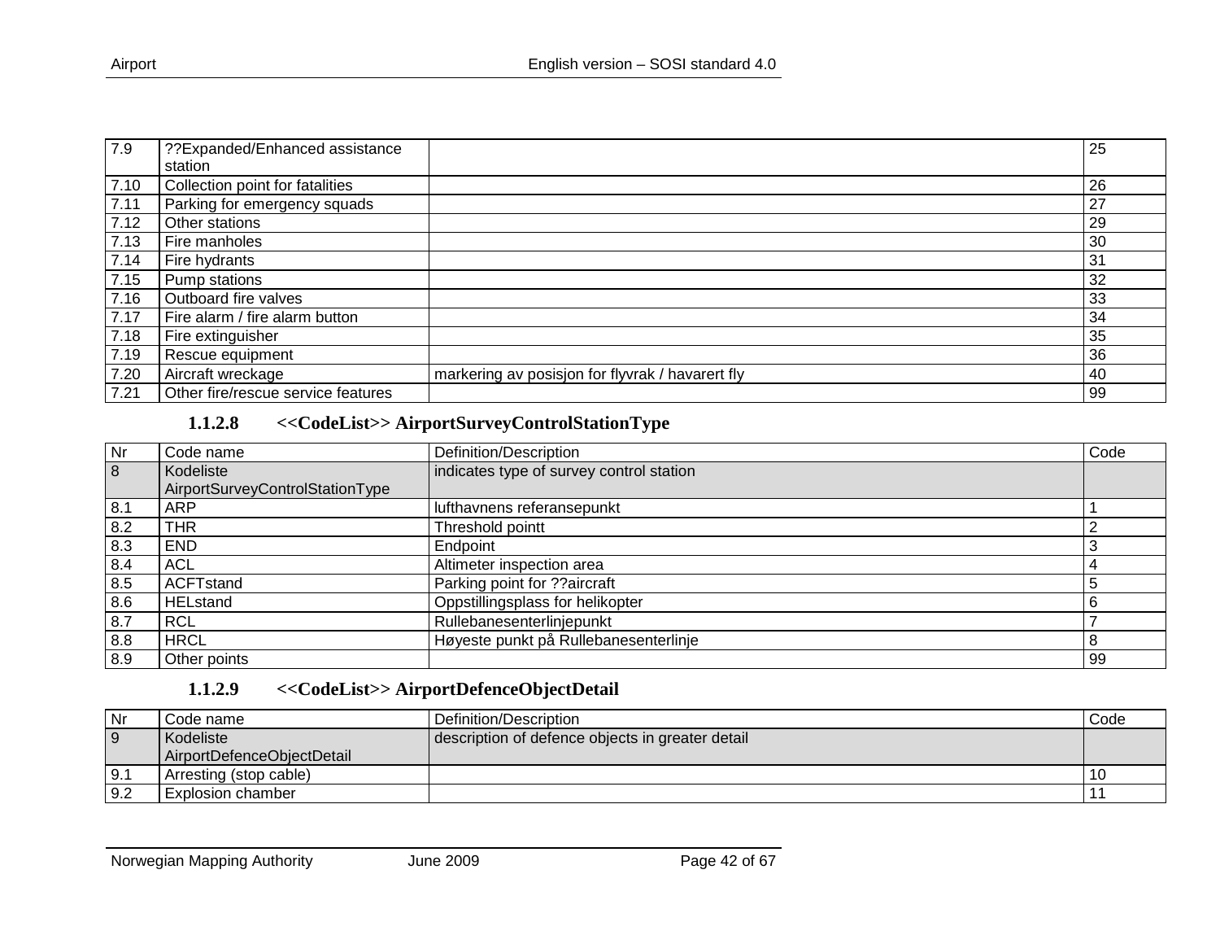| 7.9 | ??Expanded/Enhanced assistance station | | 25 |
|---|---|---|---|
| 7.10 | Collection point for fatalities | | 26 |
| 7.11 | Parking for emergency squads | | 27 |
| 7.12 | Other stations | | 29 |
| 7.13 | Fire manholes | | 30 |
| 7.14 | Fire hydrants | | 31 |
| 7.15 | Pump stations | | 32 |
| 7.16 | Outboard fire valves | | 33 |
| 7.17 | Fire alarm / fire alarm button | | 34 |
| 7.18 | Fire extinguisher | | 35 |
| 7.19 | Rescue equipment | | 36 |
| 7.20 | Aircraft wreckage | markering av posisjon for flyvrak / havarert fly | 40 |
| 7.21 | Other fire/rescue service features | | 99 |

#### 1.1.2.8 <<CodeList>> AirportSurveyControlStationType

| Nr | Code name | Definition/Description | Code |
|---|---|---|---|
| 8 | Kodeliste AirportSurveyControlStationType | indicates type of survey control station | |
| 8.1 | ARP | lufthavnens referansepunkt | 1 |
| 8.2 | THR | Threshold pointt | 2 |
| 8.3 | END | Endpoint | 3 |
| 8.4 | ACL | Altimeter inspection area | 4 |
| 8.5 | ACFTstand | Parking point for ??aircraft | 5 |
| 8.6 | HELstand | Oppstillingsplass for helikopter | 6 |
| 8.7 | RCL | Rullebanesenterlinjepunkt | 7 |
| 8.8 | HRCL | Høyeste punkt på Rullebanesenterlinje | 8 |
| 8.9 | Other points | | 99 |

#### 1.1.2.9 <<CodeList>> AirportDefenceObjectDetail

| Nr | Code name | Definition/Description | Code |
|---|---|---|---|
| 9 | Kodeliste AirportDefenceObjectDetail | description of defence objects in greater detail | |
| 9.1 | Arresting (stop cable) | | 10 |
| 9.2 | Explosion chamber | | 11 |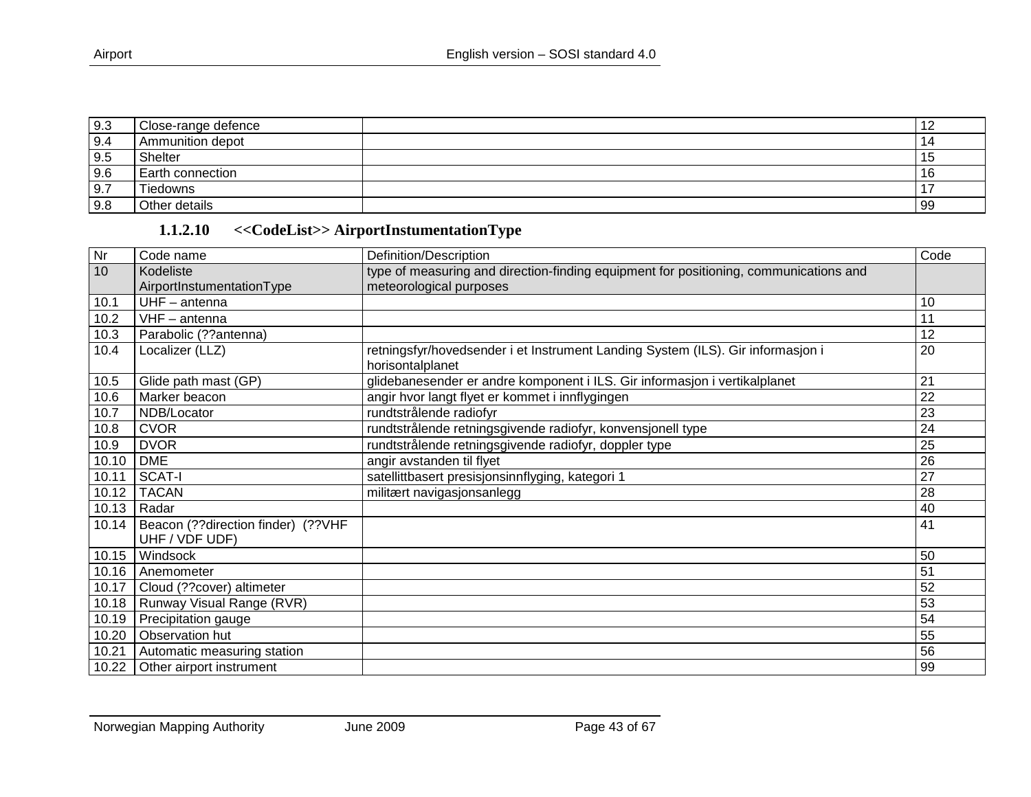| 9.3 | Close-range defence | | 12 |
|---|---|---|---|
| 9.4 | Ammunition depot | | 14 |
| 9.5 | Shelter | | 15 |
| 9.6 | Earth connection | | 16 |
| 9.7 | Tiedowns | | 17 |
| 9.8 | Other details | | 99 |

#### 1.1.2.10 <<CodeList>> AirportInstumentationType

| Nr | Code name | Definition/Description | Code |
|---|---|---|---|
| 10 | Kodeliste AirportInstumentationType | type of measuring and direction-finding equipment for positioning, communications and meteorological purposes | |
| 10.1 | UHF – antenna | | 10 |
| 10.2 | VHF – antenna | | 11 |
| 10.3 | Parabolic (??antenna) | | 12 |
| 10.4 | Localizer (LLZ) | retningsfyr/hovedsender i et Instrument Landing System (ILS). Gir informasjon i horisontalplanet | 20 |
| 10.5 | Glide path mast (GP) | glidebanesender er andre komponent i ILS. Gir informasjon i vertikalplanet | 21 |
| 10.6 | Marker beacon | angir hvor langt flyet er kommet i innflygingen | 22 |
| 10.7 | NDB/Locator | rundtstrålende radiofyr | 23 |
| 10.8 | CVOR | rundtstrålende retningsgivende radiofyr, konvensjonell type | 24 |
| 10.9 | DVOR | rundtstrålende retningsgivende radiofyr, doppler type | 25 |
| 10.10 | DME | angir avstanden til flyet | 26 |
| 10.11 | SCAT-I | satellittbasert presisjonsinnflyging, kategori 1 | 27 |
| 10.12 | TACAN | militært navigasjonsanlegg | 28 |
| 10.13 | Radar | | 40 |
| 10.14 | Beacon (??direction finder) (??VHF UHF / VDF UDF) | | 41 |
| 10.15 | Windsock | | 50 |
| 10.16 | Anemometer | | 51 |
| 10.17 | Cloud (??cover) altimeter | | 52 |
| 10.18 | Runway Visual Range (RVR) | | 53 |
| 10.19 | Precipitation gauge | | 54 |
| 10.20 | Observation hut | | 55 |
| 10.21 | Automatic measuring station | | 56 |
| 10.22 | Other airport instrument | | 99 |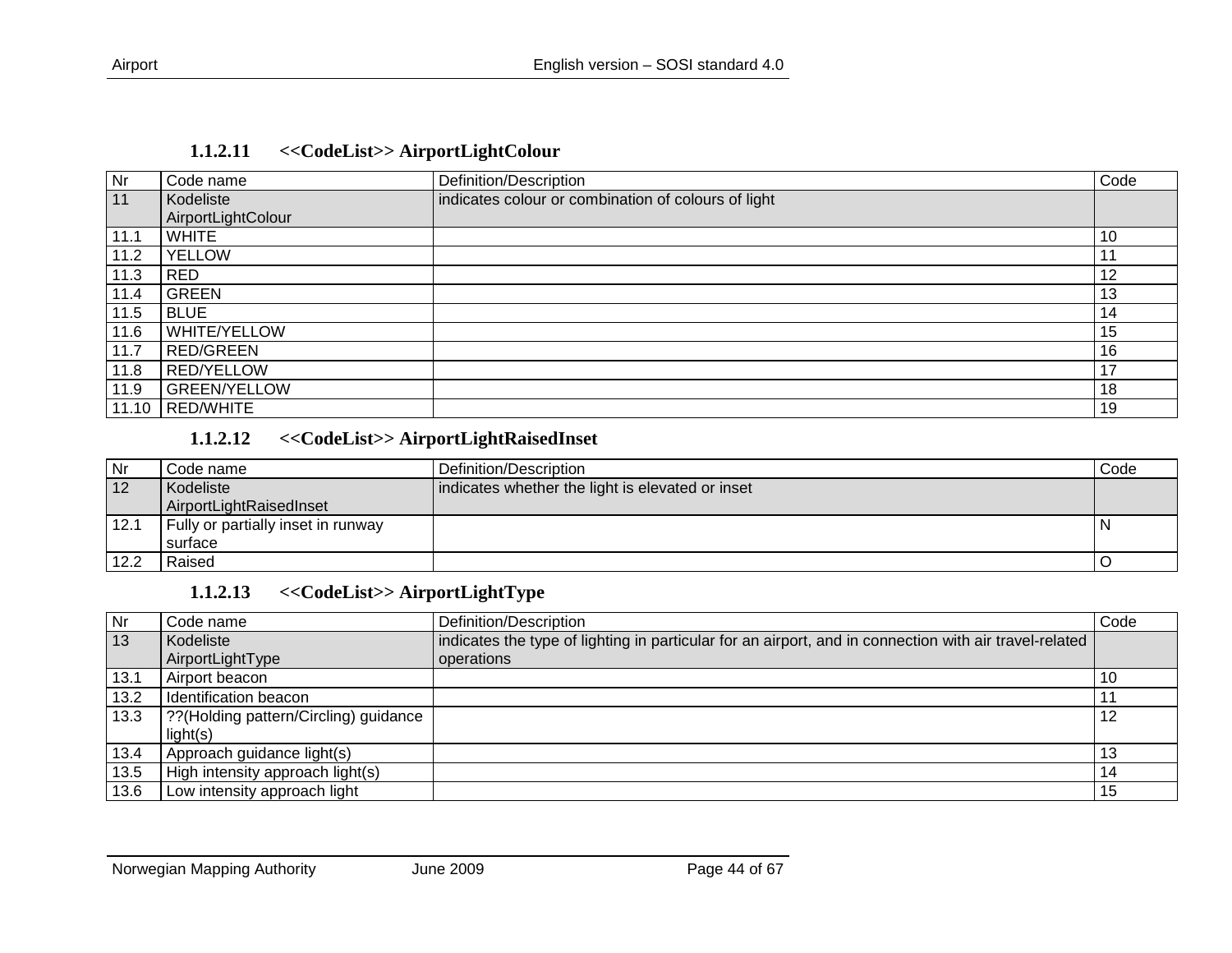#### 1.1.2.11 <<CodeList>> AirportLightColour

| Nr | Code name | Definition/Description | Code |
|---|---|---|---|
| 11 | Kodeliste AirportLightColour | indicates colour or combination of colours of light | |
| 11.1 | WHITE | | 10 |
| 11.2 | YELLOW | | 11 |
| 11.3 | RED | | 12 |
| 11.4 | GREEN | | 13 |
| 11.5 | BLUE | | 14 |
| 11.6 | WHITE/YELLOW | | 15 |
| 11.7 | RED/GREEN | | 16 |
| 11.8 | RED/YELLOW | | 17 |
| 11.9 | GREEN/YELLOW | | 18 |
| 11.10 | RED/WHITE | | 19 |

#### 1.1.2.12 <<CodeList>> AirportLightRaisedInset

| Nr | Code name | Definition/Description | Code |
|---|---|---|---|
| 12 | Kodeliste AirportLightRaisedInset | indicates whether the light is elevated or inset | |
| 12.1 | Fully or partially inset in runway surface | | N |
| 12.2 | Raised | | O |

#### 1.1.2.13 <<CodeList>> AirportLightType

| Nr | Code name | Definition/Description | Code |
|---|---|---|---|
| 13 | Kodeliste AirportLightType | indicates the type of lighting in particular for an airport, and in connection with air travel-related operations | |
| 13.1 | Airport beacon | | 10 |
| 13.2 | Identification beacon | | 11 |
| 13.3 | ??(Holding pattern/Circling) guidance light(s) | | 12 |
| 13.4 | Approach guidance light(s) | | 13 |
| 13.5 | High intensity approach light(s) | | 14 |
| 13.6 | Low intensity approach light | | 15 |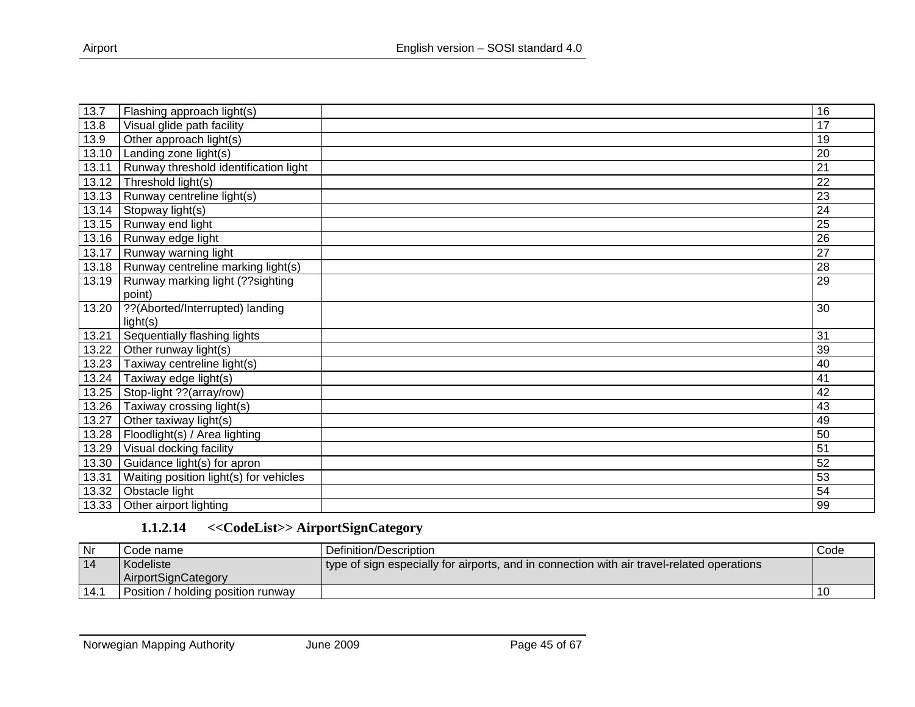| | | | |
|---|---|---|---|
| 13.7 | Flashing approach light(s) | | 16 |
| 13.8 | Visual glide path facility | | 17 |
| 13.9 | Other approach light(s) | | 19 |
| 13.10 | Landing zone light(s) | | 20 |
| 13.11 | Runway threshold identification light | | 21 |
| 13.12 | Threshold light(s) | | 22 |
| 13.13 | Runway centreline light(s) | | 23 |
| 13.14 | Stopway light(s) | | 24 |
| 13.15 | Runway end light | | 25 |
| 13.16 | Runway edge light | | 26 |
| 13.17 | Runway warning light | | 27 |
| 13.18 | Runway centreline marking light(s) | | 28 |
| 13.19 | Runway marking light (??sighting point) | | 29 |
| 13.20 | ??(Aborted/Interrupted) landing light(s) | | 30 |
| 13.21 | Sequentially flashing lights | | 31 |
| 13.22 | Other runway light(s) | | 39 |
| 13.23 | Taxiway centreline light(s) | | 40 |
| 13.24 | Taxiway edge light(s) | | 41 |
| 13.25 | Stop-light ??(array/row) | | 42 |
| 13.26 | Taxiway crossing light(s) | | 43 |
| 13.27 | Other taxiway light(s) | | 49 |
| 13.28 | Floodlight(s) / Area lighting | | 50 |
| 13.29 | Visual docking facility | | 51 |
| 13.30 | Guidance light(s) for apron | | 52 |
| 13.31 | Waiting position light(s) for vehicles | | 53 |
| 13.32 | Obstacle light | | 54 |
| 13.33 | Other airport lighting | | 99 |

#### 1.1.2.14 <<CodeList>> AirportSignCategory

| Nr | Code name | Definition/Description | Code |
|---|---|---|---|
| 14 | Kodeliste AirportSignCategory | type of sign especially for airports, and in connection with air travel-related operations | |
| 14.1 | Position / holding position runway | | 10 |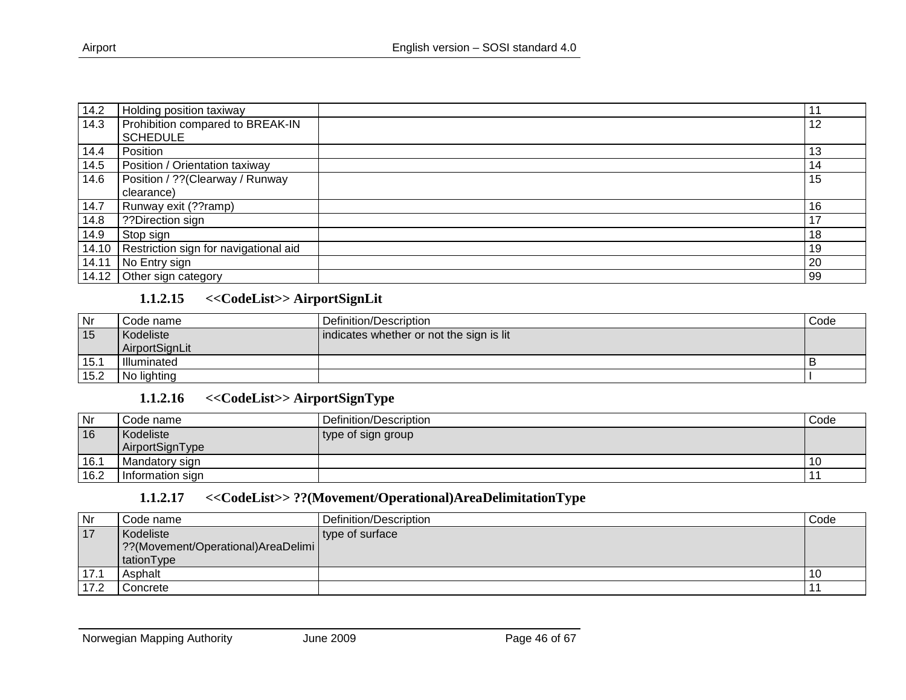| | | | |
|---|---|---|---|
| 14.2 | Holding position taxiway | | 11 |
| 14.3 | Prohibition compared to BREAK-IN SCHEDULE | | 12 |
| 14.4 | Position | | 13 |
| 14.5 | Position / Orientation taxiway | | 14 |
| 14.6 | Position / ??(Clearway / Runway clearance) | | 15 |
| 14.7 | Runway exit (??ramp) | | 16 |
| 14.8 | ??Direction sign | | 17 |
| 14.9 | Stop sign | | 18 |
| 14.10 | Restriction sign for navigational aid | | 19 |
| 14.11 | No Entry sign | | 20 |
| 14.12 | Other sign category | | 99 |

#### 1.1.2.15 <<CodeList>> AirportSignLit

| Nr | Code name | Definition/Description | Code |
|---|---|---|---|
| 15 | Kodeliste AirportSignLit | indicates whether or not the sign is lit | |
| 15.1 | Illuminated | | B |
| 15.2 | No lighting | | I |

#### 1.1.2.16 <<CodeList>> AirportSignType

| Nr | Code name | Definition/Description | Code |
|---|---|---|---|
| 16 | Kodeliste AirportSignType | type of sign group | |
| 16.1 | Mandatory sign | | 10 |
| 16.2 | Information sign | | 11 |

#### 1.1.2.17 <<CodeList>> ??(Movement/Operational)AreaDelimitationType

| Nr | Code name | Definition/Description | Code |
|---|---|---|---|
| 17 | Kodeliste ??(Movement/Operational)AreaDelimitationType | type of surface | |
| 17.1 | Asphalt | | 10 |
| 17.2 | Concrete | | 11 |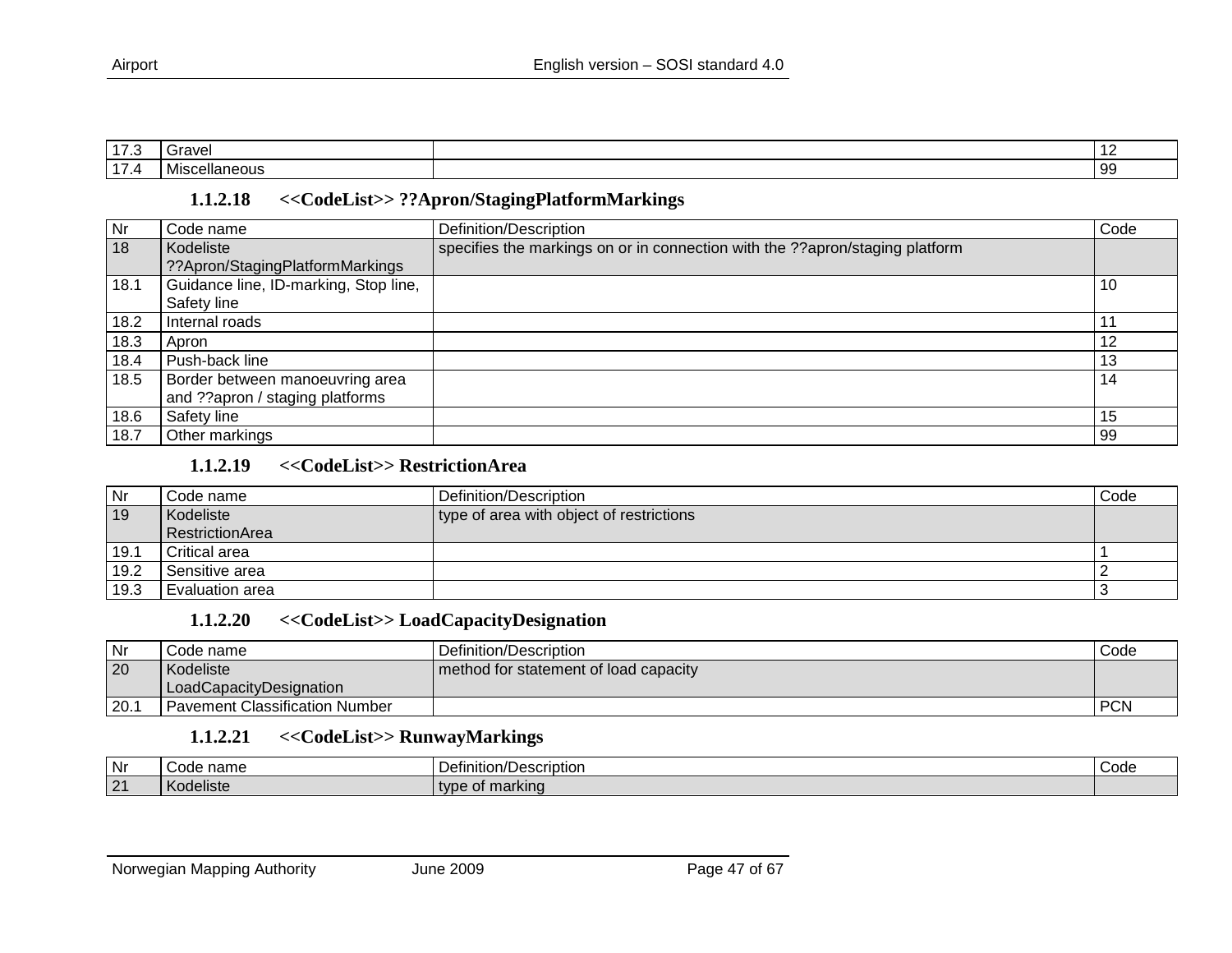| 17.3 | Gravel | | 12 |
|---|---|---|---|
| 17.4 | Miscellaneous | | 99 |

#### 1.1.2.18 <<CodeList>> ??Apron/StagingPlatformMarkings

| Nr | Code name | Definition/Description | Code |
|---|---|---|---|
| 18 | Kodeliste ??Apron/StagingPlatformMarkings | specifies the markings on or in connection with the ??apron/staging platform | |
| 18.1 | Guidance line, ID-marking, Stop line, Safety line | | 10 |
| 18.2 | Internal roads | | 11 |
| 18.3 | Apron | | 12 |
| 18.4 | Push-back line | | 13 |
| 18.5 | Border between manoeuvring area and ??apron / staging platforms | | 14 |
| 18.6 | Safety line | | 15 |
| 18.7 | Other markings | | 99 |

#### 1.1.2.19 <<CodeList>> RestrictionArea

| Nr | Code name | Definition/Description | Code |
|---|---|---|---|
| 19 | Kodeliste RestrictionArea | type of area with object of restrictions | |
| 19.1 | Critical area | | 1 |
| 19.2 | Sensitive area | | 2 |
| 19.3 | Evaluation area | | 3 |

#### 1.1.2.20 <<CodeList>> LoadCapacityDesignation

| Nr | Code name | Definition/Description | Code |
|---|---|---|---|
| 20 | Kodeliste LoadCapacityDesignation | method for statement of load capacity | |
| 20.1 | Pavement Classification Number | | PCN |

#### 1.1.2.21 <<CodeList>> RunwayMarkings

| Nr | Code name | Definition/Description | Code |
|---|---|---|---|
| 21 | Kodeliste | type of marking | |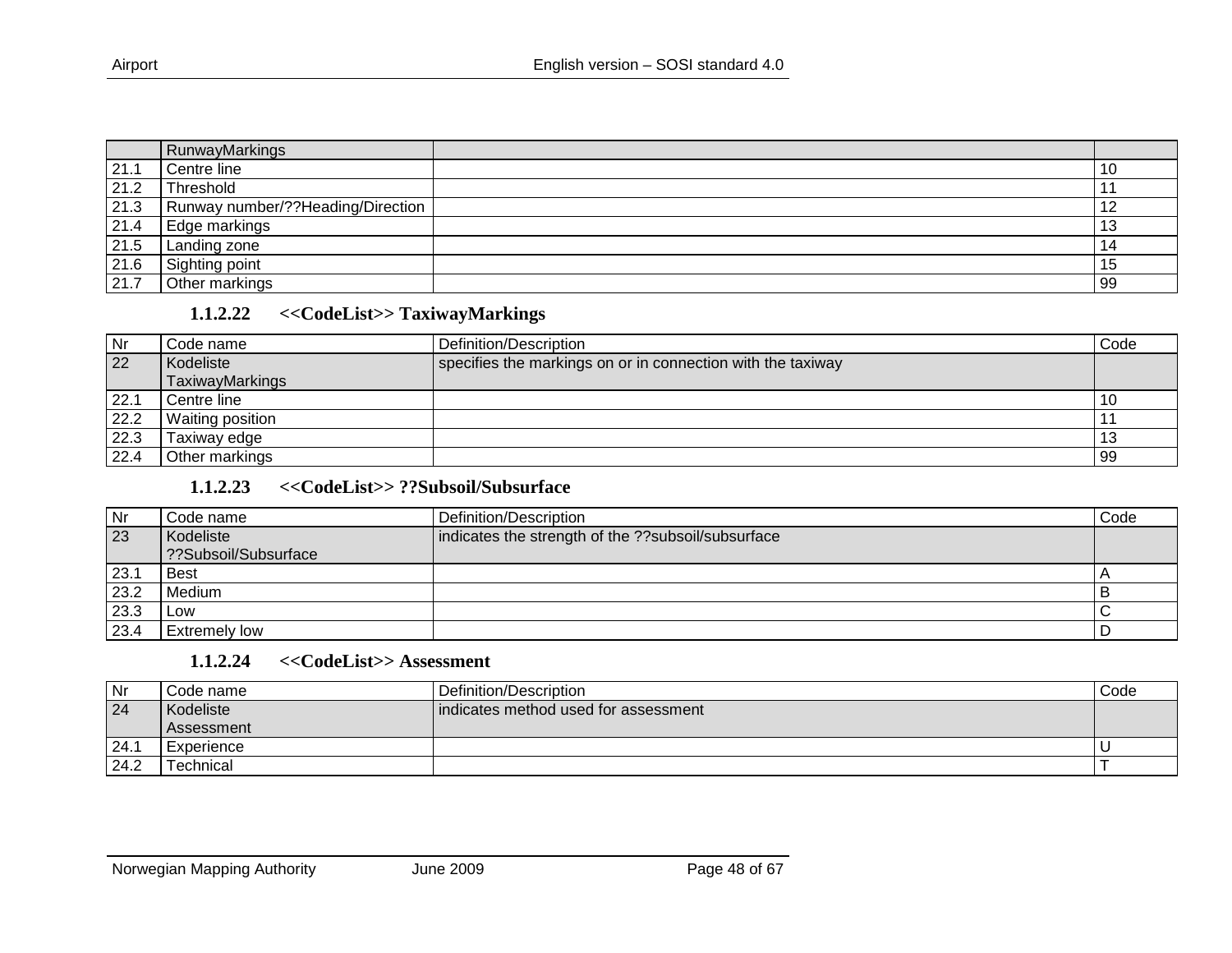| | RunwayMarkings | | |
|---|---|---|---|
| 21.1 | Centre line | | 10 |
| 21.2 | Threshold | | 11 |
| 21.3 | Runway number/??Heading/Direction | | 12 |
| 21.4 | Edge markings | | 13 |
| 21.5 | Landing zone | | 14 |
| 21.6 | Sighting point | | 15 |
| 21.7 | Other markings | | 99 |

### 1.1.2.22 <<CodeList>> TaxiwayMarkings

| Nr | Code name | Definition/Description | Code |
|---|---|---|---|
| 22 | Kodeliste TaxiwayMarkings | specifies the markings on or in connection with the taxiway | |
| 22.1 | Centre line | | 10 |
| 22.2 | Waiting position | | 11 |
| 22.3 | Taxiway edge | | 13 |
| 22.4 | Other markings | | 99 |

### 1.1.2.23 <<CodeList>> ??Subsoil/Subsurface

| Nr | Code name | Definition/Description | Code |
|---|---|---|---|
| 23 | Kodeliste ??Subsoil/Subsurface | indicates the strength of the ??subsoil/subsurface | |
| 23.1 | Best | | A |
| 23.2 | Medium | | B |
| 23.3 | Low | | C |
| 23.4 | Extremely low | | D |

### 1.1.2.24 <<CodeList>> Assessment

| Nr | Code name | Definition/Description | Code |
|---|---|---|---|
| 24 | Kodeliste Assessment | indicates method used for assessment | |
| 24.1 | Experience | | U |
| 24.2 | Technical | | T |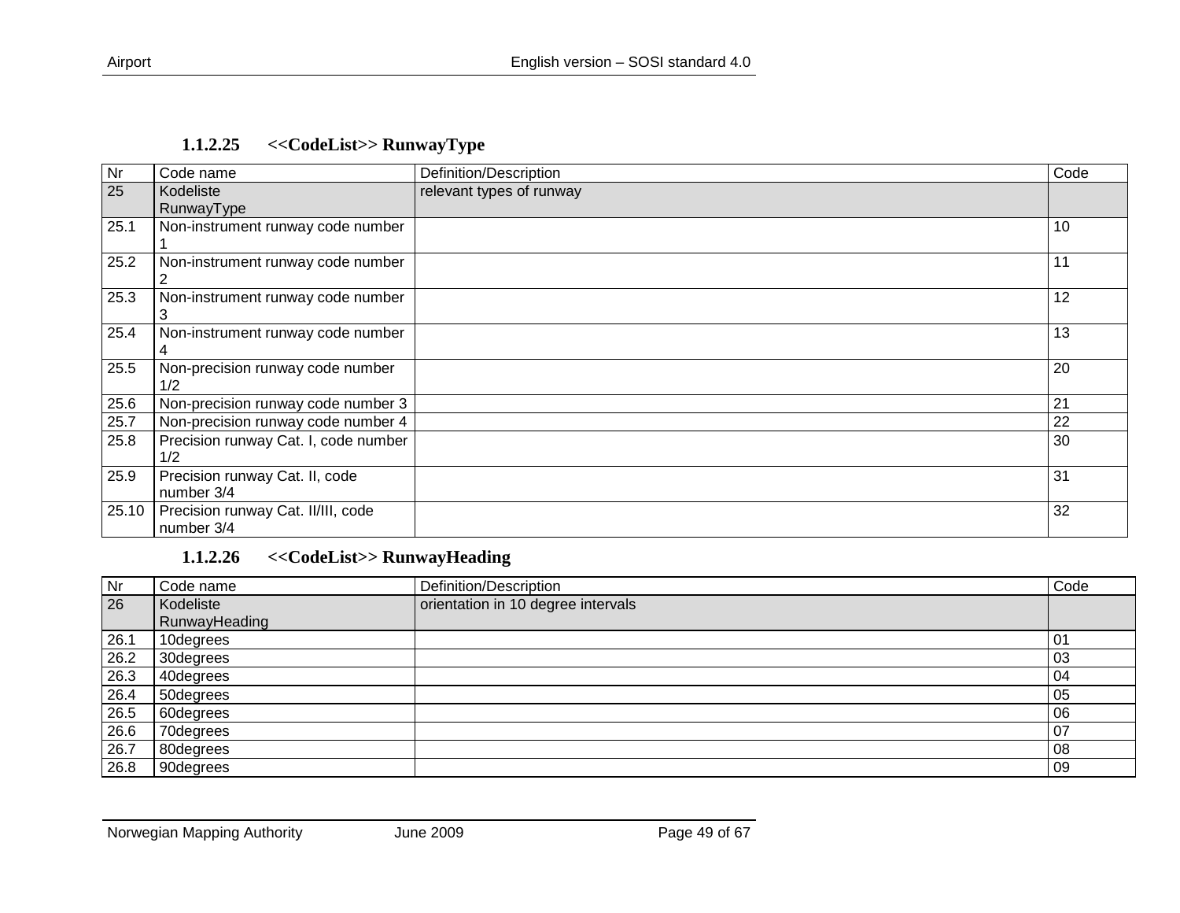#### 1.1.2.25 <<CodeList>> RunwayType

| Nr | Code name | Definition/Description | Code |
|---|---|---|---|
| 25 | Kodeliste RunwayType | relevant types of runway | |
| 25.1 | Non-instrument runway code number 1 | | 10 |
| 25.2 | Non-instrument runway code number 2 | | 11 |
| 25.3 | Non-instrument runway code number 3 | | 12 |
| 25.4 | Non-instrument runway code number 4 | | 13 |
| 25.5 | Non-precision runway code number 1/2 | | 20 |
| 25.6 | Non-precision runway code number 3 | | 21 |
| 25.7 | Non-precision runway code number 4 | | 22 |
| 25.8 | Precision runway Cat. I, code number 1/2 | | 30 |
| 25.9 | Precision runway Cat. II, code number 3/4 | | 31 |
| 25.10 | Precision runway Cat. II/III, code number 3/4 | | 32 |

#### 1.1.2.26 <<CodeList>> RunwayHeading

| Nr | Code name | Definition/Description | Code |
|---|---|---|---|
| 26 | Kodeliste RunwayHeading | orientation in 10 degree intervals | |
| 26.1 | 10degrees | | 01 |
| 26.2 | 30degrees | | 03 |
| 26.3 | 40degrees | | 04 |
| 26.4 | 50degrees | | 05 |
| 26.5 | 60degrees | | 06 |
| 26.6 | 70degrees | | 07 |
| 26.7 | 80degrees | | 08 |
| 26.8 | 90degrees | | 09 |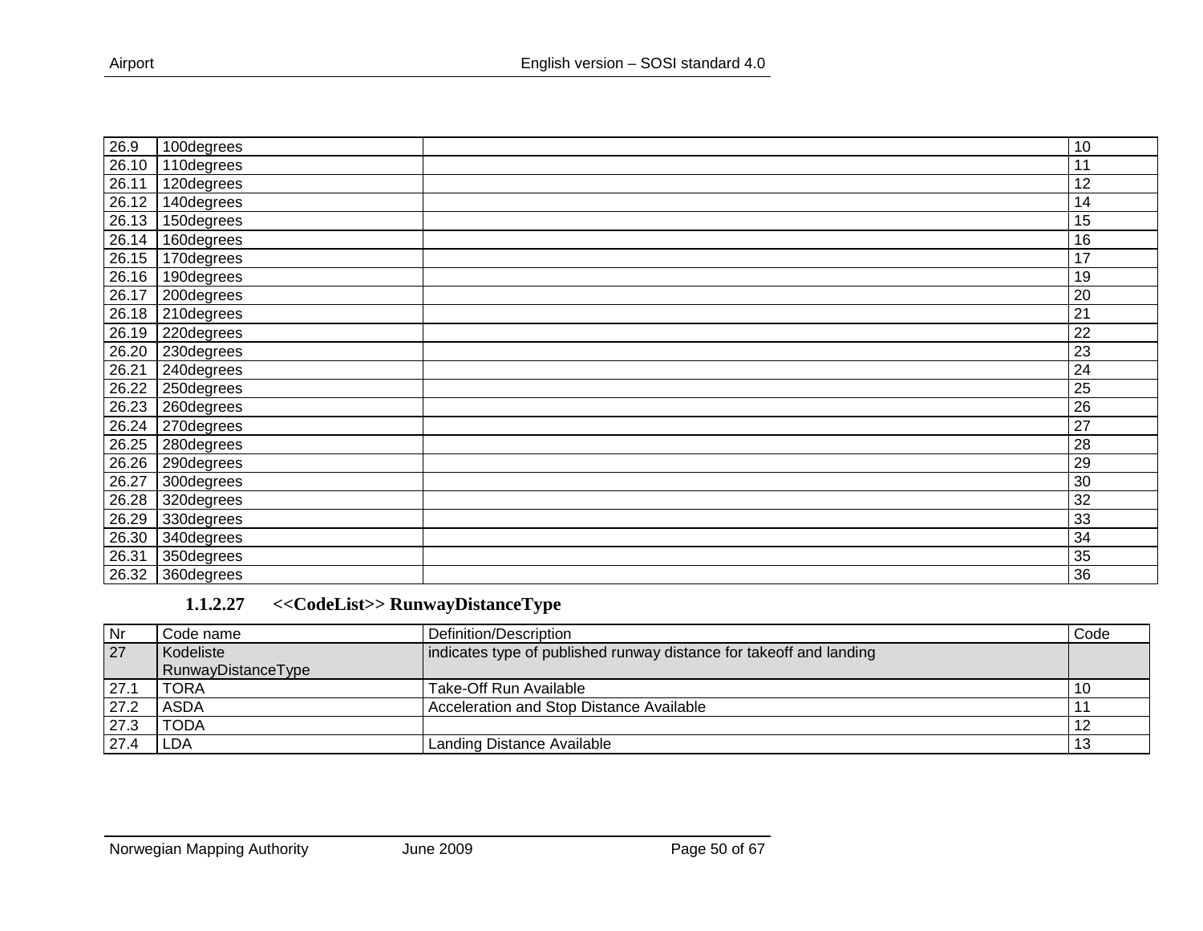| | | | |
|---|---|---|---|
| 26.9 | 100degrees | | 10 |
| 26.10 | 110degrees | | 11 |
| 26.11 | 120degrees | | 12 |
| 26.12 | 140degrees | | 14 |
| 26.13 | 150degrees | | 15 |
| 26.14 | 160degrees | | 16 |
| 26.15 | 170degrees | | 17 |
| 26.16 | 190degrees | | 19 |
| 26.17 | 200degrees | | 20 |
| 26.18 | 210degrees | | 21 |
| 26.19 | 220degrees | | 22 |
| 26.20 | 230degrees | | 23 |
| 26.21 | 240degrees | | 24 |
| 26.22 | 250degrees | | 25 |
| 26.23 | 260degrees | | 26 |
| 26.24 | 270degrees | | 27 |
| 26.25 | 280degrees | | 28 |
| 26.26 | 290degrees | | 29 |
| 26.27 | 300degrees | | 30 |
| 26.28 | 320degrees | | 32 |
| 26.29 | 330degrees | | 33 |
| 26.30 | 340degrees | | 34 |
| 26.31 | 350degrees | | 35 |
| 26.32 | 360degrees | | 36 |

#### 1.1.2.27 <<CodeList>> RunwayDistanceType

| Nr | Code name | Definition/Description | Code |
|---|---|---|---|
| 27 | Kodeliste RunwayDistanceType | indicates type of published runway distance for takeoff and landing | |
| 27.1 | TORA | Take-Off Run Available | 10 |
| 27.2 | ASDA | Acceleration and Stop Distance Available | 11 |
| 27.3 | TODA | | 12 |
| 27.4 | LDA | Landing Distance Available | 13 |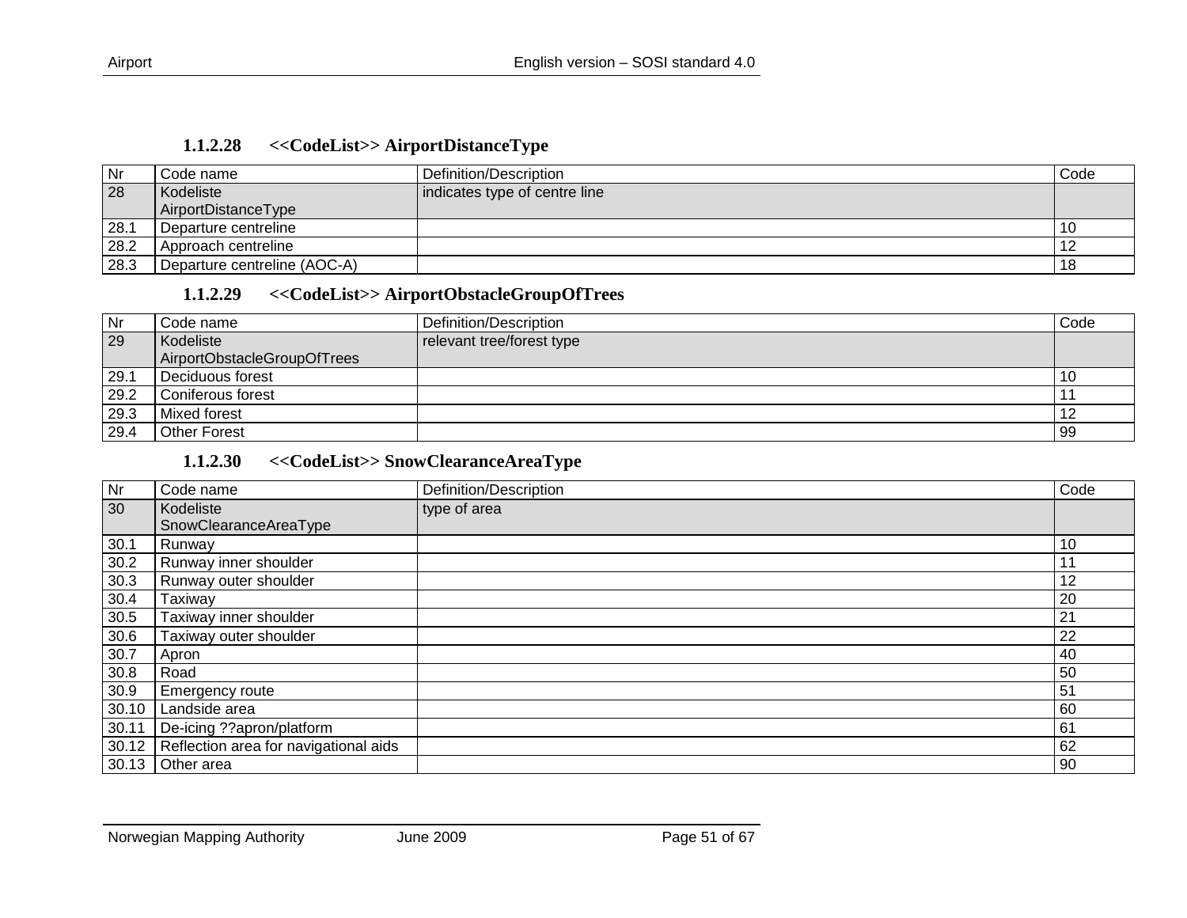#### 1.1.2.28 <<CodeList>> AirportDistanceType

| Nr | Code name | Definition/Description | Code |
|---|---|---|---|
| 28 | Kodeliste AirportDistanceType | indicates type of centre line | |
| 28.1 | Departure centreline | | 10 |
| 28.2 | Approach centreline | | 12 |
| 28.3 | Departure centreline (AOC-A) | | 18 |

#### 1.1.2.29 <<CodeList>> AirportObstacleGroupOfTrees

| Nr | Code name | Definition/Description | Code |
|---|---|---|---|
| 29 | Kodeliste AirportObstacleGroupOfTrees | relevant tree/forest type | |
| 29.1 | Deciduous forest | | 10 |
| 29.2 | Coniferous forest | | 11 |
| 29.3 | Mixed forest | | 12 |
| 29.4 | Other Forest | | 99 |

#### 1.1.2.30 <<CodeList>> SnowClearanceAreaType

| Nr | Code name | Definition/Description | Code |
|---|---|---|---|
| 30 | Kodeliste SnowClearanceAreaType | type of area | |
| 30.1 | Runway | | 10 |
| 30.2 | Runway inner shoulder | | 11 |
| 30.3 | Runway outer shoulder | | 12 |
| 30.4 | Taxiway | | 20 |
| 30.5 | Taxiway inner shoulder | | 21 |
| 30.6 | Taxiway outer shoulder | | 22 |
| 30.7 | Apron | | 40 |
| 30.8 | Road | | 50 |
| 30.9 | Emergency route | | 51 |
| 30.10 | Landside area | | 60 |
| 30.11 | De-icing ??apron/platform | | 61 |
| 30.12 | Reflection area for navigational aids | | 62 |
| 30.13 | Other area | | 90 |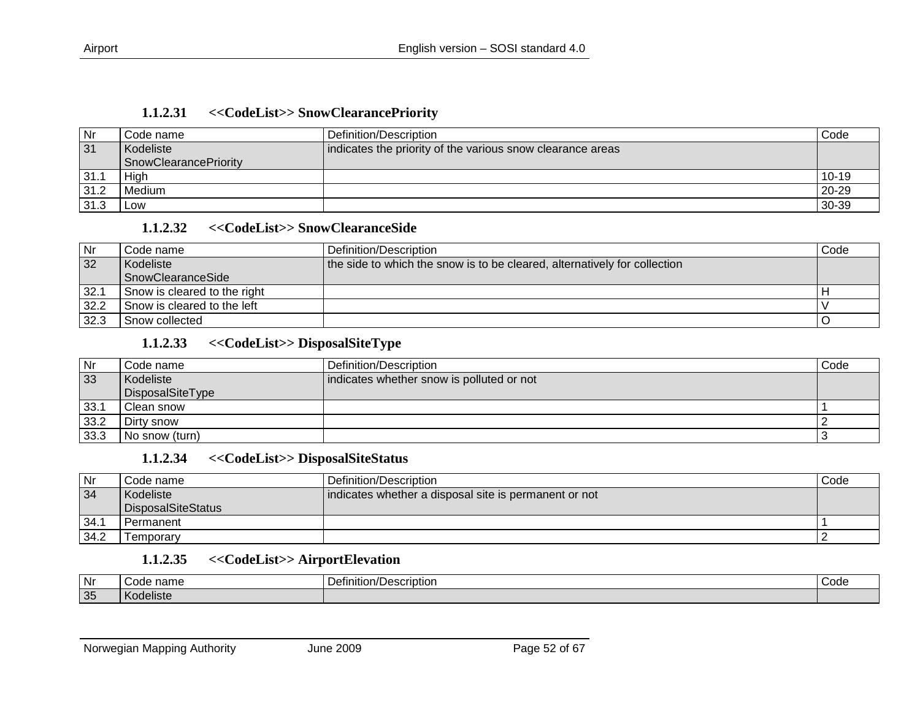#### 1.1.2.31 <<CodeList>> SnowClearancePriority

| Nr | Code name | Definition/Description | Code |
|---|---|---|---|
| 31 | Kodeliste SnowClearancePriority | indicates the priority of the various snow clearance areas | |
| 31.1 | High | | 10-19 |
| 31.2 | Medium | | 20-29 |
| 31.3 | Low | | 30-39 |

#### 1.1.2.32 <<CodeList>> SnowClearanceSide

| Nr | Code name | Definition/Description | Code |
|---|---|---|---|
| 32 | Kodeliste SnowClearanceSide | the side to which the snow is to be cleared, alternatively for collection | |
| 32.1 | Snow is cleared to the right | | H |
| 32.2 | Snow is cleared to the left | | V |
| 32.3 | Snow collected | | O |

#### 1.1.2.33 <<CodeList>> DisposalSiteType

| Nr | Code name | Definition/Description | Code |
|---|---|---|---|
| 33 | Kodeliste DisposalSiteType | indicates whether snow is polluted or not | |
| 33.1 | Clean snow | | 1 |
| 33.2 | Dirty snow | | 2 |
| 33.3 | No snow (turn) | | 3 |

#### 1.1.2.34 <<CodeList>> DisposalSiteStatus

| Nr | Code name | Definition/Description | Code |
|---|---|---|---|
| 34 | Kodeliste DisposalSiteStatus | indicates whether a disposal site is permanent or not | |
| 34.1 | Permanent | | 1 |
| 34.2 | Temporary | | 2 |

#### 1.1.2.35 <<CodeList>> AirportElevation

| Nr | Code name | Definition/Description | Code |
|---|---|---|---|
| 35 | Kodeliste | | |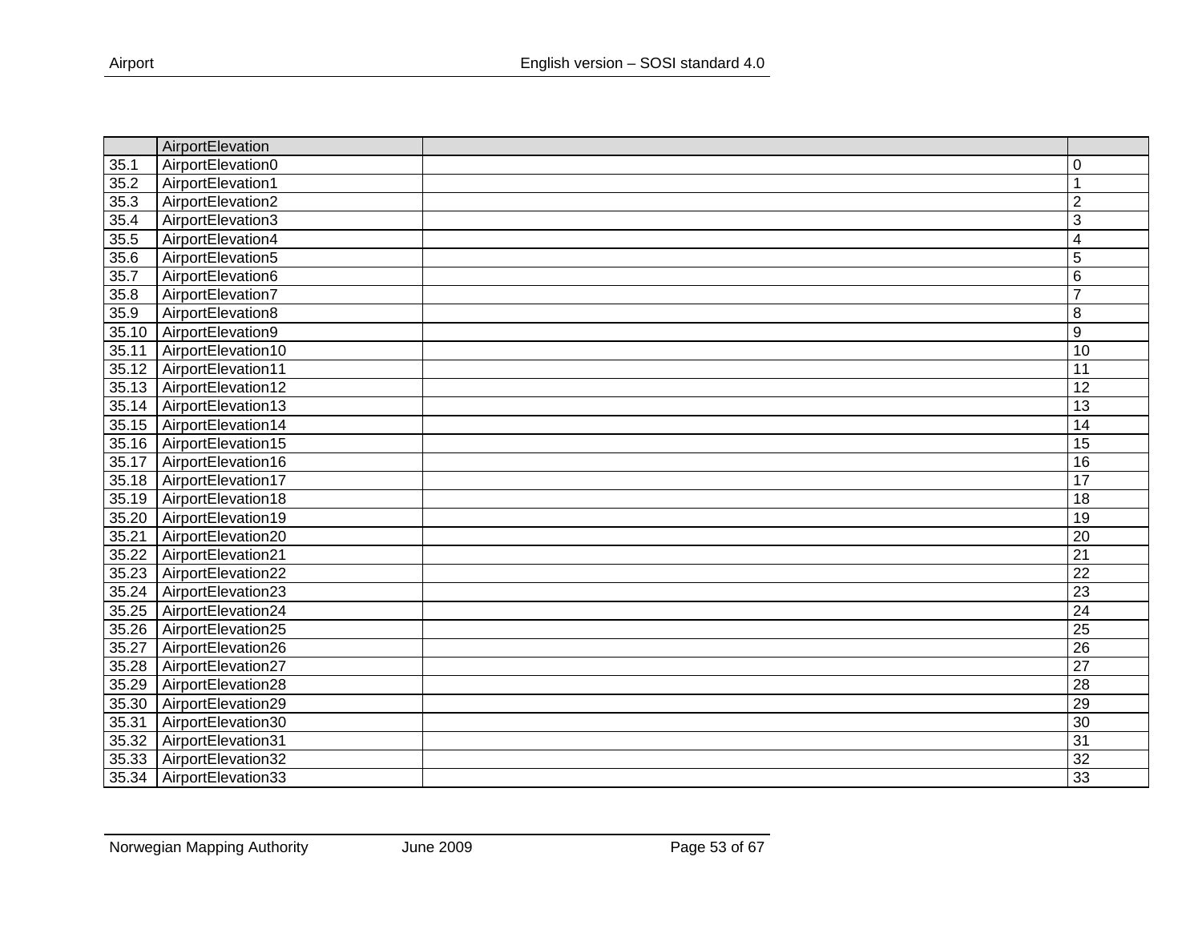| | AirportElevation | | |
|---|---|---|---|
| 35.1 | AirportElevation0 | | 0 |
| 35.2 | AirportElevation1 | | 1 |
| 35.3 | AirportElevation2 | | 2 |
| 35.4 | AirportElevation3 | | 3 |
| 35.5 | AirportElevation4 | | 4 |
| 35.6 | AirportElevation5 | | 5 |
| 35.7 | AirportElevation6 | | 6 |
| 35.8 | AirportElevation7 | | 7 |
| 35.9 | AirportElevation8 | | 8 |
| 35.10 | AirportElevation9 | | 9 |
| 35.11 | AirportElevation10 | | 10 |
| 35.12 | AirportElevation11 | | 11 |
| 35.13 | AirportElevation12 | | 12 |
| 35.14 | AirportElevation13 | | 13 |
| 35.15 | AirportElevation14 | | 14 |
| 35.16 | AirportElevation15 | | 15 |
| 35.17 | AirportElevation16 | | 16 |
| 35.18 | AirportElevation17 | | 17 |
| 35.19 | AirportElevation18 | | 18 |
| 35.20 | AirportElevation19 | | 19 |
| 35.21 | AirportElevation20 | | 20 |
| 35.22 | AirportElevation21 | | 21 |
| 35.23 | AirportElevation22 | | 22 |
| 35.24 | AirportElevation23 | | 23 |
| 35.25 | AirportElevation24 | | 24 |
| 35.26 | AirportElevation25 | | 25 |
| 35.27 | AirportElevation26 | | 26 |
| 35.28 | AirportElevation27 | | 27 |
| 35.29 | AirportElevation28 | | 28 |
| 35.30 | AirportElevation29 | | 29 |
| 35.31 | AirportElevation30 | | 30 |
| 35.32 | AirportElevation31 | | 31 |
| 35.33 | AirportElevation32 | | 32 |
| 35.34 | AirportElevation33 | | 33 |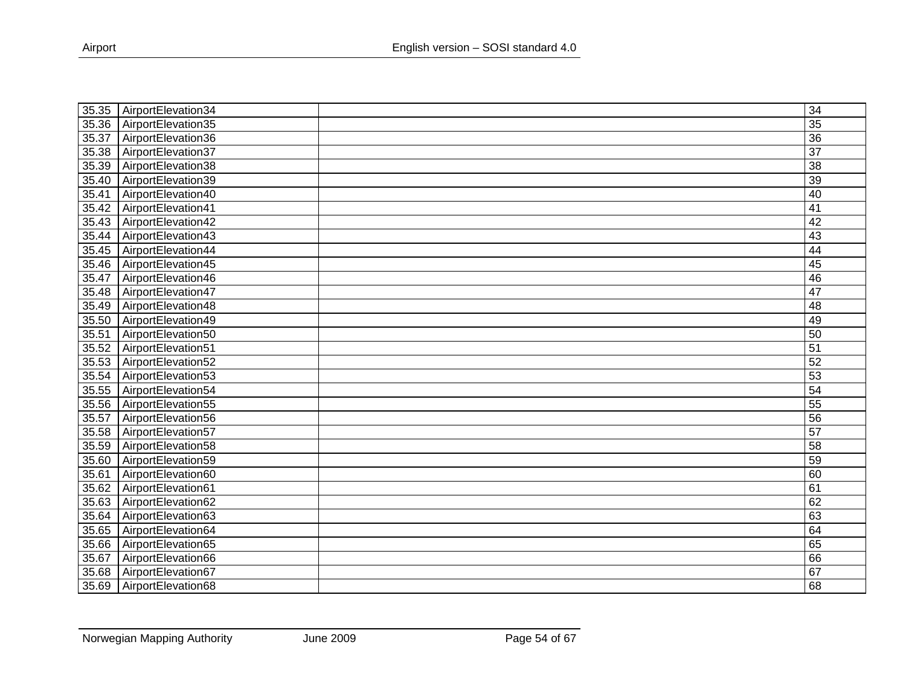| | | | |
|---|---|---|---|
| 35.35 | AirportElevation34 | | 34 |
| 35.36 | AirportElevation35 | | 35 |
| 35.37 | AirportElevation36 | | 36 |
| 35.38 | AirportElevation37 | | 37 |
| 35.39 | AirportElevation38 | | 38 |
| 35.40 | AirportElevation39 | | 39 |
| 35.41 | AirportElevation40 | | 40 |
| 35.42 | AirportElevation41 | | 41 |
| 35.43 | AirportElevation42 | | 42 |
| 35.44 | AirportElevation43 | | 43 |
| 35.45 | AirportElevation44 | | 44 |
| 35.46 | AirportElevation45 | | 45 |
| 35.47 | AirportElevation46 | | 46 |
| 35.48 | AirportElevation47 | | 47 |
| 35.49 | AirportElevation48 | | 48 |
| 35.50 | AirportElevation49 | | 49 |
| 35.51 | AirportElevation50 | | 50 |
| 35.52 | AirportElevation51 | | 51 |
| 35.53 | AirportElevation52 | | 52 |
| 35.54 | AirportElevation53 | | 53 |
| 35.55 | AirportElevation54 | | 54 |
| 35.56 | AirportElevation55 | | 55 |
| 35.57 | AirportElevation56 | | 56 |
| 35.58 | AirportElevation57 | | 57 |
| 35.59 | AirportElevation58 | | 58 |
| 35.60 | AirportElevation59 | | 59 |
| 35.61 | AirportElevation60 | | 60 |
| 35.62 | AirportElevation61 | | 61 |
| 35.63 | AirportElevation62 | | 62 |
| 35.64 | AirportElevation63 | | 63 |
| 35.65 | AirportElevation64 | | 64 |
| 35.66 | AirportElevation65 | | 65 |
| 35.67 | AirportElevation66 | | 66 |
| 35.68 | AirportElevation67 | | 67 |
| 35.69 | AirportElevation68 | | 68 |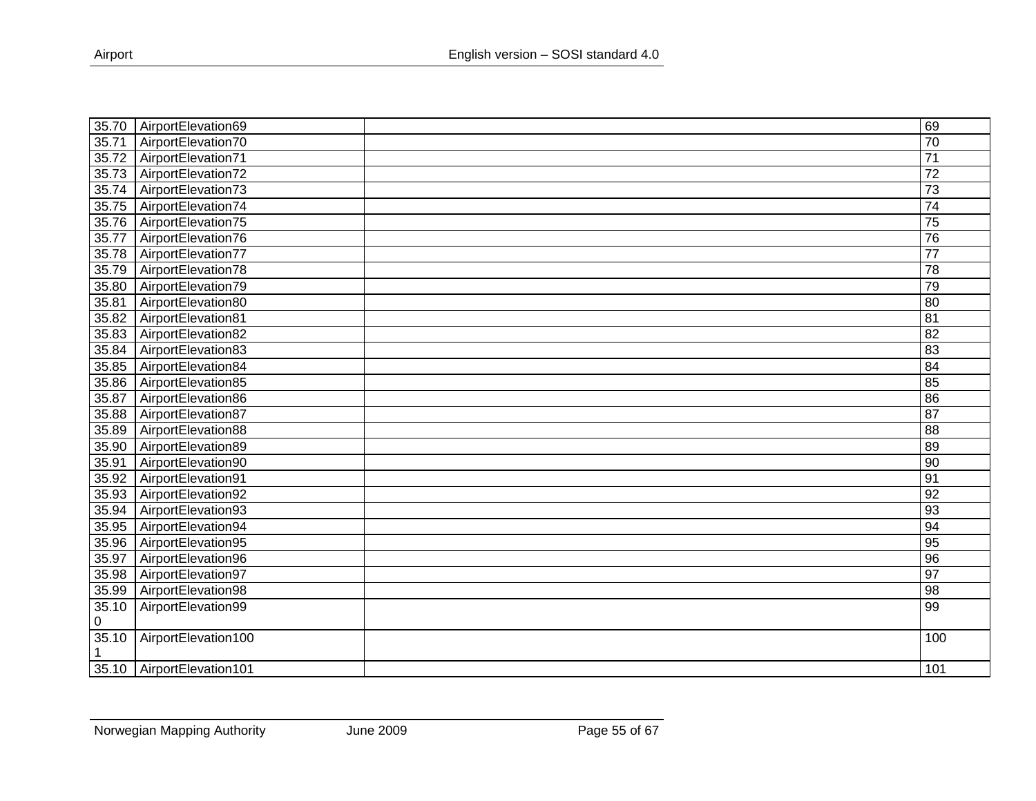| 35.70 | AirportElevation69 | | 69 |
|---|---|---|---|
| 35.71 | AirportElevation70 | | 70 |
| 35.72 | AirportElevation71 | | 71 |
| 35.73 | AirportElevation72 | | 72 |
| 35.74 | AirportElevation73 | | 73 |
| 35.75 | AirportElevation74 | | 74 |
| 35.76 | AirportElevation75 | | 75 |
| 35.77 | AirportElevation76 | | 76 |
| 35.78 | AirportElevation77 | | 77 |
| 35.79 | AirportElevation78 | | 78 |
| 35.80 | AirportElevation79 | | 79 |
| 35.81 | AirportElevation80 | | 80 |
| 35.82 | AirportElevation81 | | 81 |
| 35.83 | AirportElevation82 | | 82 |
| 35.84 | AirportElevation83 | | 83 |
| 35.85 | AirportElevation84 | | 84 |
| 35.86 | AirportElevation85 | | 85 |
| 35.87 | AirportElevation86 | | 86 |
| 35.88 | AirportElevation87 | | 87 |
| 35.89 | AirportElevation88 | | 88 |
| 35.90 | AirportElevation89 | | 89 |
| 35.91 | AirportElevation90 | | 90 |
| 35.92 | AirportElevation91 | | 91 |
| 35.93 | AirportElevation92 | | 92 |
| 35.94 | AirportElevation93 | | 93 |
| 35.95 | AirportElevation94 | | 94 |
| 35.96 | AirportElevation95 | | 95 |
| 35.97 | AirportElevation96 | | 96 |
| 35.98 | AirportElevation97 | | 97 |
| 35.99 | AirportElevation98 | | 98 |
| 35.100 | AirportElevation99 | | 99 |
| 35.101 | AirportElevation100 | | 100 |
| 35.10 | AirportElevation101 | | 101 |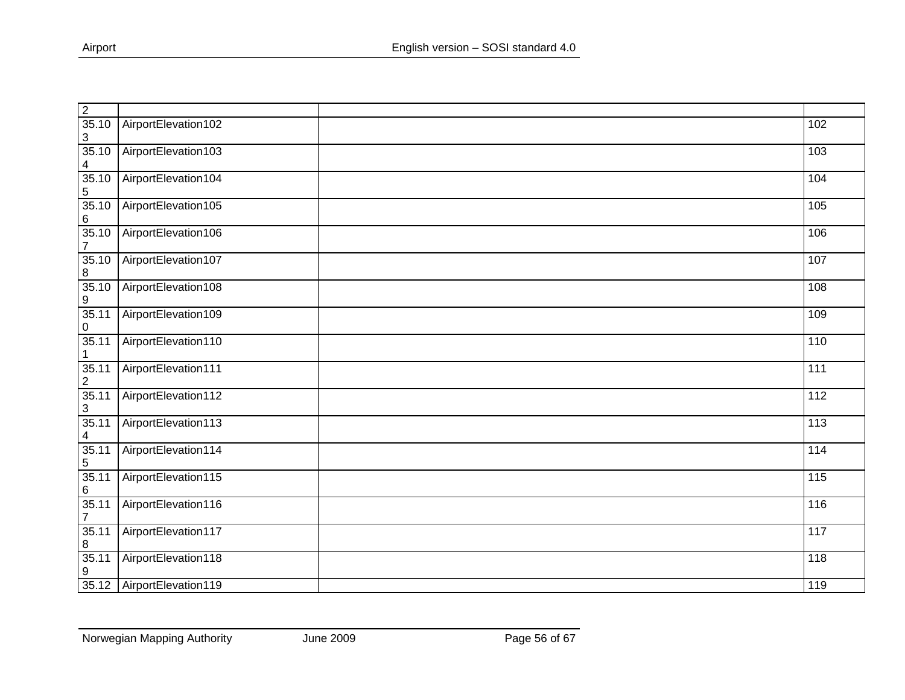| 2 | | | |
|---|---|---|---|
| 35.103 | AirportElevation102 | | 102 |
| 35.104 | AirportElevation103 | | 103 |
| 35.105 | AirportElevation104 | | 104 |
| 35.106 | AirportElevation105 | | 105 |
| 35.107 | AirportElevation106 | | 106 |
| 35.108 | AirportElevation107 | | 107 |
| 35.109 | AirportElevation108 | | 108 |
| 35.110 | AirportElevation109 | | 109 |
| 35.111 | AirportElevation110 | | 110 |
| 35.112 | AirportElevation111 | | 111 |
| 35.113 | AirportElevation112 | | 112 |
| 35.114 | AirportElevation113 | | 113 |
| 35.115 | AirportElevation114 | | 114 |
| 35.116 | AirportElevation115 | | 115 |
| 35.117 | AirportElevation116 | | 116 |
| 35.118 | AirportElevation117 | | 117 |
| 35.119 | AirportElevation118 | | 118 |
| 35.12 | AirportElevation119 | | 119 |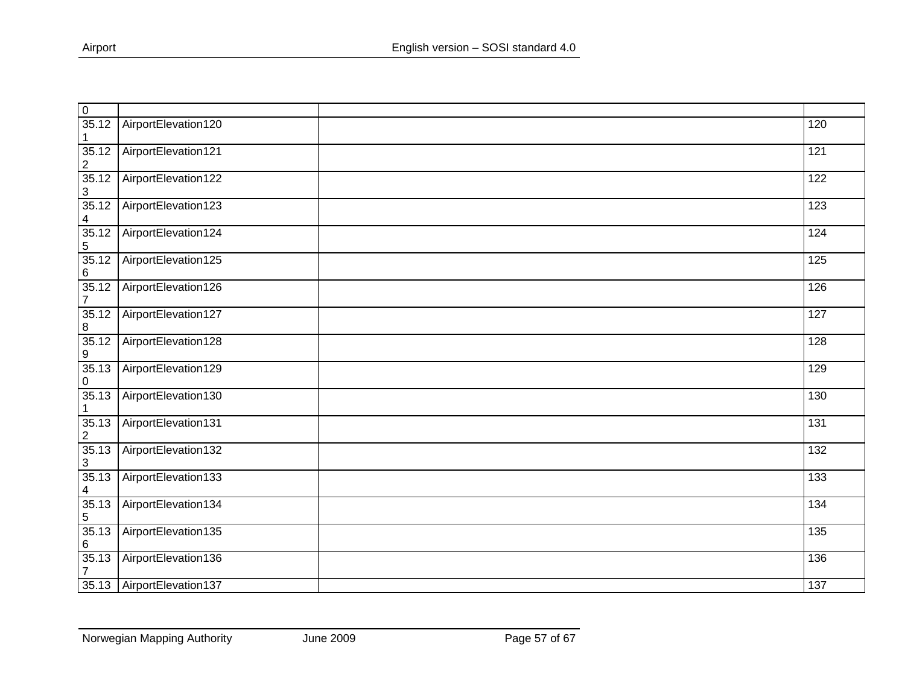| 0 | | | |
|---|---|---|---|
| 35.121 | AirportElevation120 | | 120 |
| 35.122 | AirportElevation121 | | 121 |
| 35.123 | AirportElevation122 | | 122 |
| 35.124 | AirportElevation123 | | 123 |
| 35.125 | AirportElevation124 | | 124 |
| 35.126 | AirportElevation125 | | 125 |
| 35.127 | AirportElevation126 | | 126 |
| 35.128 | AirportElevation127 | | 127 |
| 35.129 | AirportElevation128 | | 128 |
| 35.130 | AirportElevation129 | | 129 |
| 35.131 | AirportElevation130 | | 130 |
| 35.132 | AirportElevation131 | | 131 |
| 35.133 | AirportElevation132 | | 132 |
| 35.134 | AirportElevation133 | | 133 |
| 35.135 | AirportElevation134 | | 134 |
| 35.136 | AirportElevation135 | | 135 |
| 35.137 | AirportElevation136 | | 136 |
| 35.13 | AirportElevation137 | | 137 |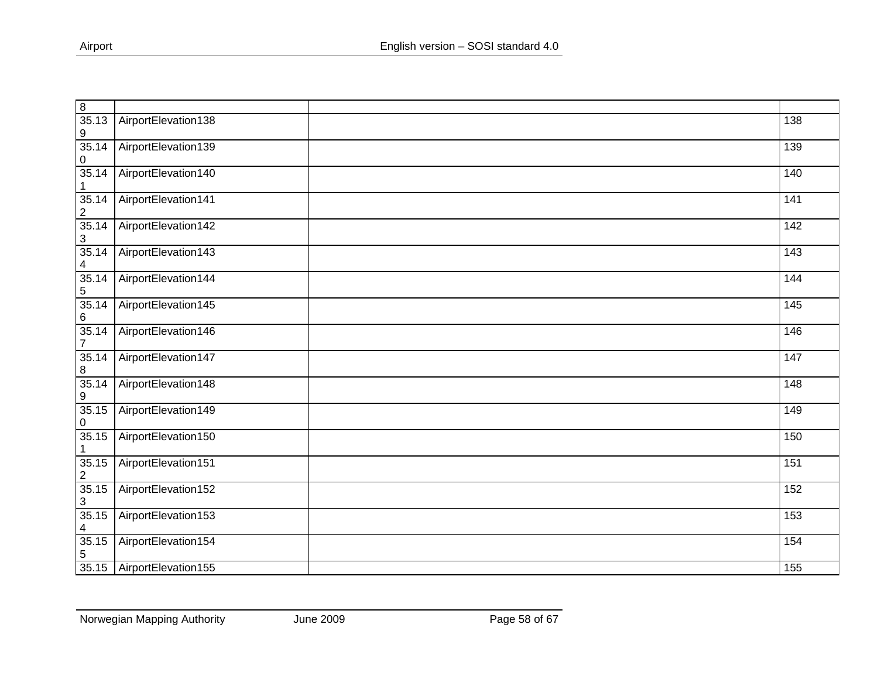| | | | |
|---|---|---|---|
| 8 | | | |
| 35.139 | AirportElevation138 | | 138 |
| 35.140 | AirportElevation139 | | 139 |
| 35.141 | AirportElevation140 | | 140 |
| 35.142 | AirportElevation141 | | 141 |
| 35.143 | AirportElevation142 | | 142 |
| 35.144 | AirportElevation143 | | 143 |
| 35.145 | AirportElevation144 | | 144 |
| 35.146 | AirportElevation145 | | 145 |
| 35.147 | AirportElevation146 | | 146 |
| 35.148 | AirportElevation147 | | 147 |
| 35.149 | AirportElevation148 | | 148 |
| 35.150 | AirportElevation149 | | 149 |
| 35.151 | AirportElevation150 | | 150 |
| 35.152 | AirportElevation151 | | 151 |
| 35.153 | AirportElevation152 | | 152 |
| 35.154 | AirportElevation153 | | 153 |
| 35.155 | AirportElevation154 | | 154 |
| 35.15 | AirportElevation155 | | 155 |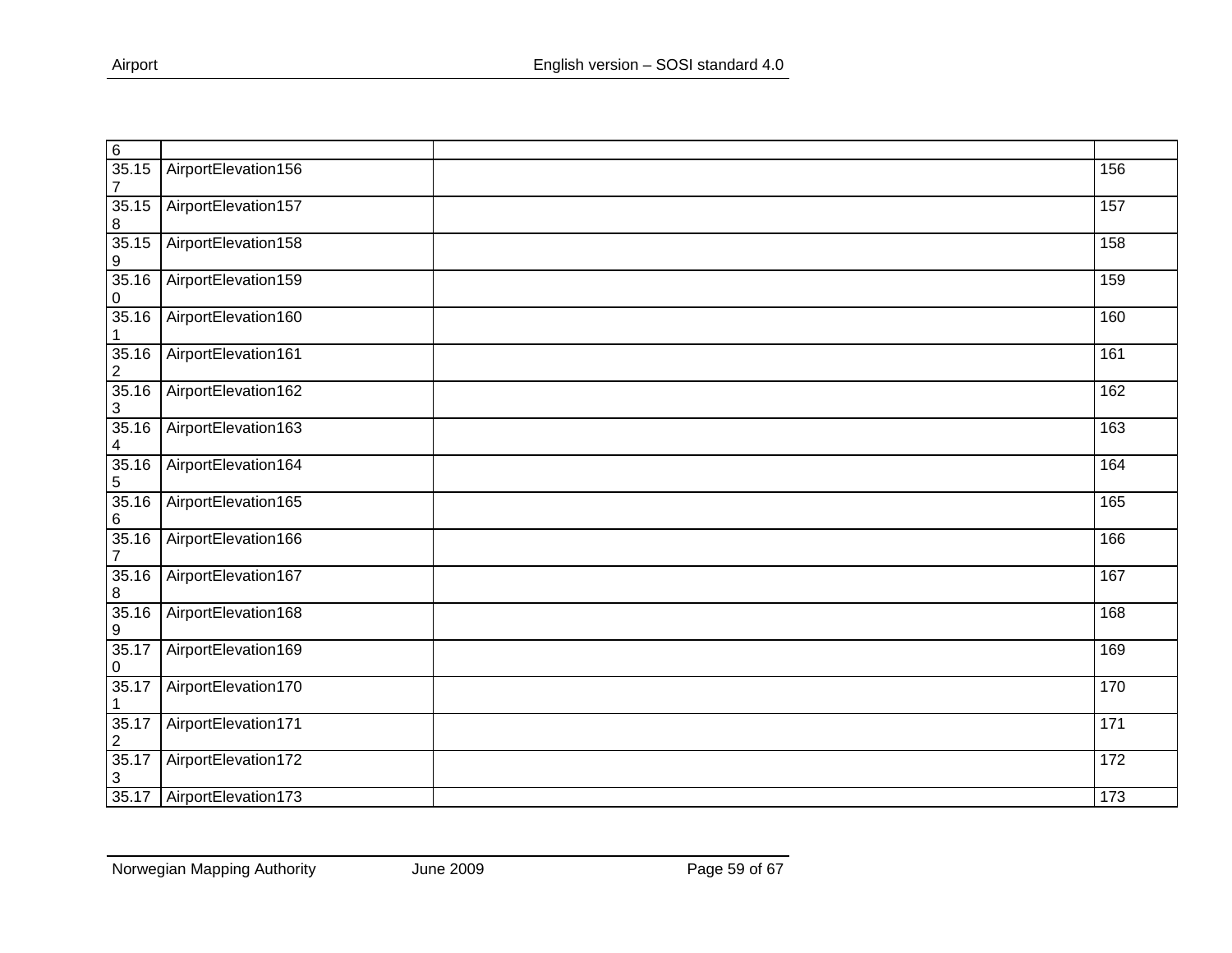| 6 | | | |
|---|---|---|---|
| 35.157 | AirportElevation156 | | 156 |
| 35.158 | AirportElevation157 | | 157 |
| 35.159 | AirportElevation158 | | 158 |
| 35.160 | AirportElevation159 | | 159 |
| 35.161 | AirportElevation160 | | 160 |
| 35.162 | AirportElevation161 | | 161 |
| 35.163 | AirportElevation162 | | 162 |
| 35.164 | AirportElevation163 | | 163 |
| 35.165 | AirportElevation164 | | 164 |
| 35.166 | AirportElevation165 | | 165 |
| 35.167 | AirportElevation166 | | 166 |
| 35.168 | AirportElevation167 | | 167 |
| 35.169 | AirportElevation168 | | 168 |
| 35.170 | AirportElevation169 | | 169 |
| 35.171 | AirportElevation170 | | 170 |
| 35.172 | AirportElevation171 | | 171 |
| 35.173 | AirportElevation172 | | 172 |
| 35.17 | AirportElevation173 | | 173 |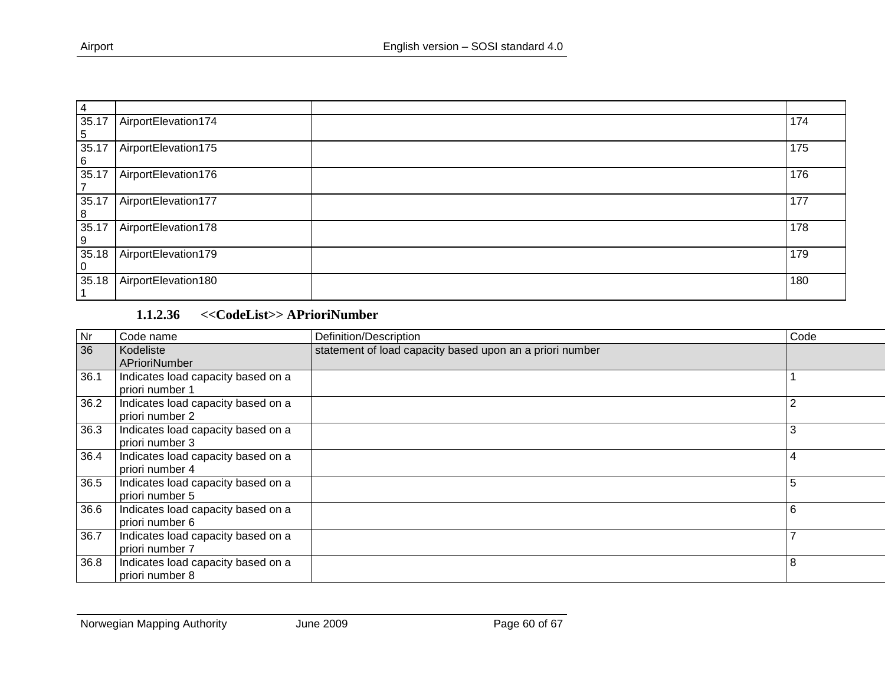| 4 | | | |
|---|---|---|---|
| 35.175 | AirportElevation174 | | 174 |
| 35.176 | AirportElevation175 | | 175 |
| 35.177 | AirportElevation176 | | 176 |
| 35.178 | AirportElevation177 | | 177 |
| 35.179 | AirportElevation178 | | 178 |
| 35.180 | AirportElevation179 | | 179 |
| 35.181 | AirportElevation180 | | 180 |

#### 1.1.2.36 <<CodeList>> APrioriNumber

| Nr | Code name | Definition/Description | Code |
|---|---|---|---|
| 36 | Kodeliste APrioriNumber | statement of load capacity based upon an a priori number | |
| 36.1 | Indicates load capacity based on a priori number 1 | | 1 |
| 36.2 | Indicates load capacity based on a priori number 2 | | 2 |
| 36.3 | Indicates load capacity based on a priori number 3 | | 3 |
| 36.4 | Indicates load capacity based on a priori number 4 | | 4 |
| 36.5 | Indicates load capacity based on a priori number 5 | | 5 |
| 36.6 | Indicates load capacity based on a priori number 6 | | 6 |
| 36.7 | Indicates load capacity based on a priori number 7 | | 7 |
| 36.8 | Indicates load capacity based on a priori number 8 | | 8 |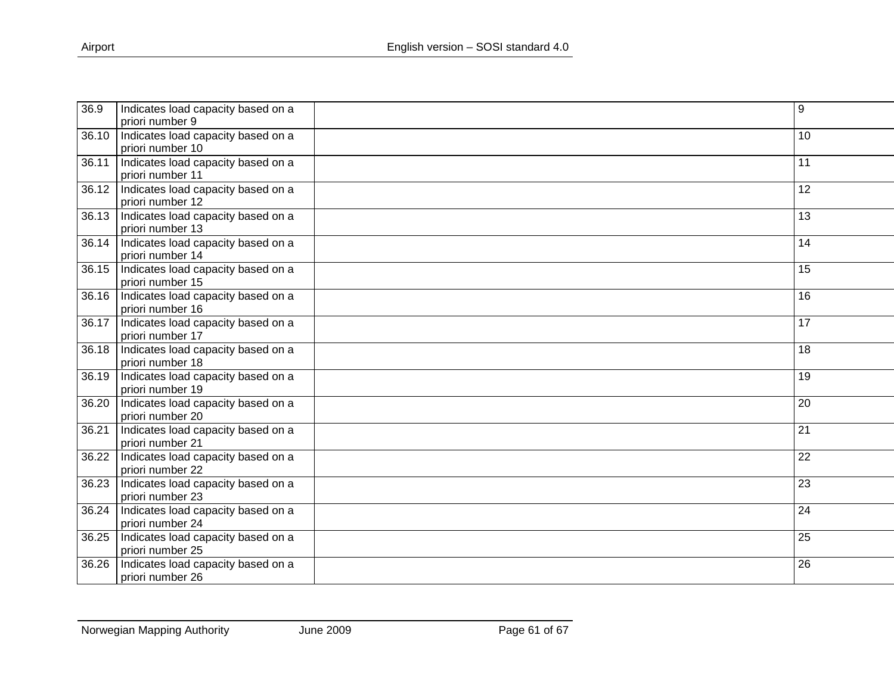| | | | |
|---|---|---|---|
| 36.9 | Indicates load capacity based on a priori number 9 | | 9 |
| 36.10 | Indicates load capacity based on a priori number 10 | | 10 |
| 36.11 | Indicates load capacity based on a priori number 11 | | 11 |
| 36.12 | Indicates load capacity based on a priori number 12 | | 12 |
| 36.13 | Indicates load capacity based on a priori number 13 | | 13 |
| 36.14 | Indicates load capacity based on a priori number 14 | | 14 |
| 36.15 | Indicates load capacity based on a priori number 15 | | 15 |
| 36.16 | Indicates load capacity based on a priori number 16 | | 16 |
| 36.17 | Indicates load capacity based on a priori number 17 | | 17 |
| 36.18 | Indicates load capacity based on a priori number 18 | | 18 |
| 36.19 | Indicates load capacity based on a priori number 19 | | 19 |
| 36.20 | Indicates load capacity based on a priori number 20 | | 20 |
| 36.21 | Indicates load capacity based on a priori number 21 | | 21 |
| 36.22 | Indicates load capacity based on a priori number 22 | | 22 |
| 36.23 | Indicates load capacity based on a priori number 23 | | 23 |
| 36.24 | Indicates load capacity based on a priori number 24 | | 24 |
| 36.25 | Indicates load capacity based on a priori number 25 | | 25 |
| 36.26 | Indicates load capacity based on a priori number 26 | | 26 |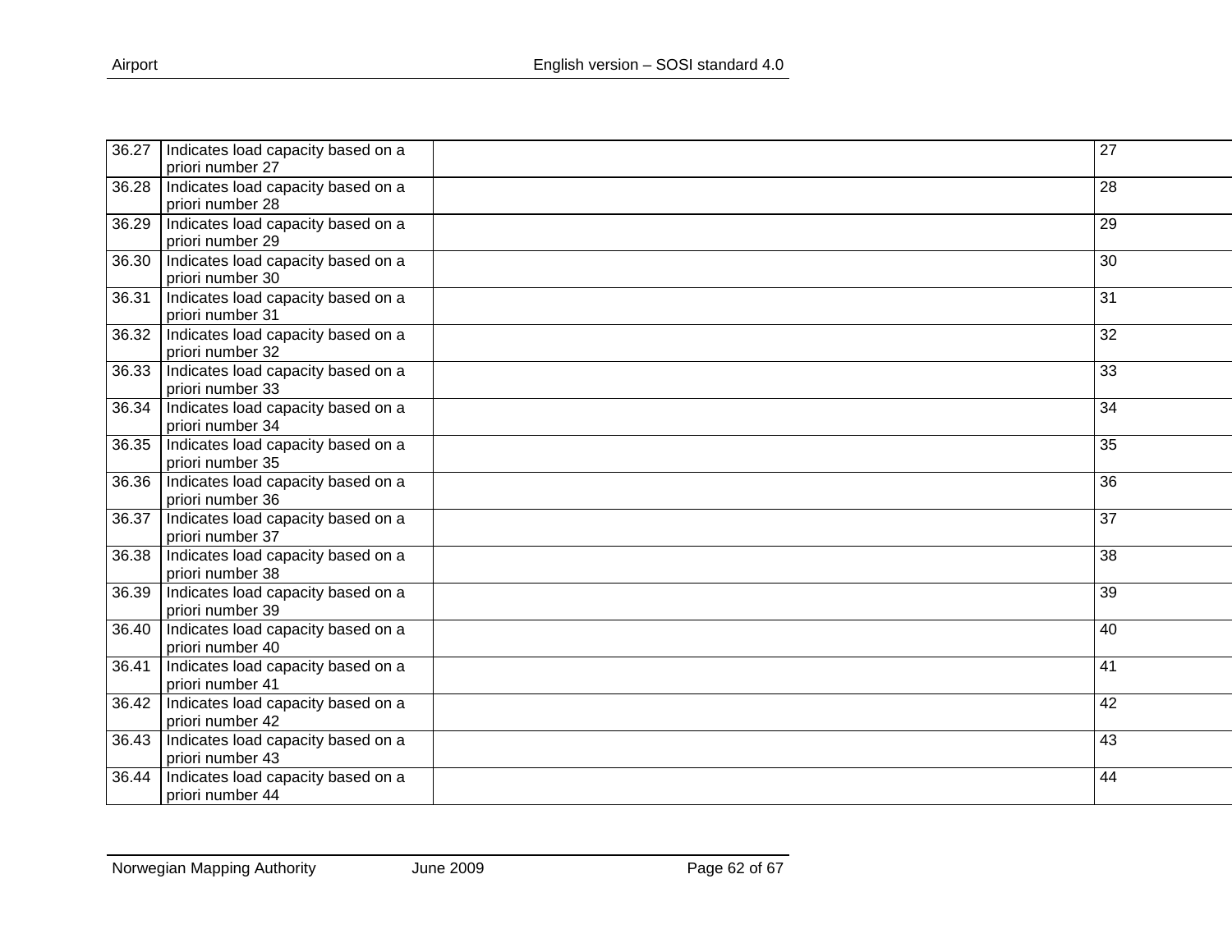| | | | |
|---|---|---|---|
| 36.27 | Indicates load capacity based on a priori number 27 | | 27 |
| 36.28 | Indicates load capacity based on a priori number 28 | | 28 |
| 36.29 | Indicates load capacity based on a priori number 29 | | 29 |
| 36.30 | Indicates load capacity based on a priori number 30 | | 30 |
| 36.31 | Indicates load capacity based on a priori number 31 | | 31 |
| 36.32 | Indicates load capacity based on a priori number 32 | | 32 |
| 36.33 | Indicates load capacity based on a priori number 33 | | 33 |
| 36.34 | Indicates load capacity based on a priori number 34 | | 34 |
| 36.35 | Indicates load capacity based on a priori number 35 | | 35 |
| 36.36 | Indicates load capacity based on a priori number 36 | | 36 |
| 36.37 | Indicates load capacity based on a priori number 37 | | 37 |
| 36.38 | Indicates load capacity based on a priori number 38 | | 38 |
| 36.39 | Indicates load capacity based on a priori number 39 | | 39 |
| 36.40 | Indicates load capacity based on a priori number 40 | | 40 |
| 36.41 | Indicates load capacity based on a priori number 41 | | 41 |
| 36.42 | Indicates load capacity based on a priori number 42 | | 42 |
| 36.43 | Indicates load capacity based on a priori number 43 | | 43 |
| 36.44 | Indicates load capacity based on a priori number 44 | | 44 |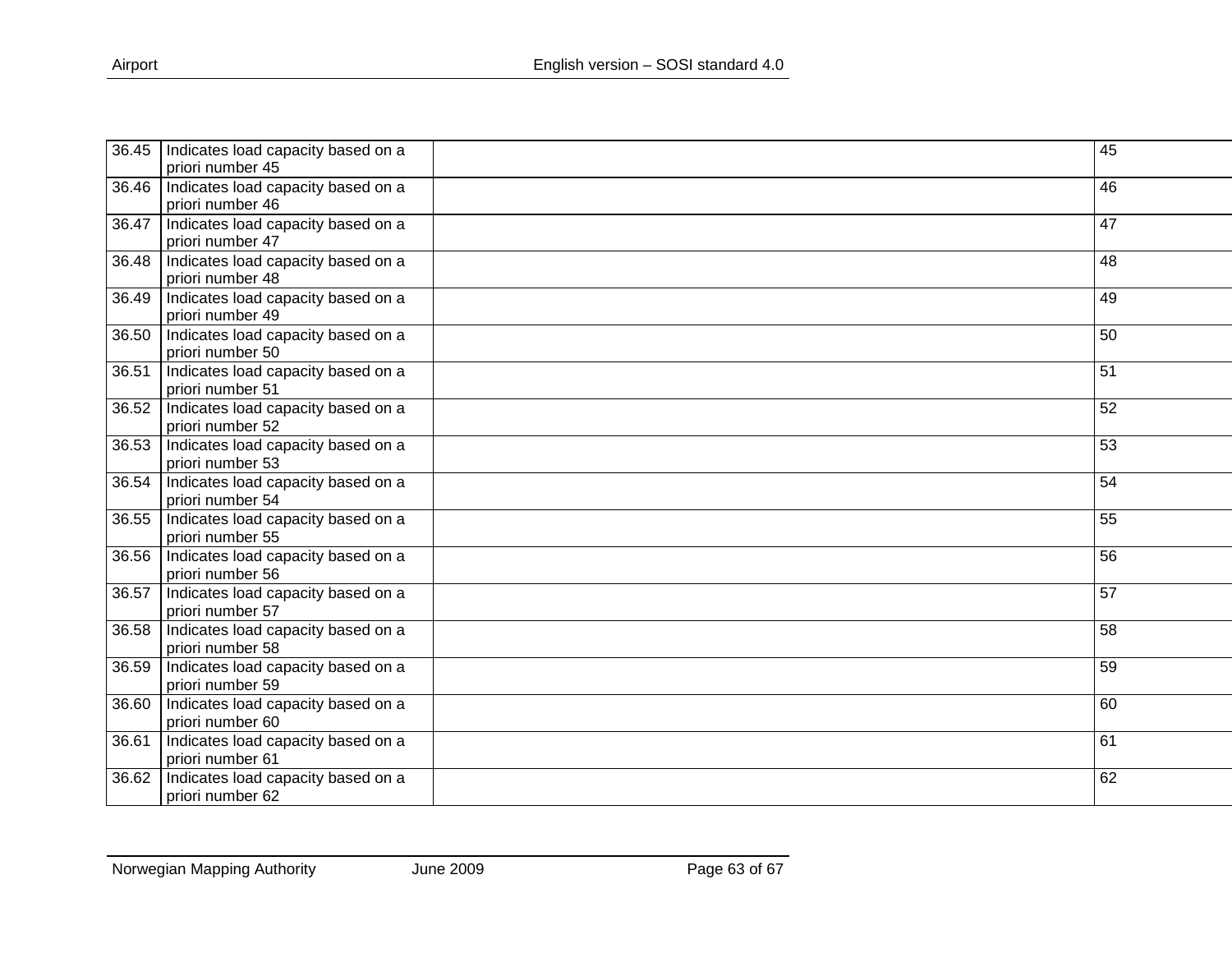| | | | |
|---|---|---|---|
| 36.45 | Indicates load capacity based on a priori number 45 | | 45 |
| 36.46 | Indicates load capacity based on a priori number 46 | | 46 |
| 36.47 | Indicates load capacity based on a priori number 47 | | 47 |
| 36.48 | Indicates load capacity based on a priori number 48 | | 48 |
| 36.49 | Indicates load capacity based on a priori number 49 | | 49 |
| 36.50 | Indicates load capacity based on a priori number 50 | | 50 |
| 36.51 | Indicates load capacity based on a priori number 51 | | 51 |
| 36.52 | Indicates load capacity based on a priori number 52 | | 52 |
| 36.53 | Indicates load capacity based on a priori number 53 | | 53 |
| 36.54 | Indicates load capacity based on a priori number 54 | | 54 |
| 36.55 | Indicates load capacity based on a priori number 55 | | 55 |
| 36.56 | Indicates load capacity based on a priori number 56 | | 56 |
| 36.57 | Indicates load capacity based on a priori number 57 | | 57 |
| 36.58 | Indicates load capacity based on a priori number 58 | | 58 |
| 36.59 | Indicates load capacity based on a priori number 59 | | 59 |
| 36.60 | Indicates load capacity based on a priori number 60 | | 60 |
| 36.61 | Indicates load capacity based on a priori number 61 | | 61 |
| 36.62 | Indicates load capacity based on a priori number 62 | | 62 |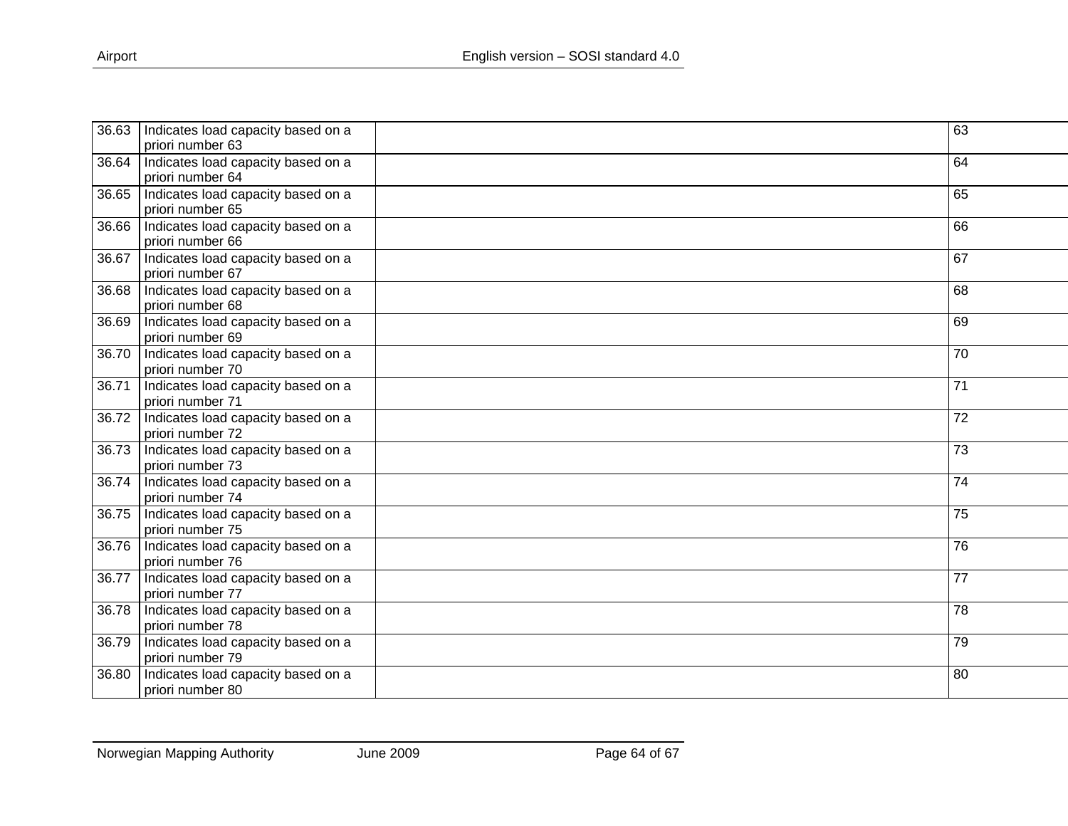| | | | |
|---|---|---|---|
| 36.63 | Indicates load capacity based on a priori number 63 | | 63 |
| 36.64 | Indicates load capacity based on a priori number 64 | | 64 |
| 36.65 | Indicates load capacity based on a priori number 65 | | 65 |
| 36.66 | Indicates load capacity based on a priori number 66 | | 66 |
| 36.67 | Indicates load capacity based on a priori number 67 | | 67 |
| 36.68 | Indicates load capacity based on a priori number 68 | | 68 |
| 36.69 | Indicates load capacity based on a priori number 69 | | 69 |
| 36.70 | Indicates load capacity based on a priori number 70 | | 70 |
| 36.71 | Indicates load capacity based on a priori number 71 | | 71 |
| 36.72 | Indicates load capacity based on a priori number 72 | | 72 |
| 36.73 | Indicates load capacity based on a priori number 73 | | 73 |
| 36.74 | Indicates load capacity based on a priori number 74 | | 74 |
| 36.75 | Indicates load capacity based on a priori number 75 | | 75 |
| 36.76 | Indicates load capacity based on a priori number 76 | | 76 |
| 36.77 | Indicates load capacity based on a priori number 77 | | 77 |
| 36.78 | Indicates load capacity based on a priori number 78 | | 78 |
| 36.79 | Indicates load capacity based on a priori number 79 | | 79 |
| 36.80 | Indicates load capacity based on a priori number 80 | | 80 |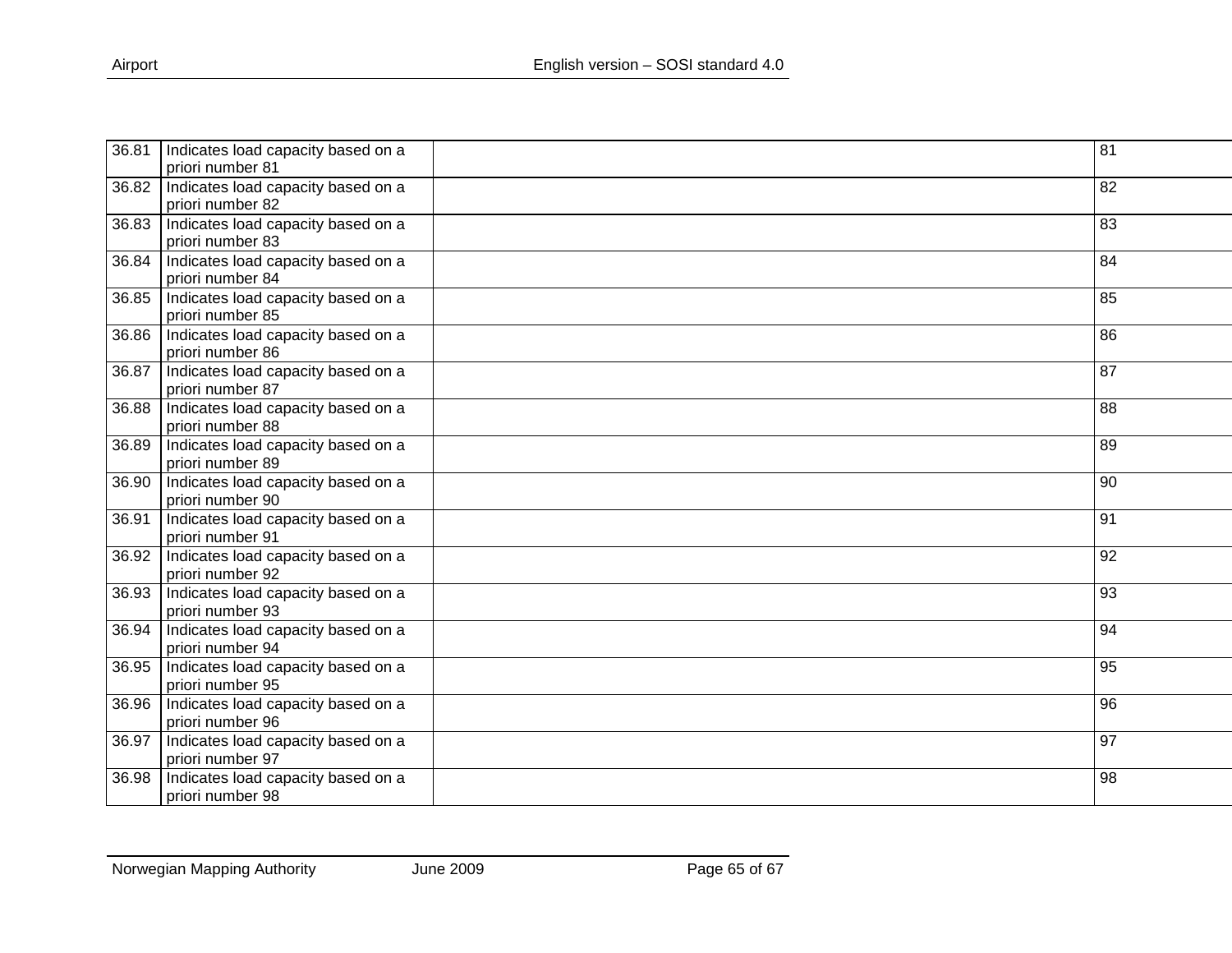| | | | |
|---|---|---|---|
| 36.81 | Indicates load capacity based on a priori number 81 | | 81 |
| 36.82 | Indicates load capacity based on a priori number 82 | | 82 |
| 36.83 | Indicates load capacity based on a priori number 83 | | 83 |
| 36.84 | Indicates load capacity based on a priori number 84 | | 84 |
| 36.85 | Indicates load capacity based on a priori number 85 | | 85 |
| 36.86 | Indicates load capacity based on a priori number 86 | | 86 |
| 36.87 | Indicates load capacity based on a priori number 87 | | 87 |
| 36.88 | Indicates load capacity based on a priori number 88 | | 88 |
| 36.89 | Indicates load capacity based on a priori number 89 | | 89 |
| 36.90 | Indicates load capacity based on a priori number 90 | | 90 |
| 36.91 | Indicates load capacity based on a priori number 91 | | 91 |
| 36.92 | Indicates load capacity based on a priori number 92 | | 92 |
| 36.93 | Indicates load capacity based on a priori number 93 | | 93 |
| 36.94 | Indicates load capacity based on a priori number 94 | | 94 |
| 36.95 | Indicates load capacity based on a priori number 95 | | 95 |
| 36.96 | Indicates load capacity based on a priori number 96 | | 96 |
| 36.97 | Indicates load capacity based on a priori number 97 | | 97 |
| 36.98 | Indicates load capacity based on a priori number 98 | | 98 |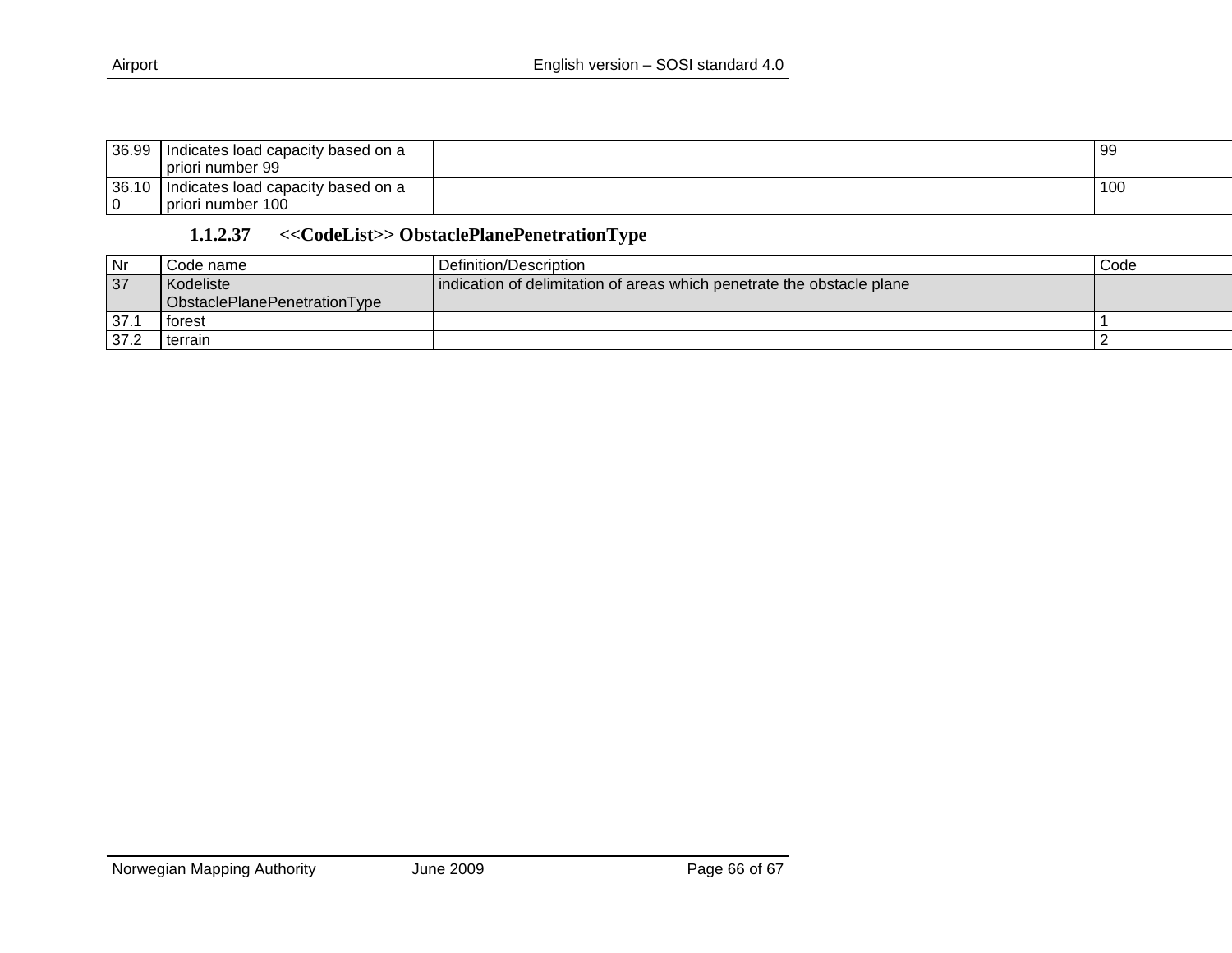| | | | |
|---|---|---|---|
| 36.99 | Indicates load capacity based on a priori number 99 | | 99 |
| 36.100 | Indicates load capacity based on a priori number 100 | | 100 |

#### 1.1.2.37 <<CodeList>> ObstaclePlanePenetrationType

| Nr | Code name | Definition/Description | Code |
|---|---|---|---|
| 37 | Kodeliste ObstaclePlanePenetrationType | indication of delimitation of areas which penetrate the obstacle plane | |
| 37.1 | forest | | 1 |
| 37.2 | terrain | | 2 |